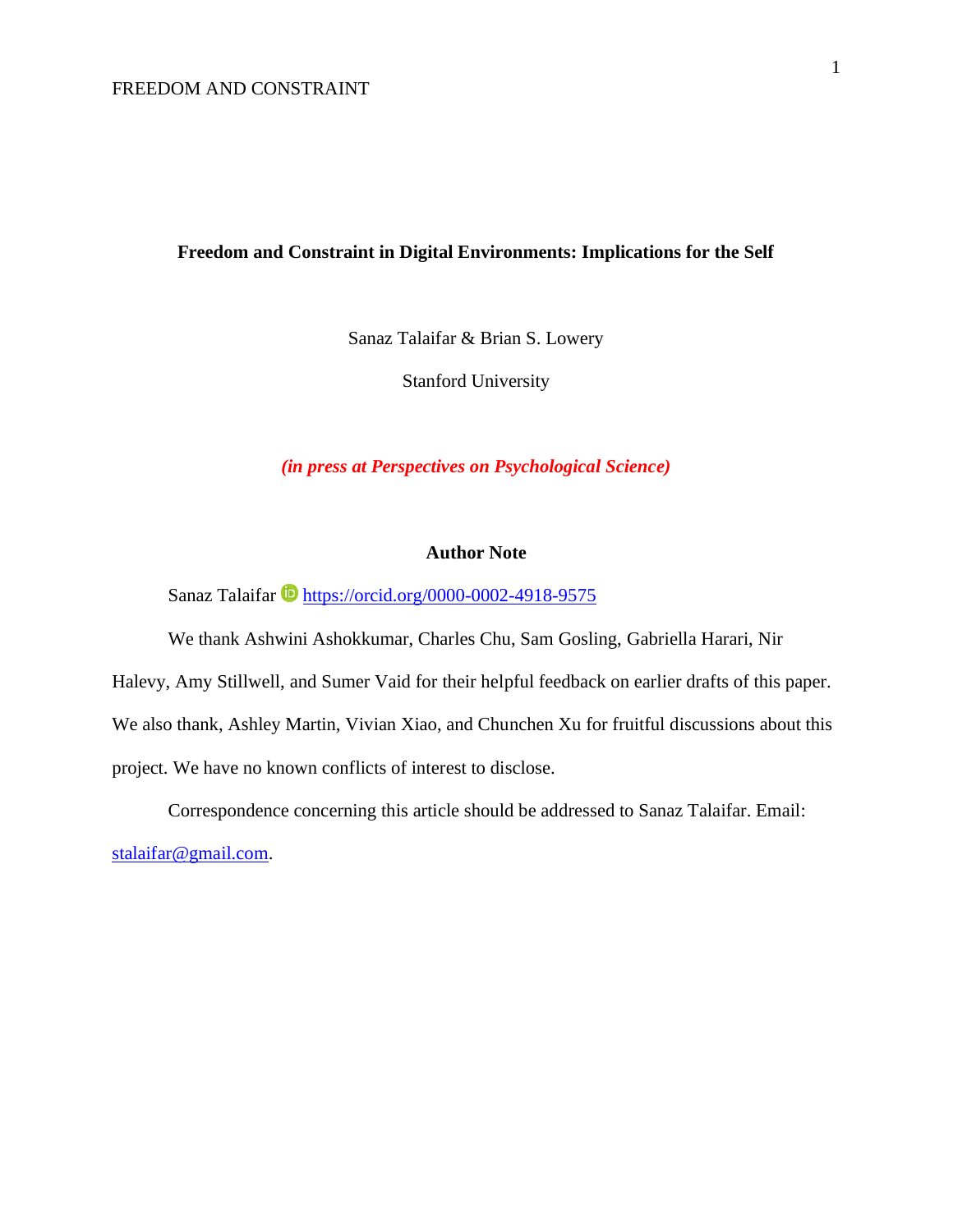# Freedom and Constraint in Digital Environments: Implications for the Self

Sanaz Talaifar & Brian S. Lowery

Stanford University

***(in press at Perspectives on Psychological Science)***

## Author Note

Sanaz Talaifar https://orcid.org/0000-0002-4918-9575

We thank Ashwini Ashokkumar, Charles Chu, Sam Gosling, Gabriella Harari, Nir Halevy, Amy Stillwell, and Sumer Vaid for their helpful feedback on earlier drafts of this paper. We also thank, Ashley Martin, Vivian Xiao, and Chunchen Xu for fruitful discussions about this project. We have no known conflicts of interest to disclose.

Correspondence concerning this article should be addressed to Sanaz Talaifar. Email: stalaifar@gmail.com.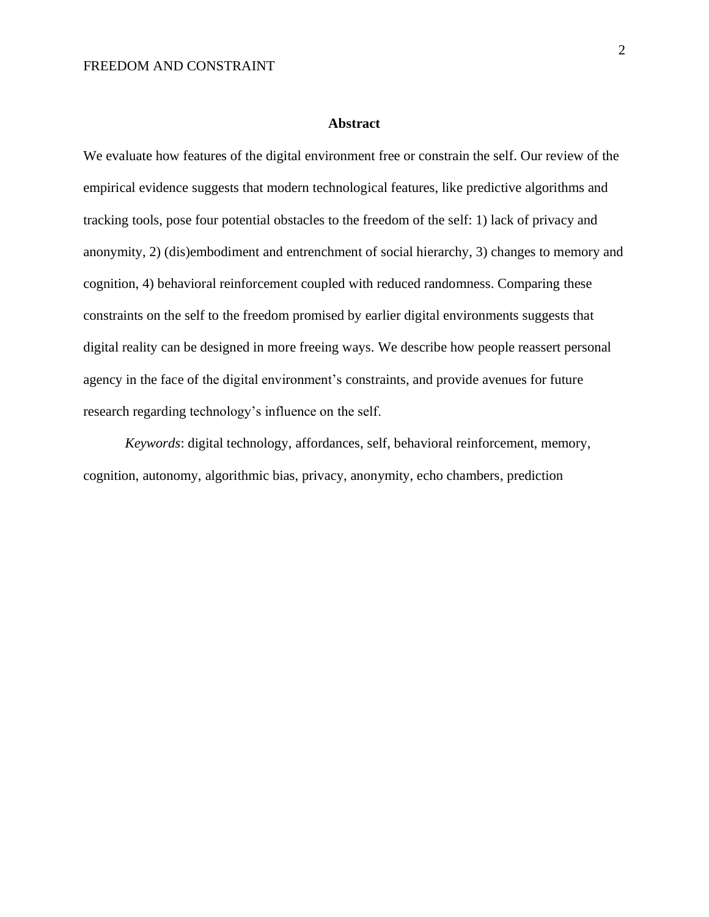## Abstract

We evaluate how features of the digital environment free or constrain the self. Our review of the empirical evidence suggests that modern technological features, like predictive algorithms and tracking tools, pose four potential obstacles to the freedom of the self: 1) lack of privacy and anonymity, 2) (dis)embodiment and entrenchment of social hierarchy, 3) changes to memory and cognition, 4) behavioral reinforcement coupled with reduced randomness. Comparing these constraints on the self to the freedom promised by earlier digital environments suggests that digital reality can be designed in more freeing ways. We describe how people reassert personal agency in the face of the digital environment's constraints, and provide avenues for future research regarding technology's influence on the self.

*Keywords*: digital technology, affordances, self, behavioral reinforcement, memory, cognition, autonomy, algorithmic bias, privacy, anonymity, echo chambers, prediction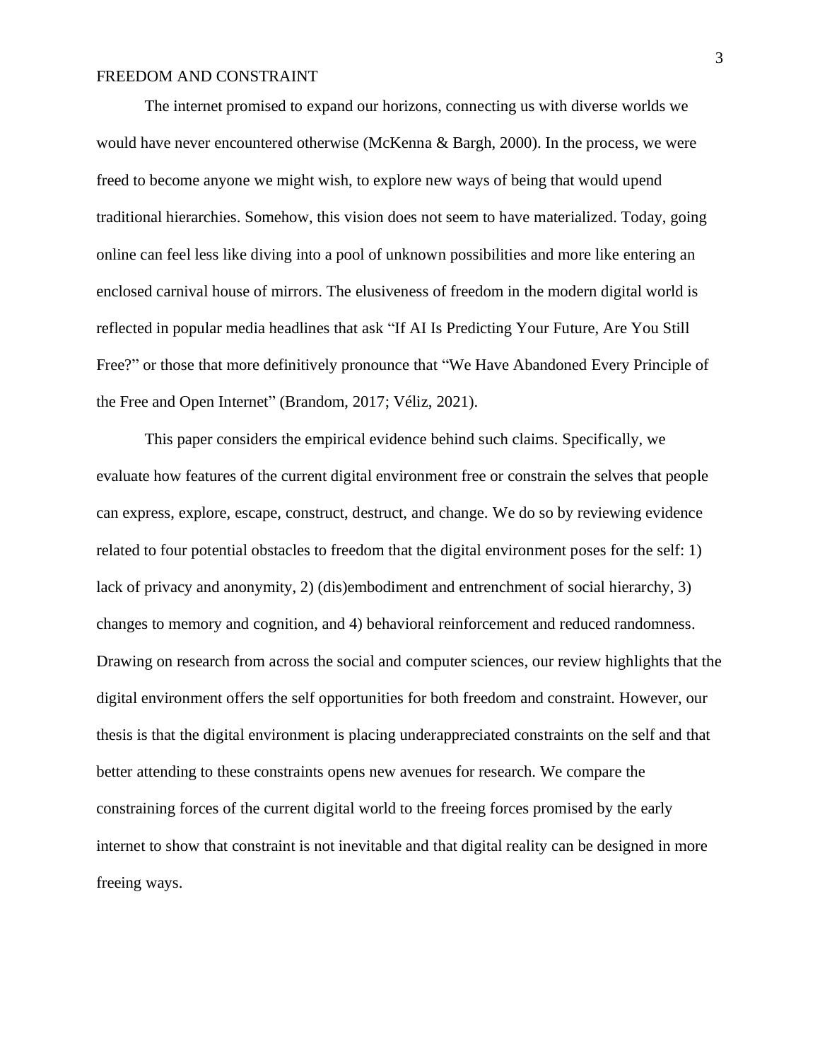The internet promised to expand our horizons, connecting us with diverse worlds we would have never encountered otherwise (McKenna & Bargh, 2000). In the process, we were freed to become anyone we might wish, to explore new ways of being that would upend traditional hierarchies. Somehow, this vision does not seem to have materialized. Today, going online can feel less like diving into a pool of unknown possibilities and more like entering an enclosed carnival house of mirrors. The elusiveness of freedom in the modern digital world is reflected in popular media headlines that ask "If AI Is Predicting Your Future, Are You Still Free?" or those that more definitively pronounce that "We Have Abandoned Every Principle of the Free and Open Internet" (Brandom, 2017; Véliz, 2021).

This paper considers the empirical evidence behind such claims. Specifically, we evaluate how features of the current digital environment free or constrain the selves that people can express, explore, escape, construct, destruct, and change. We do so by reviewing evidence related to four potential obstacles to freedom that the digital environment poses for the self: 1) lack of privacy and anonymity, 2) (dis)embodiment and entrenchment of social hierarchy, 3) changes to memory and cognition, and 4) behavioral reinforcement and reduced randomness. Drawing on research from across the social and computer sciences, our review highlights that the digital environment offers the self opportunities for both freedom and constraint. However, our thesis is that the digital environment is placing underappreciated constraints on the self and that better attending to these constraints opens new avenues for research. We compare the constraining forces of the current digital world to the freeing forces promised by the early internet to show that constraint is not inevitable and that digital reality can be designed in more freeing ways.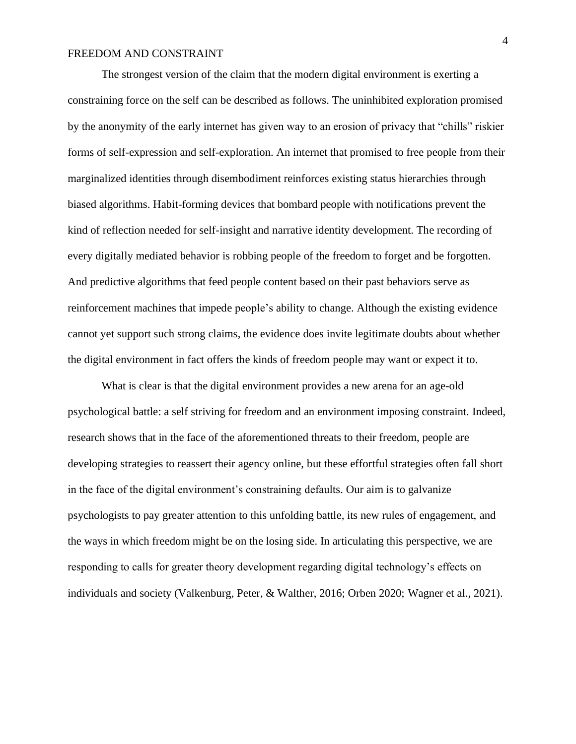The strongest version of the claim that the modern digital environment is exerting a constraining force on the self can be described as follows. The uninhibited exploration promised by the anonymity of the early internet has given way to an erosion of privacy that "chills" riskier forms of self-expression and self-exploration. An internet that promised to free people from their marginalized identities through disembodiment reinforces existing status hierarchies through biased algorithms. Habit-forming devices that bombard people with notifications prevent the kind of reflection needed for self-insight and narrative identity development. The recording of every digitally mediated behavior is robbing people of the freedom to forget and be forgotten. And predictive algorithms that feed people content based on their past behaviors serve as reinforcement machines that impede people's ability to change. Although the existing evidence cannot yet support such strong claims, the evidence does invite legitimate doubts about whether the digital environment in fact offers the kinds of freedom people may want or expect it to.

What is clear is that the digital environment provides a new arena for an age-old psychological battle: a self striving for freedom and an environment imposing constraint. Indeed, research shows that in the face of the aforementioned threats to their freedom, people are developing strategies to reassert their agency online, but these effortful strategies often fall short in the face of the digital environment's constraining defaults. Our aim is to galvanize psychologists to pay greater attention to this unfolding battle, its new rules of engagement, and the ways in which freedom might be on the losing side. In articulating this perspective, we are responding to calls for greater theory development regarding digital technology's effects on individuals and society (Valkenburg, Peter, & Walther, 2016; Orben 2020; Wagner et al., 2021).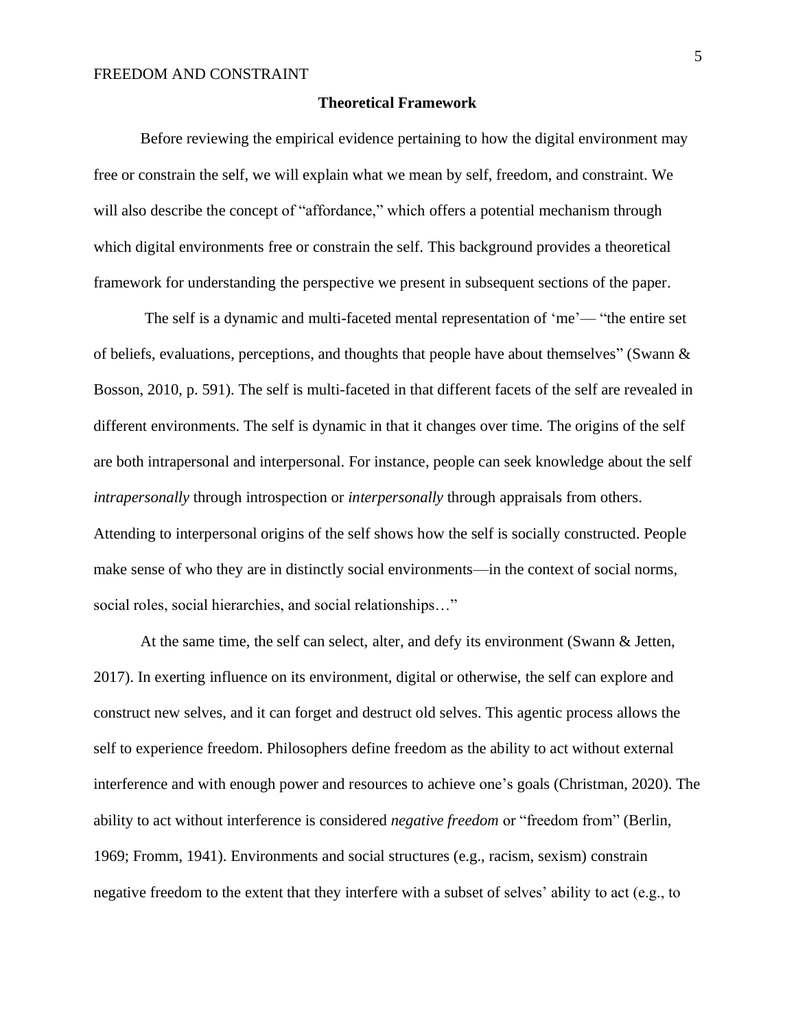## Theoretical Framework

Before reviewing the empirical evidence pertaining to how the digital environment may free or constrain the self, we will explain what we mean by self, freedom, and constraint. We will also describe the concept of "affordance," which offers a potential mechanism through which digital environments free or constrain the self. This background provides a theoretical framework for understanding the perspective we present in subsequent sections of the paper.

The self is a dynamic and multi-faceted mental representation of 'me'— "the entire set of beliefs, evaluations, perceptions, and thoughts that people have about themselves" (Swann & Bosson, 2010, p. 591). The self is multi-faceted in that different facets of the self are revealed in different environments. The self is dynamic in that it changes over time. The origins of the self are both intrapersonal and interpersonal. For instance, people can seek knowledge about the self *intrapersonally* through introspection or *interpersonally* through appraisals from others. Attending to interpersonal origins of the self shows how the self is socially constructed. People make sense of who they are in distinctly social environments—in the context of social norms, social roles, social hierarchies, and social relationships…"

At the same time, the self can select, alter, and defy its environment (Swann & Jetten, 2017). In exerting influence on its environment, digital or otherwise, the self can explore and construct new selves, and it can forget and destruct old selves. This agentic process allows the self to experience freedom. Philosophers define freedom as the ability to act without external interference and with enough power and resources to achieve one's goals (Christman, 2020). The ability to act without interference is considered *negative freedom* or "freedom from" (Berlin, 1969; Fromm, 1941). Environments and social structures (e.g., racism, sexism) constrain negative freedom to the extent that they interfere with a subset of selves' ability to act (e.g., to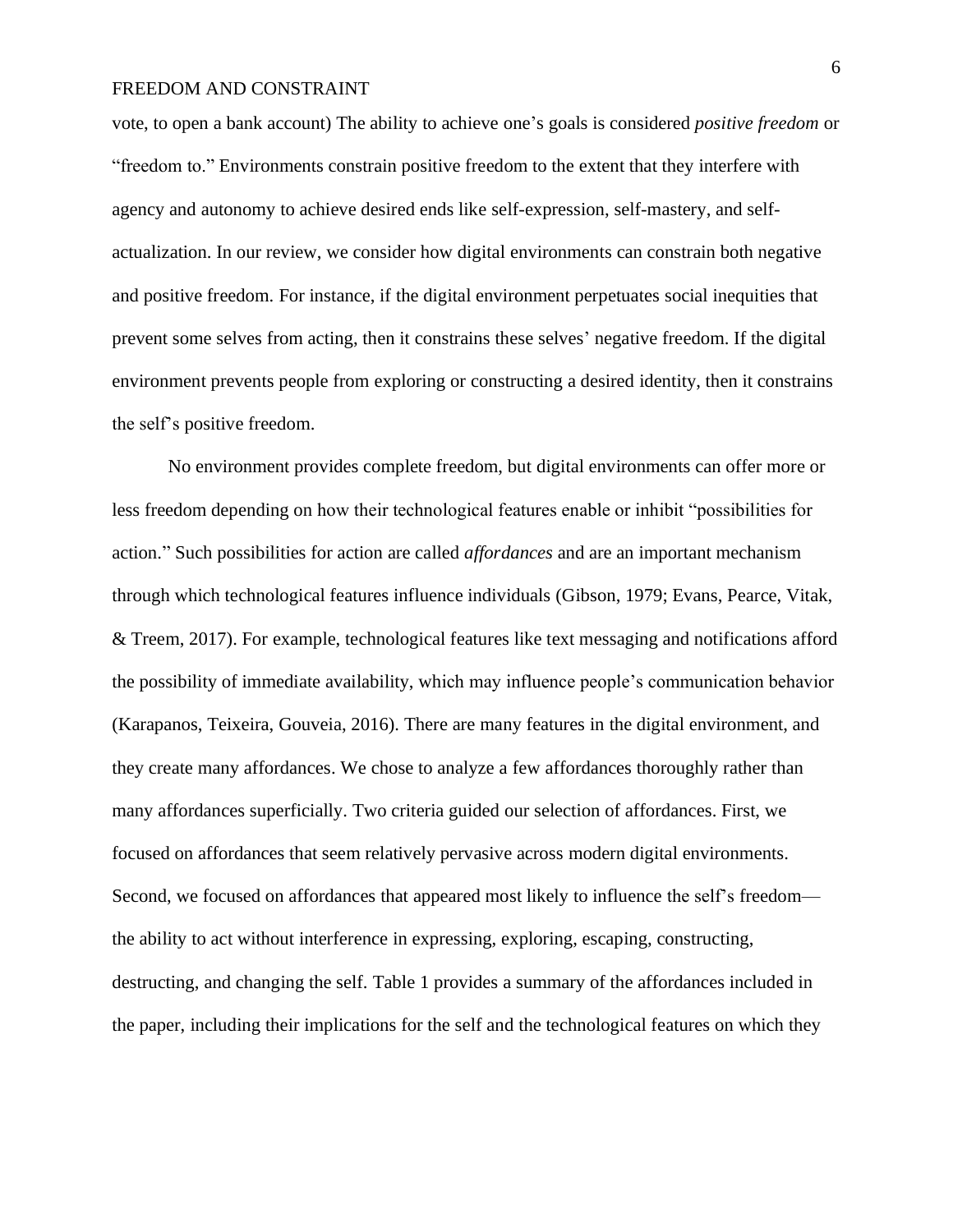vote, to open a bank account) The ability to achieve one's goals is considered *positive freedom* or "freedom to." Environments constrain positive freedom to the extent that they interfere with agency and autonomy to achieve desired ends like self-expression, self-mastery, and self-actualization. In our review, we consider how digital environments can constrain both negative and positive freedom. For instance, if the digital environment perpetuates social inequities that prevent some selves from acting, then it constrains these selves' negative freedom. If the digital environment prevents people from exploring or constructing a desired identity, then it constrains the self's positive freedom.

No environment provides complete freedom, but digital environments can offer more or less freedom depending on how their technological features enable or inhibit "possibilities for action." Such possibilities for action are called *affordances* and are an important mechanism through which technological features influence individuals (Gibson, 1979; Evans, Pearce, Vitak, & Treem, 2017). For example, technological features like text messaging and notifications afford the possibility of immediate availability, which may influence people's communication behavior (Karapanos, Teixeira, Gouveia, 2016). There are many features in the digital environment, and they create many affordances. We chose to analyze a few affordances thoroughly rather than many affordances superficially. Two criteria guided our selection of affordances. First, we focused on affordances that seem relatively pervasive across modern digital environments. Second, we focused on affordances that appeared most likely to influence the self's freedom—the ability to act without interference in expressing, exploring, escaping, constructing, destructing, and changing the self. Table 1 provides a summary of the affordances included in the paper, including their implications for the self and the technological features on which they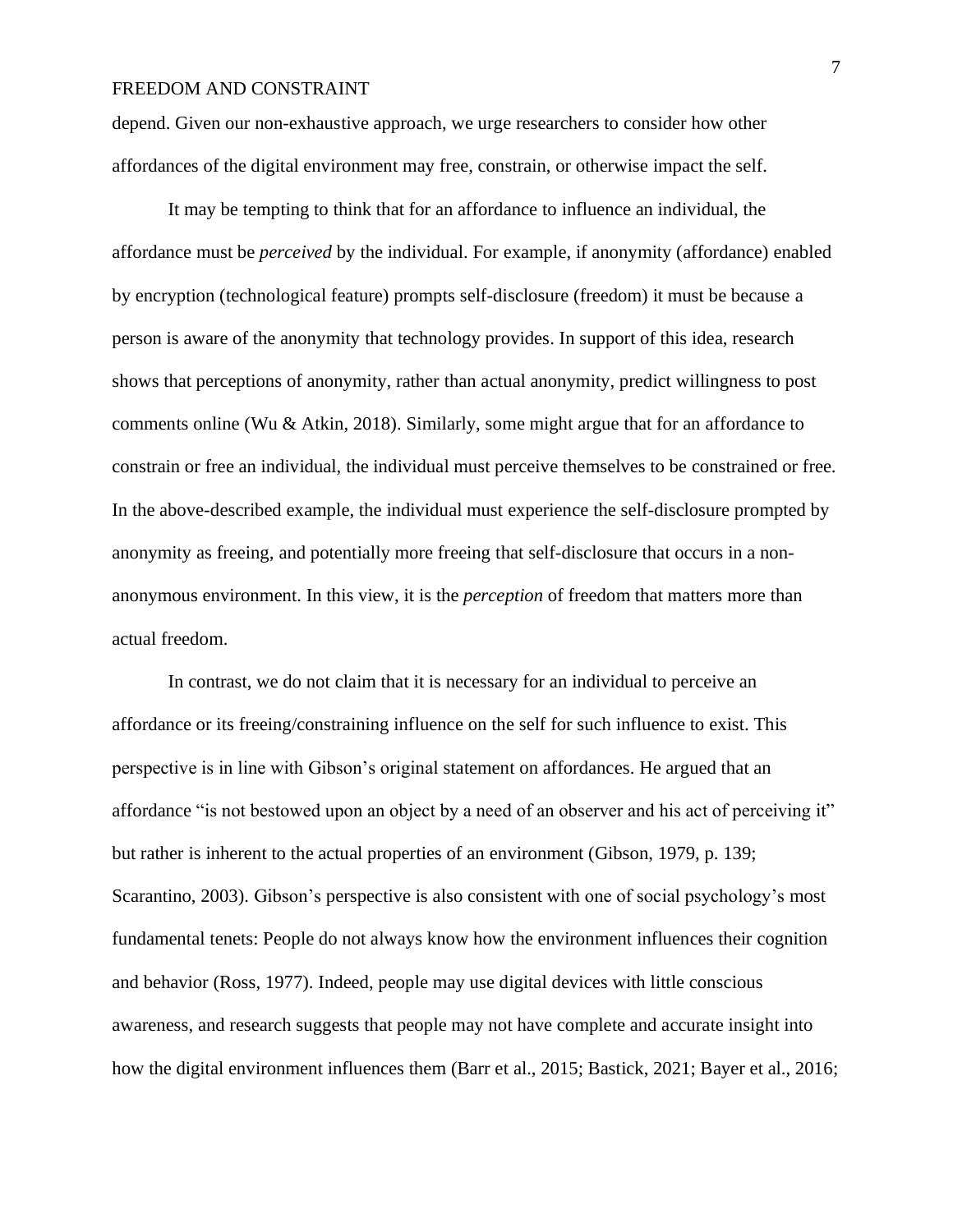depend. Given our non-exhaustive approach, we urge researchers to consider how other affordances of the digital environment may free, constrain, or otherwise impact the self.

It may be tempting to think that for an affordance to influence an individual, the affordance must be *perceived* by the individual. For example, if anonymity (affordance) enabled by encryption (technological feature) prompts self-disclosure (freedom) it must be because a person is aware of the anonymity that technology provides. In support of this idea, research shows that perceptions of anonymity, rather than actual anonymity, predict willingness to post comments online (Wu & Atkin, 2018). Similarly, some might argue that for an affordance to constrain or free an individual, the individual must perceive themselves to be constrained or free. In the above-described example, the individual must experience the self-disclosure prompted by anonymity as freeing, and potentially more freeing that self-disclosure that occurs in a non-anonymous environment. In this view, it is the *perception* of freedom that matters more than actual freedom.

In contrast, we do not claim that it is necessary for an individual to perceive an affordance or its freeing/constraining influence on the self for such influence to exist. This perspective is in line with Gibson's original statement on affordances. He argued that an affordance "is not bestowed upon an object by a need of an observer and his act of perceiving it" but rather is inherent to the actual properties of an environment (Gibson, 1979, p. 139; Scarantino, 2003). Gibson's perspective is also consistent with one of social psychology's most fundamental tenets: People do not always know how the environment influences their cognition and behavior (Ross, 1977). Indeed, people may use digital devices with little conscious awareness, and research suggests that people may not have complete and accurate insight into how the digital environment influences them (Barr et al., 2015; Bastick, 2021; Bayer et al., 2016;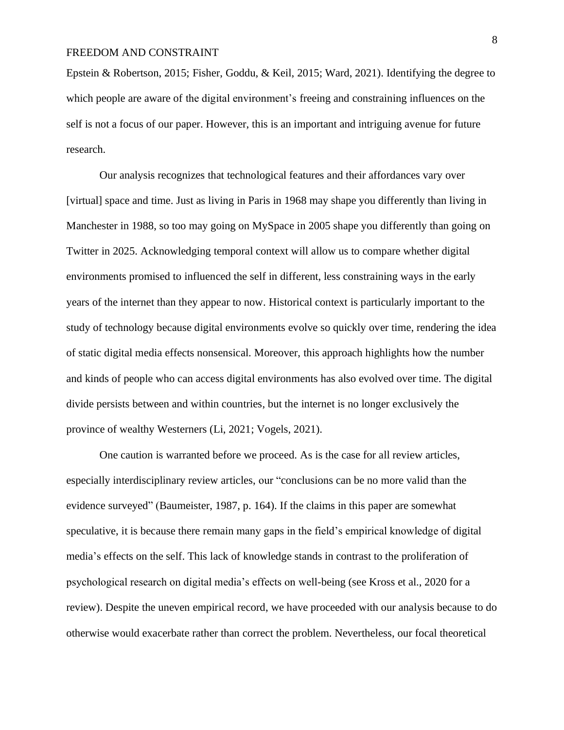Epstein & Robertson, 2015; Fisher, Goddu, & Keil, 2015; Ward, 2021). Identifying the degree to which people are aware of the digital environment's freeing and constraining influences on the self is not a focus of our paper. However, this is an important and intriguing avenue for future research.

Our analysis recognizes that technological features and their affordances vary over [virtual] space and time. Just as living in Paris in 1968 may shape you differently than living in Manchester in 1988, so too may going on MySpace in 2005 shape you differently than going on Twitter in 2025. Acknowledging temporal context will allow us to compare whether digital environments promised to influenced the self in different, less constraining ways in the early years of the internet than they appear to now. Historical context is particularly important to the study of technology because digital environments evolve so quickly over time, rendering the idea of static digital media effects nonsensical. Moreover, this approach highlights how the number and kinds of people who can access digital environments has also evolved over time. The digital divide persists between and within countries, but the internet is no longer exclusively the province of wealthy Westerners (Li, 2021; Vogels, 2021).

One caution is warranted before we proceed. As is the case for all review articles, especially interdisciplinary review articles, our "conclusions can be no more valid than the evidence surveyed" (Baumeister, 1987, p. 164). If the claims in this paper are somewhat speculative, it is because there remain many gaps in the field's empirical knowledge of digital media's effects on the self. This lack of knowledge stands in contrast to the proliferation of psychological research on digital media's effects on well-being (see Kross et al., 2020 for a review). Despite the uneven empirical record, we have proceeded with our analysis because to do otherwise would exacerbate rather than correct the problem. Nevertheless, our focal theoretical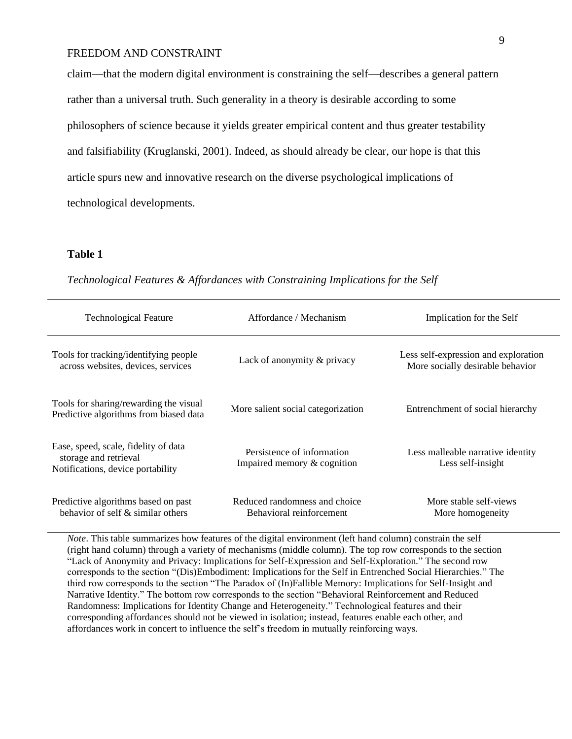claim—that the modern digital environment is constraining the self—describes a general pattern rather than a universal truth. Such generality in a theory is desirable according to some philosophers of science because it yields greater empirical content and thus greater testability and falsifiability (Kruglanski, 2001). Indeed, as should already be clear, our hope is that this article spurs new and innovative research on the diverse psychological implications of technological developments.

**Table 1**

*Technological Features & Affordances with Constraining Implications for the Self*

| Technological Feature | Affordance / Mechanism | Implication for the Self |
|---|---|---|
| Tools for tracking/identifying people across websites, devices, services | Lack of anonymity & privacy | Less self-expression and exploration<br>More socially desirable behavior |
| Tools for sharing/rewarding the visual<br>Predictive algorithms from biased data | More salient social categorization | Entrenchment of social hierarchy |
| Ease, speed, scale, fidelity of data storage and retrieval<br>Notifications, device portability | Persistence of information<br>Impaired memory & cognition | Less malleable narrative identity<br>Less self-insight |
| Predictive algorithms based on past behavior of self & similar others | Reduced randomness and choice<br>Behavioral reinforcement | More stable self-views<br>More homogeneity |

*Note*. This table summarizes how features of the digital environment (left hand column) constrain the self (right hand column) through a variety of mechanisms (middle column). The top row corresponds to the section "Lack of Anonymity and Privacy: Implications for Self-Expression and Self-Exploration." The second row corresponds to the section "(Dis)Embodiment: Implications for the Self in Entrenched Social Hierarchies." The third row corresponds to the section "The Paradox of (In)Fallible Memory: Implications for Self-Insight and Narrative Identity." The bottom row corresponds to the section "Behavioral Reinforcement and Reduced Randomness: Implications for Identity Change and Heterogeneity." Technological features and their corresponding affordances should not be viewed in isolation; instead, features enable each other, and affordances work in concert to influence the self's freedom in mutually reinforcing ways.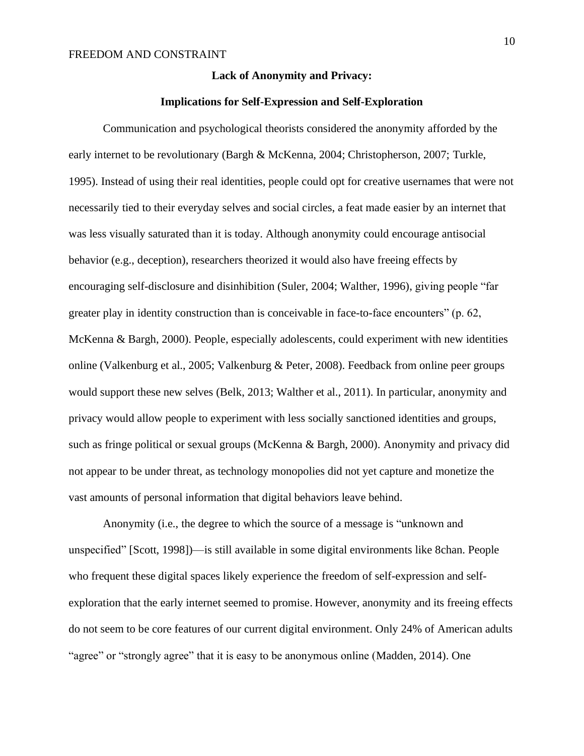**Lack of Anonymity and Privacy:**

**Implications for Self-Expression and Self-Exploration**

Communication and psychological theorists considered the anonymity afforded by the early internet to be revolutionary (Bargh & McKenna, 2004; Christopherson, 2007; Turkle, 1995). Instead of using their real identities, people could opt for creative usernames that were not necessarily tied to their everyday selves and social circles, a feat made easier by an internet that was less visually saturated than it is today. Although anonymity could encourage antisocial behavior (e.g., deception), researchers theorized it would also have freeing effects by encouraging self-disclosure and disinhibition (Suler, 2004; Walther, 1996), giving people "far greater play in identity construction than is conceivable in face-to-face encounters" (p. 62, McKenna & Bargh, 2000). People, especially adolescents, could experiment with new identities online (Valkenburg et al., 2005; Valkenburg & Peter, 2008). Feedback from online peer groups would support these new selves (Belk, 2013; Walther et al., 2011). In particular, anonymity and privacy would allow people to experiment with less socially sanctioned identities and groups, such as fringe political or sexual groups (McKenna & Bargh, 2000). Anonymity and privacy did not appear to be under threat, as technology monopolies did not yet capture and monetize the vast amounts of personal information that digital behaviors leave behind.

Anonymity (i.e., the degree to which the source of a message is "unknown and unspecified" [Scott, 1998])—is still available in some digital environments like 8chan. People who frequent these digital spaces likely experience the freedom of self-expression and self-exploration that the early internet seemed to promise. However, anonymity and its freeing effects do not seem to be core features of our current digital environment. Only 24% of American adults "agree" or "strongly agree" that it is easy to be anonymous online (Madden, 2014). One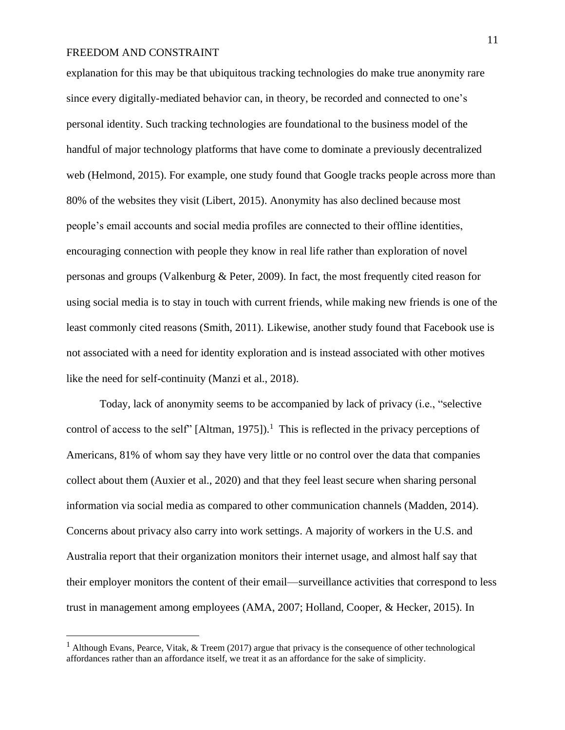explanation for this may be that ubiquitous tracking technologies do make true anonymity rare since every digitally-mediated behavior can, in theory, be recorded and connected to one's personal identity. Such tracking technologies are foundational to the business model of the handful of major technology platforms that have come to dominate a previously decentralized web (Helmond, 2015). For example, one study found that Google tracks people across more than 80% of the websites they visit (Libert, 2015). Anonymity has also declined because most people's email accounts and social media profiles are connected to their offline identities, encouraging connection with people they know in real life rather than exploration of novel personas and groups (Valkenburg & Peter, 2009). In fact, the most frequently cited reason for using social media is to stay in touch with current friends, while making new friends is one of the least commonly cited reasons (Smith, 2011). Likewise, another study found that Facebook use is not associated with a need for identity exploration and is instead associated with other motives like the need for self-continuity (Manzi et al., 2018).

Today, lack of anonymity seems to be accompanied by lack of privacy (i.e., "selective control of access to the self" [Altman, 1975]).[1] This is reflected in the privacy perceptions of Americans, 81% of whom say they have very little or no control over the data that companies collect about them (Auxier et al., 2020) and that they feel least secure when sharing personal information via social media as compared to other communication channels (Madden, 2014). Concerns about privacy also carry into work settings. A majority of workers in the U.S. and Australia report that their organization monitors their internet usage, and almost half say that their employer monitors the content of their email—surveillance activities that correspond to less trust in management among employees (AMA, 2007; Holland, Cooper, & Hecker, 2015). In

[1] Although Evans, Pearce, Vitak, & Treem (2017) argue that privacy is the consequence of other technological affordances rather than an affordance itself, we treat it as an affordance for the sake of simplicity.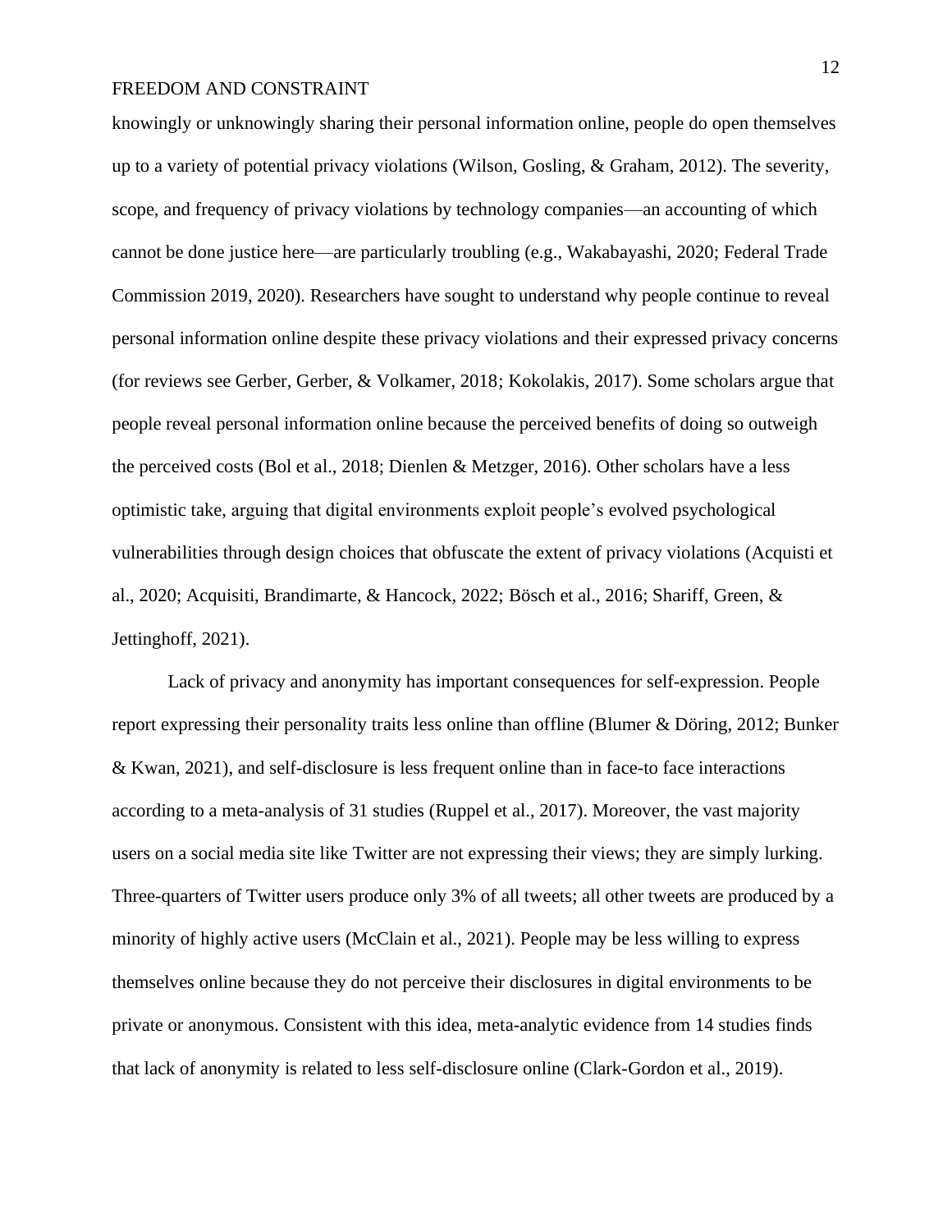knowingly or unknowingly sharing their personal information online, people do open themselves up to a variety of potential privacy violations (Wilson, Gosling, & Graham, 2012). The severity, scope, and frequency of privacy violations by technology companies—an accounting of which cannot be done justice here—are particularly troubling (e.g., Wakabayashi, 2020; Federal Trade Commission 2019, 2020). Researchers have sought to understand why people continue to reveal personal information online despite these privacy violations and their expressed privacy concerns (for reviews see Gerber, Gerber, & Volkamer, 2018; Kokolakis, 2017). Some scholars argue that people reveal personal information online because the perceived benefits of doing so outweigh the perceived costs (Bol et al., 2018; Dienlen & Metzger, 2016). Other scholars have a less optimistic take, arguing that digital environments exploit people's evolved psychological vulnerabilities through design choices that obfuscate the extent of privacy violations (Acquisti et al., 2020; Acquisiti, Brandimarte, & Hancock, 2022; Bösch et al., 2016; Shariff, Green, & Jettinghoff, 2021).

Lack of privacy and anonymity has important consequences for self-expression. People report expressing their personality traits less online than offline (Blumer & Döring, 2012; Bunker & Kwan, 2021), and self-disclosure is less frequent online than in face-to face interactions according to a meta-analysis of 31 studies (Ruppel et al., 2017). Moreover, the vast majority users on a social media site like Twitter are not expressing their views; they are simply lurking. Three-quarters of Twitter users produce only 3% of all tweets; all other tweets are produced by a minority of highly active users (McClain et al., 2021). People may be less willing to express themselves online because they do not perceive their disclosures in digital environments to be private or anonymous. Consistent with this idea, meta-analytic evidence from 14 studies finds that lack of anonymity is related to less self-disclosure online (Clark-Gordon et al., 2019).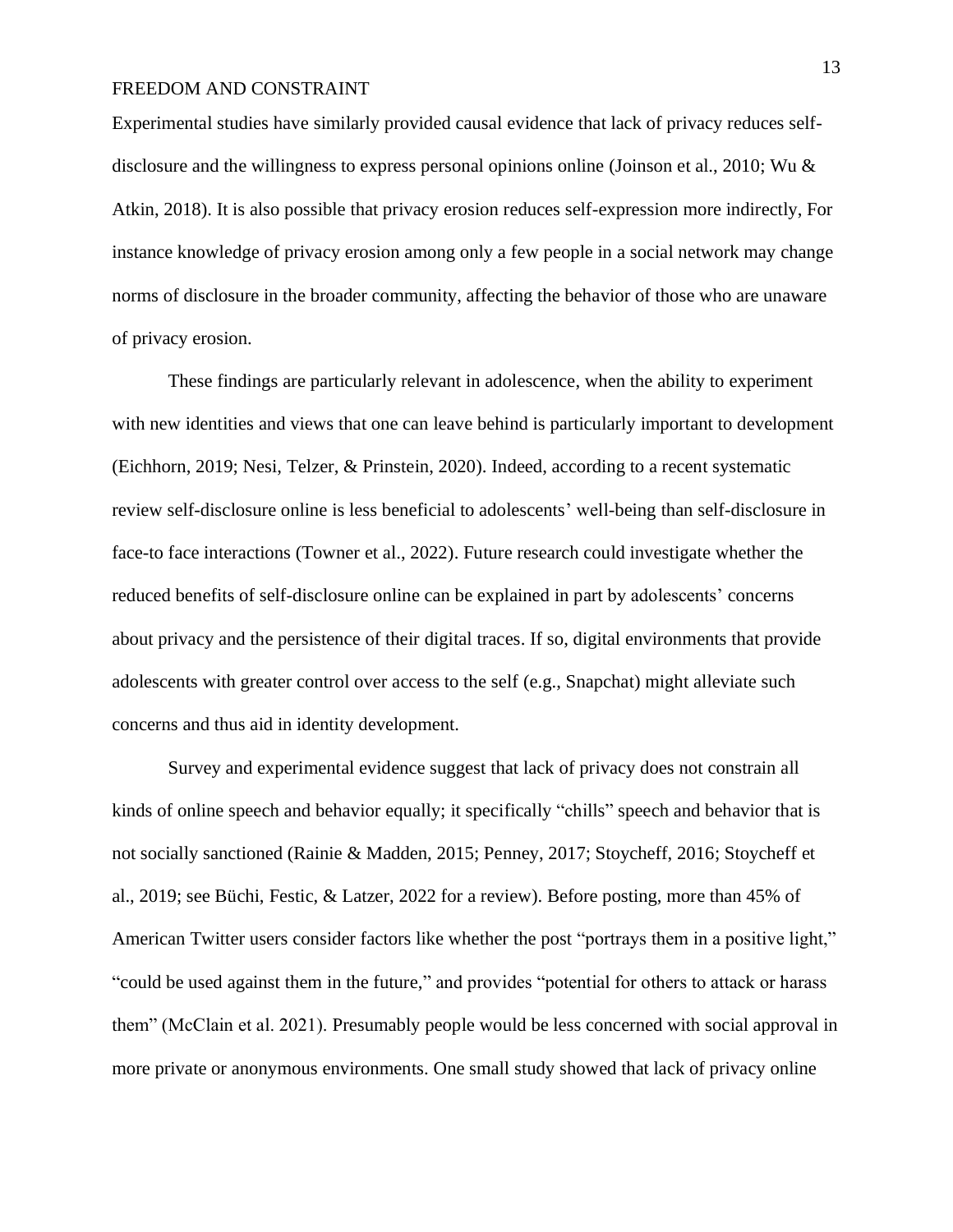Experimental studies have similarly provided causal evidence that lack of privacy reduces self-disclosure and the willingness to express personal opinions online (Joinson et al., 2010; Wu & Atkin, 2018). It is also possible that privacy erosion reduces self-expression more indirectly, For instance knowledge of privacy erosion among only a few people in a social network may change norms of disclosure in the broader community, affecting the behavior of those who are unaware of privacy erosion.

These findings are particularly relevant in adolescence, when the ability to experiment with new identities and views that one can leave behind is particularly important to development (Eichhorn, 2019; Nesi, Telzer, & Prinstein, 2020). Indeed, according to a recent systematic review self-disclosure online is less beneficial to adolescents' well-being than self-disclosure in face-to face interactions (Towner et al., 2022). Future research could investigate whether the reduced benefits of self-disclosure online can be explained in part by adolescents' concerns about privacy and the persistence of their digital traces. If so, digital environments that provide adolescents with greater control over access to the self (e.g., Snapchat) might alleviate such concerns and thus aid in identity development.

Survey and experimental evidence suggest that lack of privacy does not constrain all kinds of online speech and behavior equally; it specifically "chills" speech and behavior that is not socially sanctioned (Rainie & Madden, 2015; Penney, 2017; Stoycheff, 2016; Stoycheff et al., 2019; see Büchi, Festic, & Latzer, 2022 for a review). Before posting, more than 45% of American Twitter users consider factors like whether the post "portrays them in a positive light," "could be used against them in the future," and provides "potential for others to attack or harass them" (McClain et al. 2021). Presumably people would be less concerned with social approval in more private or anonymous environments. One small study showed that lack of privacy online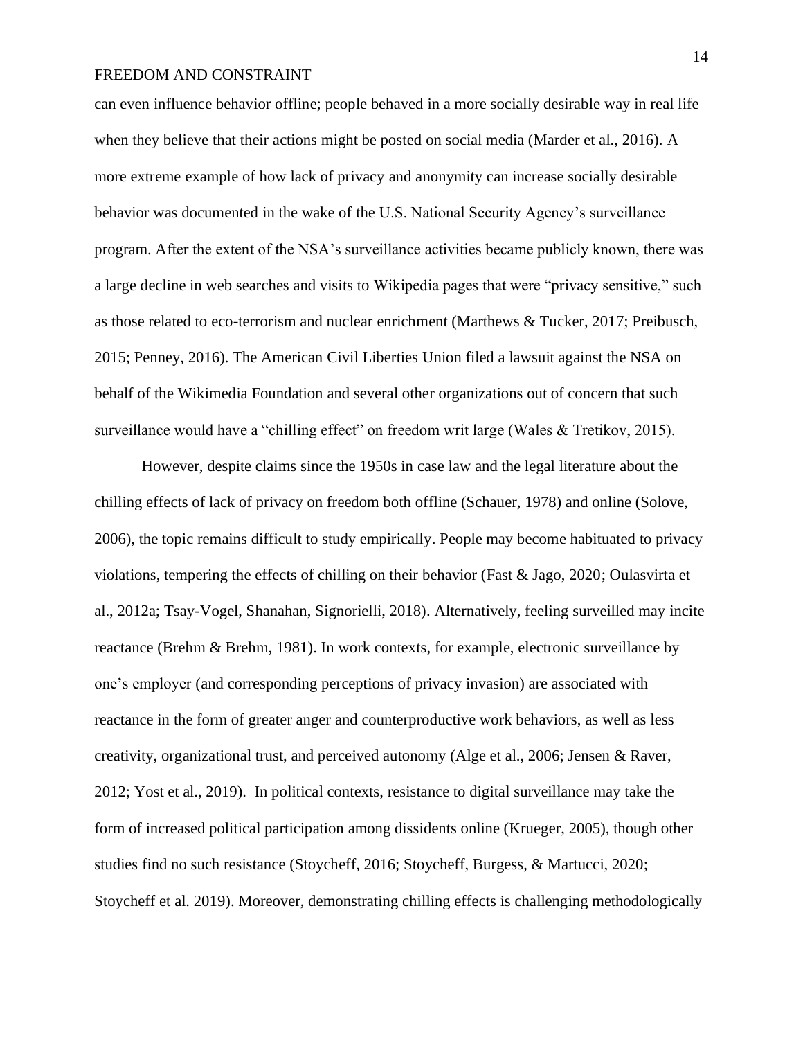can even influence behavior offline; people behaved in a more socially desirable way in real life when they believe that their actions might be posted on social media (Marder et al., 2016). A more extreme example of how lack of privacy and anonymity can increase socially desirable behavior was documented in the wake of the U.S. National Security Agency's surveillance program. After the extent of the NSA's surveillance activities became publicly known, there was a large decline in web searches and visits to Wikipedia pages that were "privacy sensitive," such as those related to eco-terrorism and nuclear enrichment (Marthews & Tucker, 2017; Preibusch, 2015; Penney, 2016). The American Civil Liberties Union filed a lawsuit against the NSA on behalf of the Wikimedia Foundation and several other organizations out of concern that such surveillance would have a "chilling effect" on freedom writ large (Wales & Tretikov, 2015).

However, despite claims since the 1950s in case law and the legal literature about the chilling effects of lack of privacy on freedom both offline (Schauer, 1978) and online (Solove, 2006), the topic remains difficult to study empirically. People may become habituated to privacy violations, tempering the effects of chilling on their behavior (Fast & Jago, 2020; Oulasvirta et al., 2012a; Tsay-Vogel, Shanahan, Signorielli, 2018). Alternatively, feeling surveilled may incite reactance (Brehm & Brehm, 1981). In work contexts, for example, electronic surveillance by one's employer (and corresponding perceptions of privacy invasion) are associated with reactance in the form of greater anger and counterproductive work behaviors, as well as less creativity, organizational trust, and perceived autonomy (Alge et al., 2006; Jensen & Raver, 2012; Yost et al., 2019). In political contexts, resistance to digital surveillance may take the form of increased political participation among dissidents online (Krueger, 2005), though other studies find no such resistance (Stoycheff, 2016; Stoycheff, Burgess, & Martucci, 2020; Stoycheff et al. 2019). Moreover, demonstrating chilling effects is challenging methodologically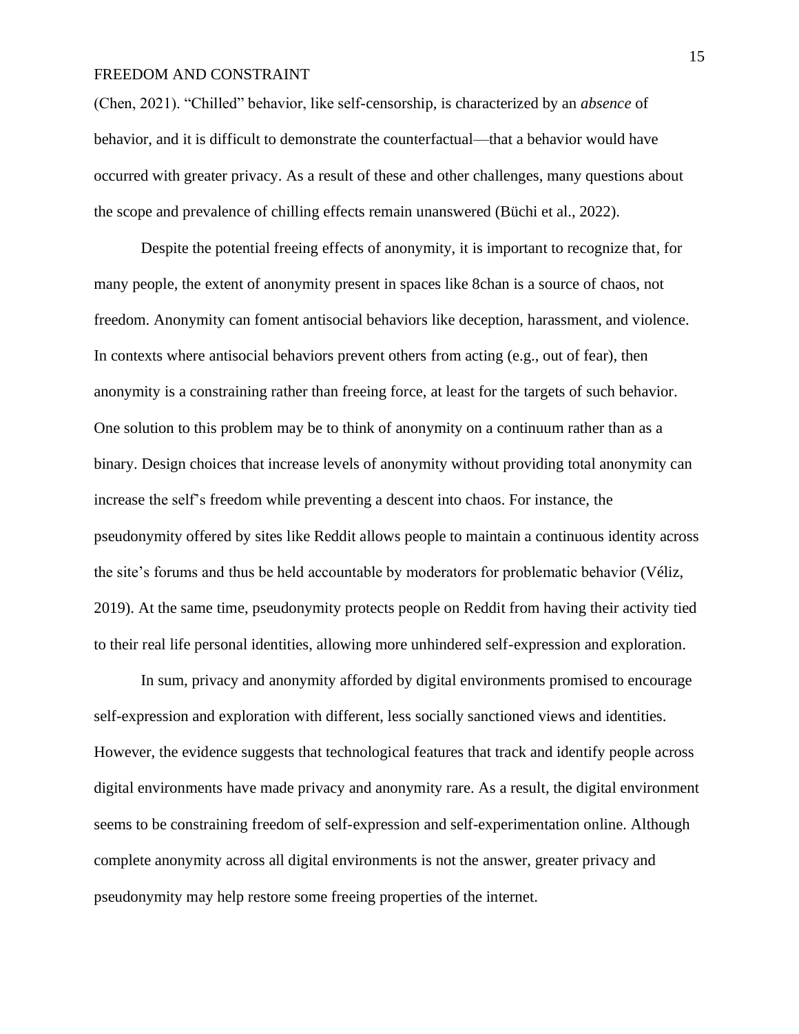(Chen, 2021). “Chilled” behavior, like self-censorship, is characterized by an *absence* of behavior, and it is difficult to demonstrate the counterfactual—that a behavior would have occurred with greater privacy. As a result of these and other challenges, many questions about the scope and prevalence of chilling effects remain unanswered (Büchi et al., 2022).

Despite the potential freeing effects of anonymity, it is important to recognize that, for many people, the extent of anonymity present in spaces like 8chan is a source of chaos, not freedom. Anonymity can foment antisocial behaviors like deception, harassment, and violence. In contexts where antisocial behaviors prevent others from acting (e.g., out of fear), then anonymity is a constraining rather than freeing force, at least for the targets of such behavior. One solution to this problem may be to think of anonymity on a continuum rather than as a binary. Design choices that increase levels of anonymity without providing total anonymity can increase the self’s freedom while preventing a descent into chaos. For instance, the pseudonymity offered by sites like Reddit allows people to maintain a continuous identity across the site’s forums and thus be held accountable by moderators for problematic behavior (Véliz, 2019). At the same time, pseudonymity protects people on Reddit from having their activity tied to their real life personal identities, allowing more unhindered self-expression and exploration.

In sum, privacy and anonymity afforded by digital environments promised to encourage self-expression and exploration with different, less socially sanctioned views and identities. However, the evidence suggests that technological features that track and identify people across digital environments have made privacy and anonymity rare. As a result, the digital environment seems to be constraining freedom of self-expression and self-experimentation online. Although complete anonymity across all digital environments is not the answer, greater privacy and pseudonymity may help restore some freeing properties of the internet.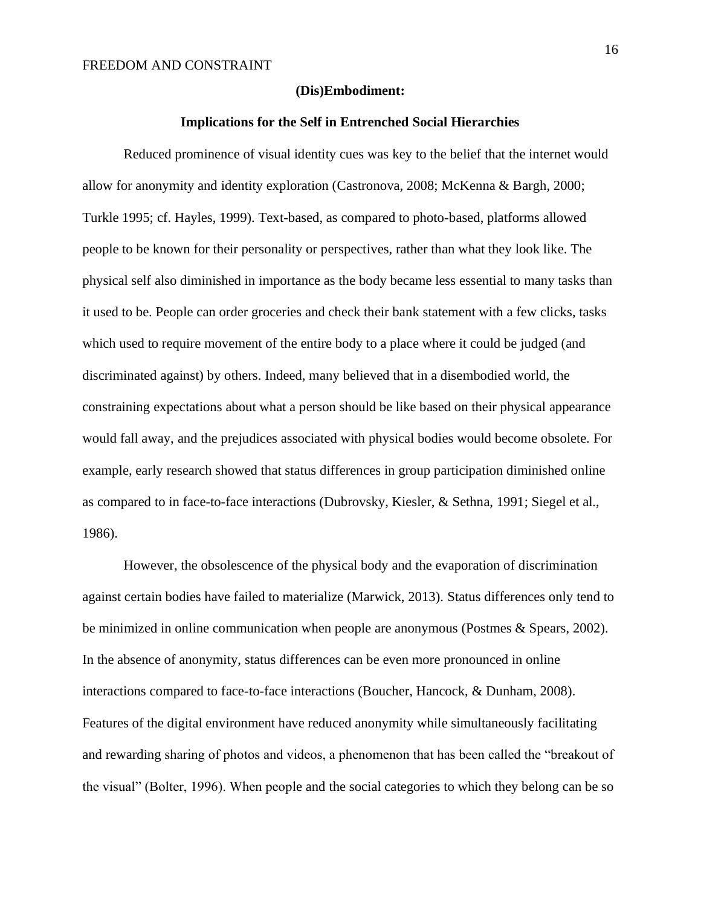## (Dis)Embodiment:

## Implications for the Self in Entrenched Social Hierarchies

Reduced prominence of visual identity cues was key to the belief that the internet would allow for anonymity and identity exploration (Castronova, 2008; McKenna & Bargh, 2000; Turkle 1995; cf. Hayles, 1999). Text-based, as compared to photo-based, platforms allowed people to be known for their personality or perspectives, rather than what they look like. The physical self also diminished in importance as the body became less essential to many tasks than it used to be. People can order groceries and check their bank statement with a few clicks, tasks which used to require movement of the entire body to a place where it could be judged (and discriminated against) by others. Indeed, many believed that in a disembodied world, the constraining expectations about what a person should be like based on their physical appearance would fall away, and the prejudices associated with physical bodies would become obsolete. For example, early research showed that status differences in group participation diminished online as compared to in face-to-face interactions (Dubrovsky, Kiesler, & Sethna, 1991; Siegel et al., 1986).

However, the obsolescence of the physical body and the evaporation of discrimination against certain bodies have failed to materialize (Marwick, 2013). Status differences only tend to be minimized in online communication when people are anonymous (Postmes & Spears, 2002). In the absence of anonymity, status differences can be even more pronounced in online interactions compared to face-to-face interactions (Boucher, Hancock, & Dunham, 2008). Features of the digital environment have reduced anonymity while simultaneously facilitating and rewarding sharing of photos and videos, a phenomenon that has been called the "breakout of the visual" (Bolter, 1996). When people and the social categories to which they belong can be so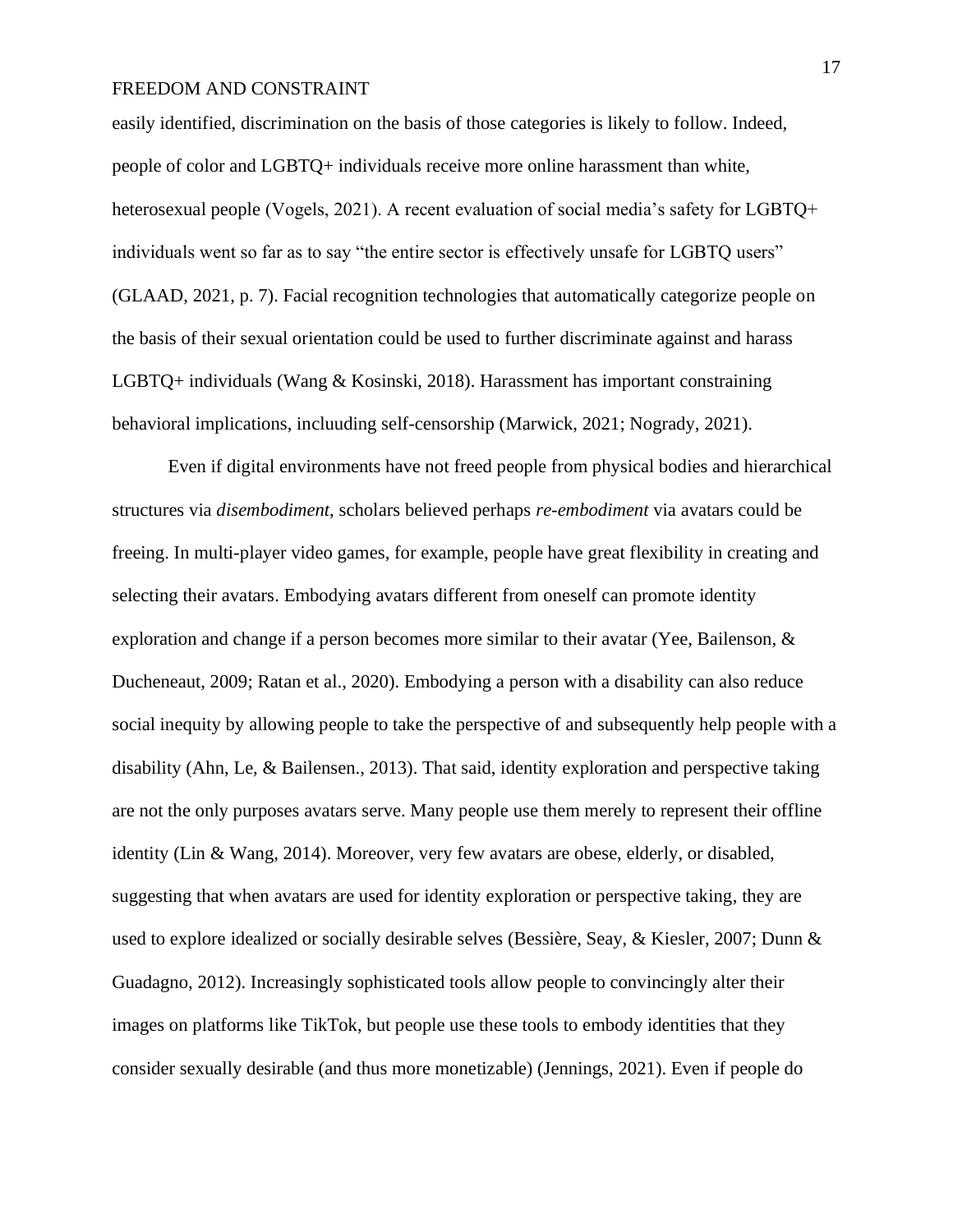easily identified, discrimination on the basis of those categories is likely to follow. Indeed, people of color and LGBTQ+ individuals receive more online harassment than white, heterosexual people (Vogels, 2021). A recent evaluation of social media's safety for LGBTQ+ individuals went so far as to say "the entire sector is effectively unsafe for LGBTQ users" (GLAAD, 2021, p. 7). Facial recognition technologies that automatically categorize people on the basis of their sexual orientation could be used to further discriminate against and harass LGBTQ+ individuals (Wang & Kosinski, 2018). Harassment has important constraining behavioral implications, incluuding self-censorship (Marwick, 2021; Nogrady, 2021).

Even if digital environments have not freed people from physical bodies and hierarchical structures via *disembodiment*, scholars believed perhaps *re-embodiment* via avatars could be freeing. In multi-player video games, for example, people have great flexibility in creating and selecting their avatars. Embodying avatars different from oneself can promote identity exploration and change if a person becomes more similar to their avatar (Yee, Bailenson, & Ducheneaut, 2009; Ratan et al., 2020). Embodying a person with a disability can also reduce social inequity by allowing people to take the perspective of and subsequently help people with a disability (Ahn, Le, & Bailensen., 2013). That said, identity exploration and perspective taking are not the only purposes avatars serve. Many people use them merely to represent their offline identity (Lin & Wang, 2014). Moreover, very few avatars are obese, elderly, or disabled, suggesting that when avatars are used for identity exploration or perspective taking, they are used to explore idealized or socially desirable selves (Bessière, Seay, & Kiesler, 2007; Dunn & Guadagno, 2012). Increasingly sophisticated tools allow people to convincingly alter their images on platforms like TikTok, but people use these tools to embody identities that they consider sexually desirable (and thus more monetizable) (Jennings, 2021). Even if people do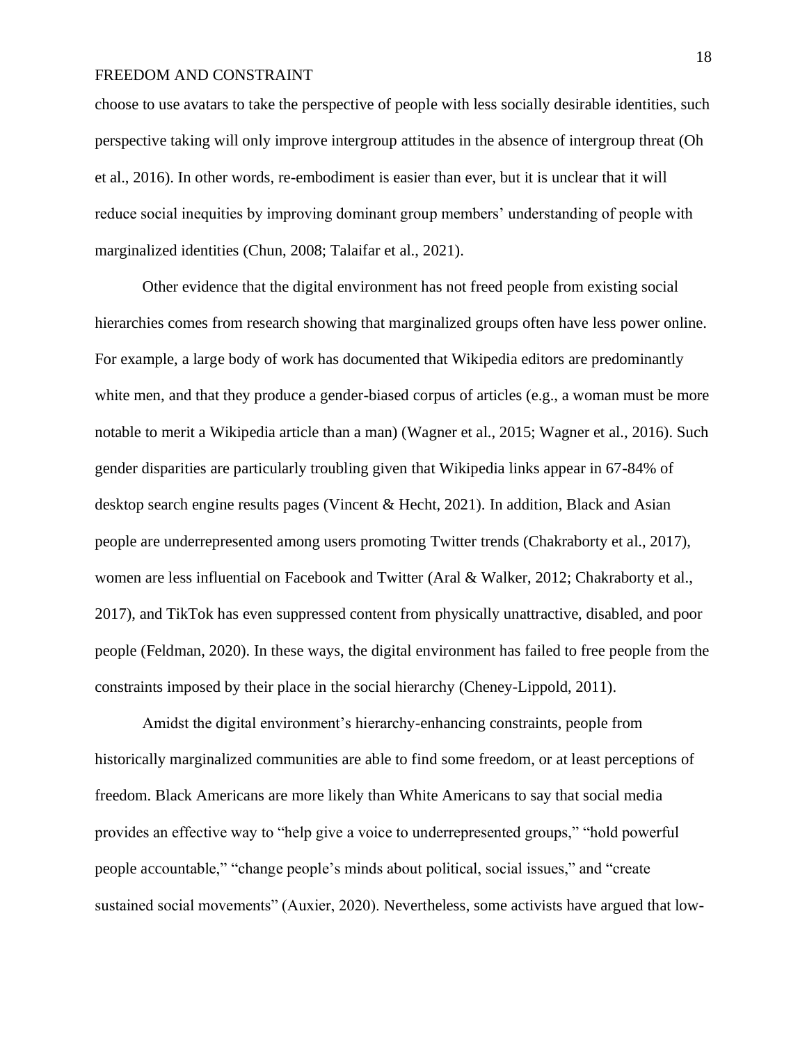choose to use avatars to take the perspective of people with less socially desirable identities, such perspective taking will only improve intergroup attitudes in the absence of intergroup threat (Oh et al., 2016). In other words, re-embodiment is easier than ever, but it is unclear that it will reduce social inequities by improving dominant group members' understanding of people with marginalized identities (Chun, 2008; Talaifar et al., 2021).

Other evidence that the digital environment has not freed people from existing social hierarchies comes from research showing that marginalized groups often have less power online. For example, a large body of work has documented that Wikipedia editors are predominantly white men, and that they produce a gender-biased corpus of articles (e.g., a woman must be more notable to merit a Wikipedia article than a man) (Wagner et al., 2015; Wagner et al., 2016). Such gender disparities are particularly troubling given that Wikipedia links appear in 67-84% of desktop search engine results pages (Vincent & Hecht, 2021). In addition, Black and Asian people are underrepresented among users promoting Twitter trends (Chakraborty et al., 2017), women are less influential on Facebook and Twitter (Aral & Walker, 2012; Chakraborty et al., 2017), and TikTok has even suppressed content from physically unattractive, disabled, and poor people (Feldman, 2020). In these ways, the digital environment has failed to free people from the constraints imposed by their place in the social hierarchy (Cheney-Lippold, 2011).

Amidst the digital environment's hierarchy-enhancing constraints, people from historically marginalized communities are able to find some freedom, or at least perceptions of freedom. Black Americans are more likely than White Americans to say that social media provides an effective way to "help give a voice to underrepresented groups," "hold powerful people accountable," "change people's minds about political, social issues," and "create sustained social movements" (Auxier, 2020). Nevertheless, some activists have argued that low-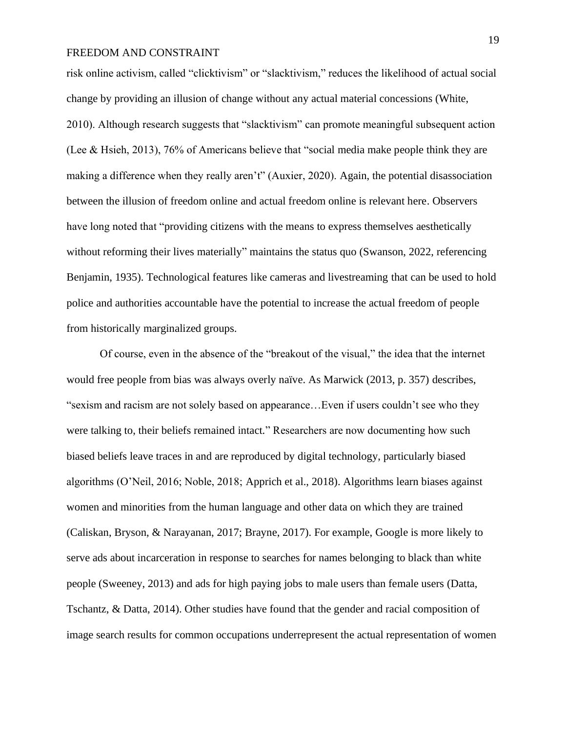risk online activism, called "clicktivism" or "slacktivism," reduces the likelihood of actual social change by providing an illusion of change without any actual material concessions (White, 2010). Although research suggests that "slacktivism" can promote meaningful subsequent action (Lee & Hsieh, 2013), 76% of Americans believe that "social media make people think they are making a difference when they really aren't" (Auxier, 2020). Again, the potential disassociation between the illusion of freedom online and actual freedom online is relevant here. Observers have long noted that "providing citizens with the means to express themselves aesthetically without reforming their lives materially" maintains the status quo (Swanson, 2022, referencing Benjamin, 1935). Technological features like cameras and livestreaming that can be used to hold police and authorities accountable have the potential to increase the actual freedom of people from historically marginalized groups.

Of course, even in the absence of the "breakout of the visual," the idea that the internet would free people from bias was always overly naïve. As Marwick (2013, p. 357) describes, "sexism and racism are not solely based on appearance…Even if users couldn't see who they were talking to, their beliefs remained intact." Researchers are now documenting how such biased beliefs leave traces in and are reproduced by digital technology, particularly biased algorithms (O'Neil, 2016; Noble, 2018; Apprich et al., 2018). Algorithms learn biases against women and minorities from the human language and other data on which they are trained (Caliskan, Bryson, & Narayanan, 2017; Brayne, 2017). For example, Google is more likely to serve ads about incarceration in response to searches for names belonging to black than white people (Sweeney, 2013) and ads for high paying jobs to male users than female users (Datta, Tschantz, & Datta, 2014). Other studies have found that the gender and racial composition of image search results for common occupations underrepresent the actual representation of women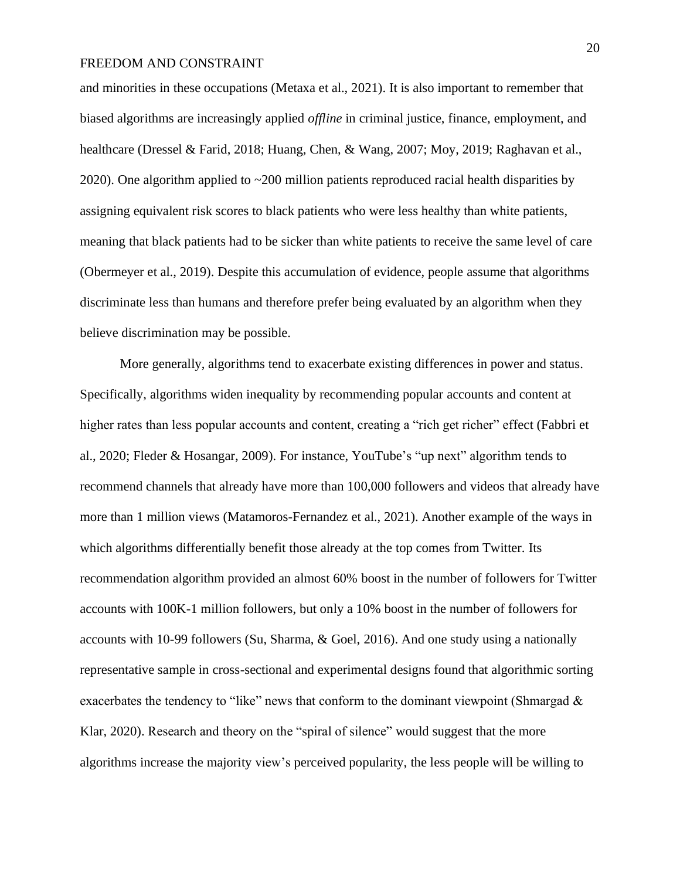and minorities in these occupations (Metaxa et al., 2021). It is also important to remember that biased algorithms are increasingly applied *offline* in criminal justice, finance, employment, and healthcare (Dressel & Farid, 2018; Huang, Chen, & Wang, 2007; Moy, 2019; Raghavan et al., 2020). One algorithm applied to ~200 million patients reproduced racial health disparities by assigning equivalent risk scores to black patients who were less healthy than white patients, meaning that black patients had to be sicker than white patients to receive the same level of care (Obermeyer et al., 2019). Despite this accumulation of evidence, people assume that algorithms discriminate less than humans and therefore prefer being evaluated by an algorithm when they believe discrimination may be possible.

More generally, algorithms tend to exacerbate existing differences in power and status. Specifically, algorithms widen inequality by recommending popular accounts and content at higher rates than less popular accounts and content, creating a "rich get richer" effect (Fabbri et al., 2020; Fleder & Hosangar, 2009). For instance, YouTube's "up next" algorithm tends to recommend channels that already have more than 100,000 followers and videos that already have more than 1 million views (Matamoros-Fernandez et al., 2021). Another example of the ways in which algorithms differentially benefit those already at the top comes from Twitter. Its recommendation algorithm provided an almost 60% boost in the number of followers for Twitter accounts with 100K-1 million followers, but only a 10% boost in the number of followers for accounts with 10-99 followers (Su, Sharma, & Goel, 2016). And one study using a nationally representative sample in cross-sectional and experimental designs found that algorithmic sorting exacerbates the tendency to "like" news that conform to the dominant viewpoint (Shmargad & Klar, 2020). Research and theory on the "spiral of silence" would suggest that the more algorithms increase the majority view's perceived popularity, the less people will be willing to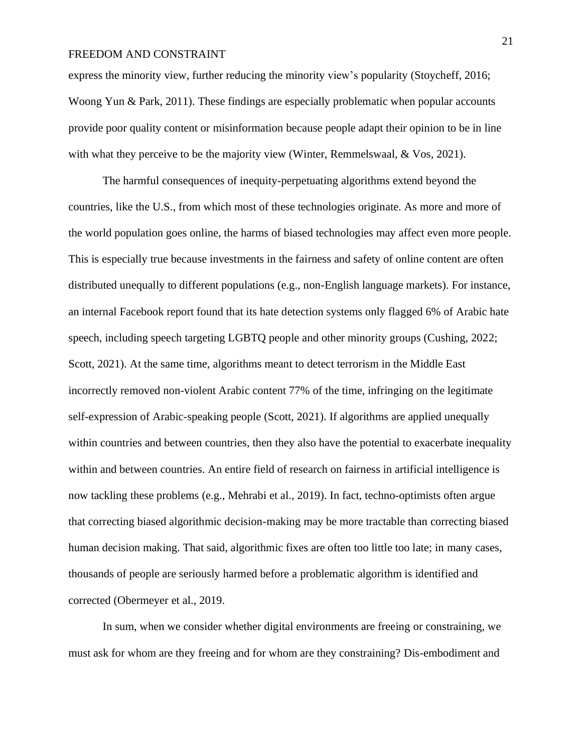express the minority view, further reducing the minority view's popularity (Stoycheff, 2016; Woong Yun & Park, 2011). These findings are especially problematic when popular accounts provide poor quality content or misinformation because people adapt their opinion to be in line with what they perceive to be the majority view (Winter, Remmelswaal, & Vos, 2021).

The harmful consequences of inequity-perpetuating algorithms extend beyond the countries, like the U.S., from which most of these technologies originate. As more and more of the world population goes online, the harms of biased technologies may affect even more people. This is especially true because investments in the fairness and safety of online content are often distributed unequally to different populations (e.g., non-English language markets). For instance, an internal Facebook report found that its hate detection systems only flagged 6% of Arabic hate speech, including speech targeting LGBTQ people and other minority groups (Cushing, 2022; Scott, 2021). At the same time, algorithms meant to detect terrorism in the Middle East incorrectly removed non-violent Arabic content 77% of the time, infringing on the legitimate self-expression of Arabic-speaking people (Scott, 2021). If algorithms are applied unequally within countries and between countries, then they also have the potential to exacerbate inequality within and between countries. An entire field of research on fairness in artificial intelligence is now tackling these problems (e.g., Mehrabi et al., 2019). In fact, techno-optimists often argue that correcting biased algorithmic decision-making may be more tractable than correcting biased human decision making. That said, algorithmic fixes are often too little too late; in many cases, thousands of people are seriously harmed before a problematic algorithm is identified and corrected (Obermeyer et al., 2019.

In sum, when we consider whether digital environments are freeing or constraining, we must ask for whom are they freeing and for whom are they constraining? Dis-embodiment and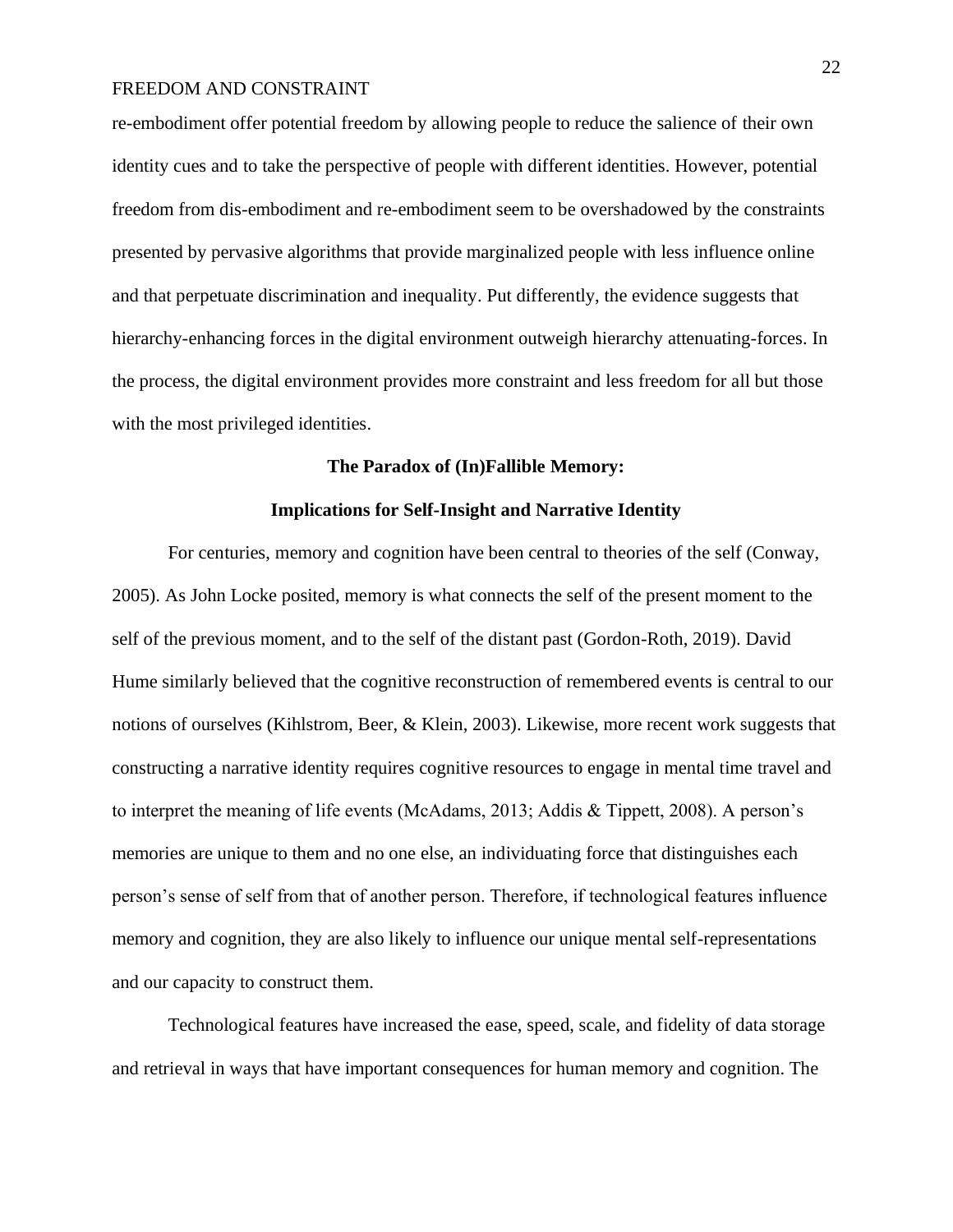re-embodiment offer potential freedom by allowing people to reduce the salience of their own identity cues and to take the perspective of people with different identities. However, potential freedom from dis-embodiment and re-embodiment seem to be overshadowed by the constraints presented by pervasive algorithms that provide marginalized people with less influence online and that perpetuate discrimination and inequality. Put differently, the evidence suggests that hierarchy-enhancing forces in the digital environment outweigh hierarchy attenuating-forces. In the process, the digital environment provides more constraint and less freedom for all but those with the most privileged identities.

## The Paradox of (In)Fallible Memory:

## Implications for Self-Insight and Narrative Identity

For centuries, memory and cognition have been central to theories of the self (Conway, 2005). As John Locke posited, memory is what connects the self of the present moment to the self of the previous moment, and to the self of the distant past (Gordon-Roth, 2019). David Hume similarly believed that the cognitive reconstruction of remembered events is central to our notions of ourselves (Kihlstrom, Beer, & Klein, 2003). Likewise, more recent work suggests that constructing a narrative identity requires cognitive resources to engage in mental time travel and to interpret the meaning of life events (McAdams, 2013; Addis & Tippett, 2008). A person's memories are unique to them and no one else, an individuating force that distinguishes each person's sense of self from that of another person. Therefore, if technological features influence memory and cognition, they are also likely to influence our unique mental self-representations and our capacity to construct them.

Technological features have increased the ease, speed, scale, and fidelity of data storage and retrieval in ways that have important consequences for human memory and cognition. The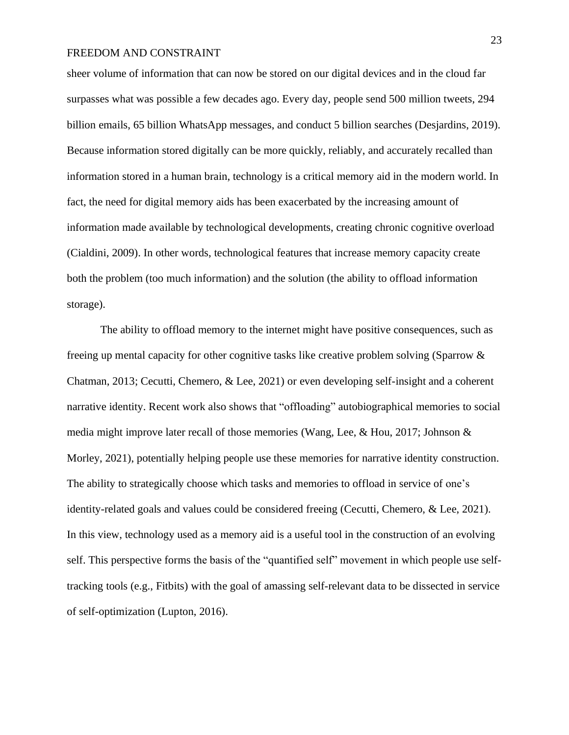sheer volume of information that can now be stored on our digital devices and in the cloud far surpasses what was possible a few decades ago. Every day, people send 500 million tweets, 294 billion emails, 65 billion WhatsApp messages, and conduct 5 billion searches (Desjardins, 2019). Because information stored digitally can be more quickly, reliably, and accurately recalled than information stored in a human brain, technology is a critical memory aid in the modern world. In fact, the need for digital memory aids has been exacerbated by the increasing amount of information made available by technological developments, creating chronic cognitive overload (Cialdini, 2009). In other words, technological features that increase memory capacity create both the problem (too much information) and the solution (the ability to offload information storage).

The ability to offload memory to the internet might have positive consequences, such as freeing up mental capacity for other cognitive tasks like creative problem solving (Sparrow & Chatman, 2013; Cecutti, Chemero, & Lee, 2021) or even developing self-insight and a coherent narrative identity. Recent work also shows that "offloading" autobiographical memories to social media might improve later recall of those memories (Wang, Lee, & Hou, 2017; Johnson & Morley, 2021), potentially helping people use these memories for narrative identity construction. The ability to strategically choose which tasks and memories to offload in service of one's identity-related goals and values could be considered freeing (Cecutti, Chemero, & Lee, 2021). In this view, technology used as a memory aid is a useful tool in the construction of an evolving self. This perspective forms the basis of the "quantified self" movement in which people use self-tracking tools (e.g., Fitbits) with the goal of amassing self-relevant data to be dissected in service of self-optimization (Lupton, 2016).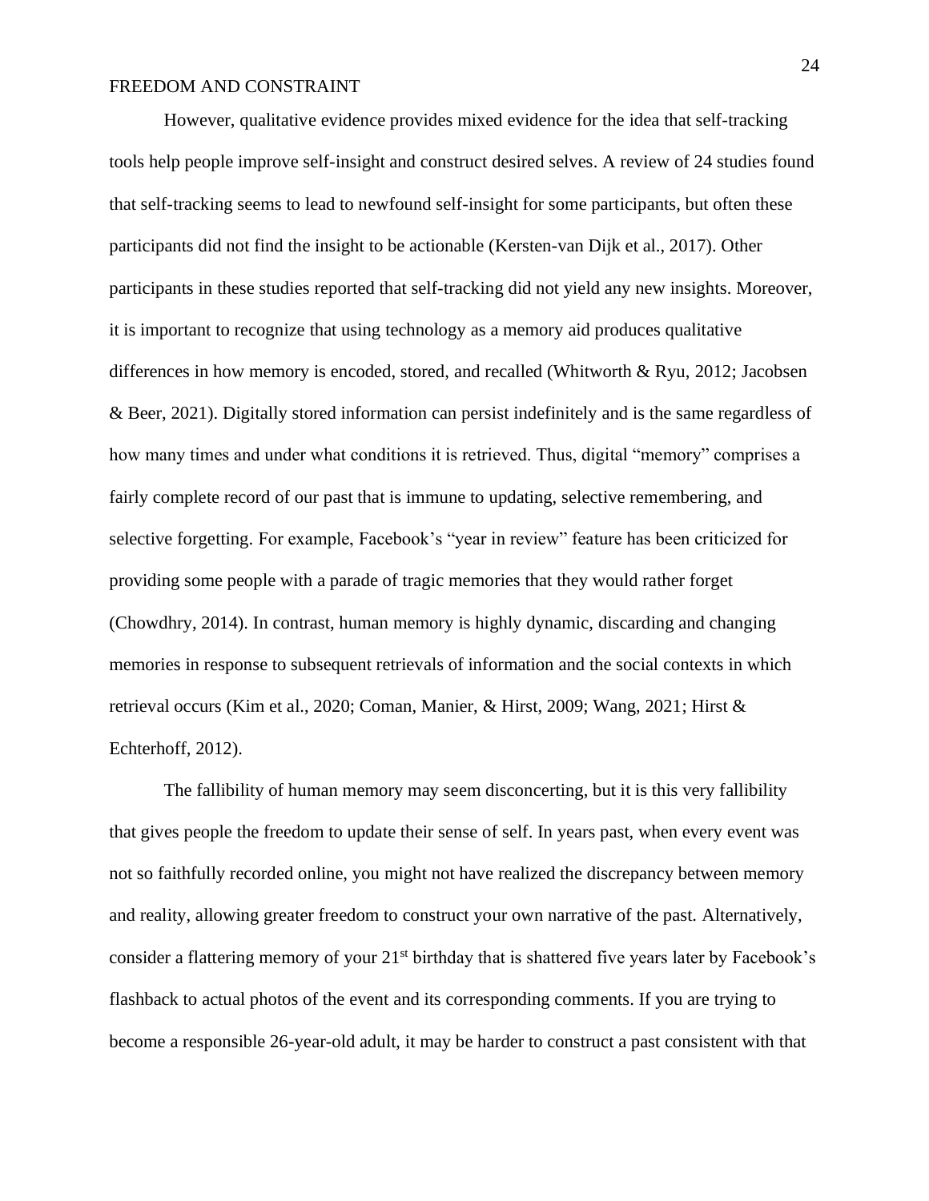However, qualitative evidence provides mixed evidence for the idea that self-tracking tools help people improve self-insight and construct desired selves. A review of 24 studies found that self-tracking seems to lead to newfound self-insight for some participants, but often these participants did not find the insight to be actionable (Kersten-van Dijk et al., 2017). Other participants in these studies reported that self-tracking did not yield any new insights. Moreover, it is important to recognize that using technology as a memory aid produces qualitative differences in how memory is encoded, stored, and recalled (Whitworth & Ryu, 2012; Jacobsen & Beer, 2021). Digitally stored information can persist indefinitely and is the same regardless of how many times and under what conditions it is retrieved. Thus, digital "memory" comprises a fairly complete record of our past that is immune to updating, selective remembering, and selective forgetting. For example, Facebook's "year in review" feature has been criticized for providing some people with a parade of tragic memories that they would rather forget (Chowdhry, 2014). In contrast, human memory is highly dynamic, discarding and changing memories in response to subsequent retrievals of information and the social contexts in which retrieval occurs (Kim et al., 2020; Coman, Manier, & Hirst, 2009; Wang, 2021; Hirst & Echterhoff, 2012).

The fallibility of human memory may seem disconcerting, but it is this very fallibility that gives people the freedom to update their sense of self. In years past, when every event was not so faithfully recorded online, you might not have realized the discrepancy between memory and reality, allowing greater freedom to construct your own narrative of the past. Alternatively, consider a flattering memory of your 21st birthday that is shattered five years later by Facebook's flashback to actual photos of the event and its corresponding comments. If you are trying to become a responsible 26-year-old adult, it may be harder to construct a past consistent with that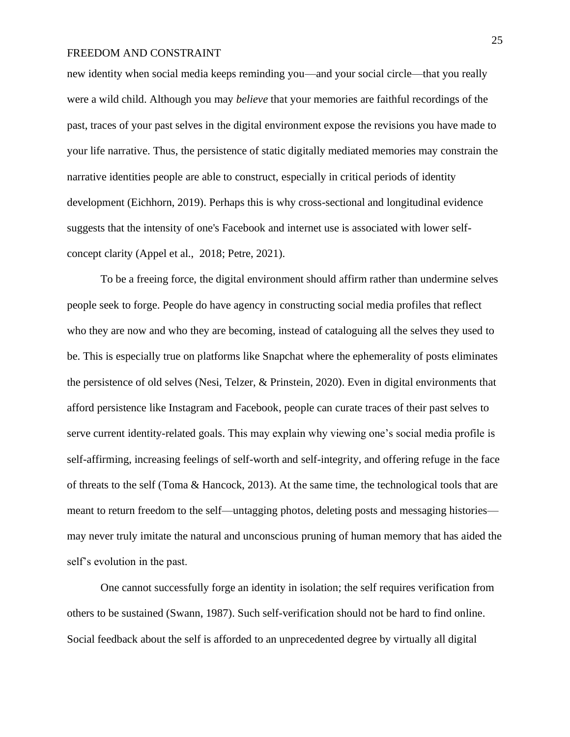new identity when social media keeps reminding you—and your social circle—that you really were a wild child. Although you may *believe* that your memories are faithful recordings of the past, traces of your past selves in the digital environment expose the revisions you have made to your life narrative. Thus, the persistence of static digitally mediated memories may constrain the narrative identities people are able to construct, especially in critical periods of identity development (Eichhorn, 2019). Perhaps this is why cross-sectional and longitudinal evidence suggests that the intensity of one's Facebook and internet use is associated with lower self-concept clarity (Appel et al., 2018; Petre, 2021).

To be a freeing force, the digital environment should affirm rather than undermine selves people seek to forge. People do have agency in constructing social media profiles that reflect who they are now and who they are becoming, instead of cataloguing all the selves they used to be. This is especially true on platforms like Snapchat where the ephemerality of posts eliminates the persistence of old selves (Nesi, Telzer, & Prinstein, 2020). Even in digital environments that afford persistence like Instagram and Facebook, people can curate traces of their past selves to serve current identity-related goals. This may explain why viewing one's social media profile is self-affirming, increasing feelings of self-worth and self-integrity, and offering refuge in the face of threats to the self (Toma & Hancock, 2013). At the same time, the technological tools that are meant to return freedom to the self—untagging photos, deleting posts and messaging histories—may never truly imitate the natural and unconscious pruning of human memory that has aided the self's evolution in the past.

One cannot successfully forge an identity in isolation; the self requires verification from others to be sustained (Swann, 1987). Such self-verification should not be hard to find online. Social feedback about the self is afforded to an unprecedented degree by virtually all digital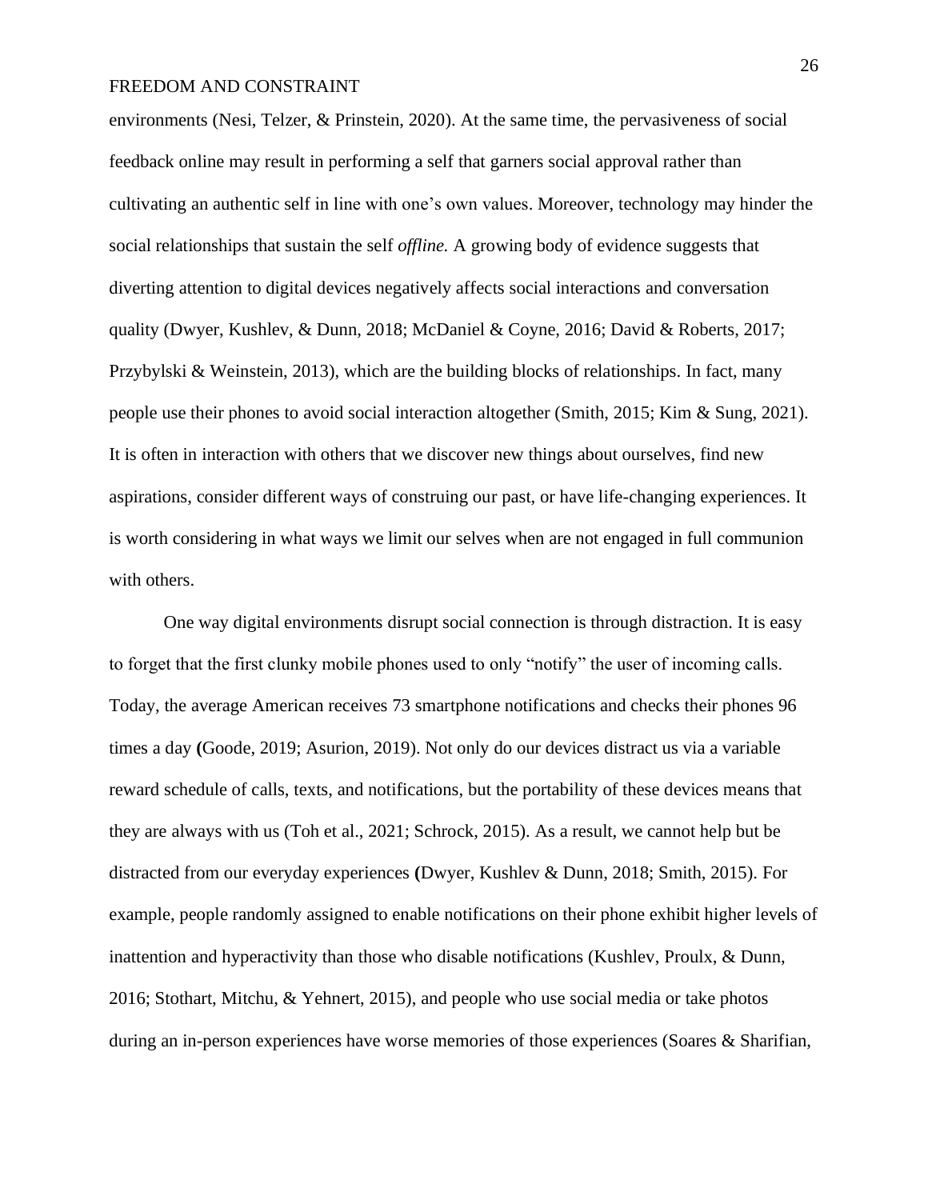environments (Nesi, Telzer, & Prinstein, 2020). At the same time, the pervasiveness of social feedback online may result in performing a self that garners social approval rather than cultivating an authentic self in line with one's own values. Moreover, technology may hinder the social relationships that sustain the self *offline.* A growing body of evidence suggests that diverting attention to digital devices negatively affects social interactions and conversation quality (Dwyer, Kushlev, & Dunn, 2018; McDaniel & Coyne, 2016; David & Roberts, 2017; Przybylski & Weinstein, 2013), which are the building blocks of relationships. In fact, many people use their phones to avoid social interaction altogether (Smith, 2015; Kim & Sung, 2021). It is often in interaction with others that we discover new things about ourselves, find new aspirations, consider different ways of construing our past, or have life-changing experiences. It is worth considering in what ways we limit our selves when are not engaged in full communion with others.

One way digital environments disrupt social connection is through distraction. It is easy to forget that the first clunky mobile phones used to only "notify" the user of incoming calls. Today, the average American receives 73 smartphone notifications and checks their phones 96 times a day **(**Goode, 2019; Asurion, 2019). Not only do our devices distract us via a variable reward schedule of calls, texts, and notifications, but the portability of these devices means that they are always with us (Toh et al., 2021; Schrock, 2015). As a result, we cannot help but be distracted from our everyday experiences **(**Dwyer, Kushlev & Dunn, 2018; Smith, 2015). For example, people randomly assigned to enable notifications on their phone exhibit higher levels of inattention and hyperactivity than those who disable notifications (Kushlev, Proulx, & Dunn, 2016; Stothart, Mitchu, & Yehnert, 2015), and people who use social media or take photos during an in-person experiences have worse memories of those experiences (Soares & Sharifian,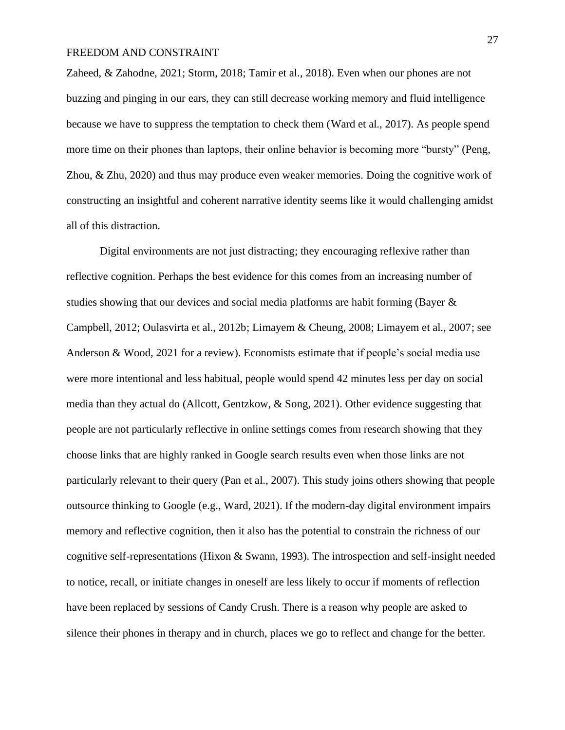Zaheed, & Zahodne, 2021; Storm, 2018; Tamir et al., 2018). Even when our phones are not buzzing and pinging in our ears, they can still decrease working memory and fluid intelligence because we have to suppress the temptation to check them (Ward et al., 2017). As people spend more time on their phones than laptops, their online behavior is becoming more "bursty" (Peng, Zhou, & Zhu, 2020) and thus may produce even weaker memories. Doing the cognitive work of constructing an insightful and coherent narrative identity seems like it would challenging amidst all of this distraction.

Digital environments are not just distracting; they encouraging reflexive rather than reflective cognition. Perhaps the best evidence for this comes from an increasing number of studies showing that our devices and social media platforms are habit forming (Bayer & Campbell, 2012; Oulasvirta et al., 2012b; Limayem & Cheung, 2008; Limayem et al., 2007; see Anderson & Wood, 2021 for a review). Economists estimate that if people's social media use were more intentional and less habitual, people would spend 42 minutes less per day on social media than they actual do (Allcott, Gentzkow, & Song, 2021). Other evidence suggesting that people are not particularly reflective in online settings comes from research showing that they choose links that are highly ranked in Google search results even when those links are not particularly relevant to their query (Pan et al., 2007). This study joins others showing that people outsource thinking to Google (e.g., Ward, 2021). If the modern-day digital environment impairs memory and reflective cognition, then it also has the potential to constrain the richness of our cognitive self-representations (Hixon & Swann, 1993). The introspection and self-insight needed to notice, recall, or initiate changes in oneself are less likely to occur if moments of reflection have been replaced by sessions of Candy Crush. There is a reason why people are asked to silence their phones in therapy and in church, places we go to reflect and change for the better.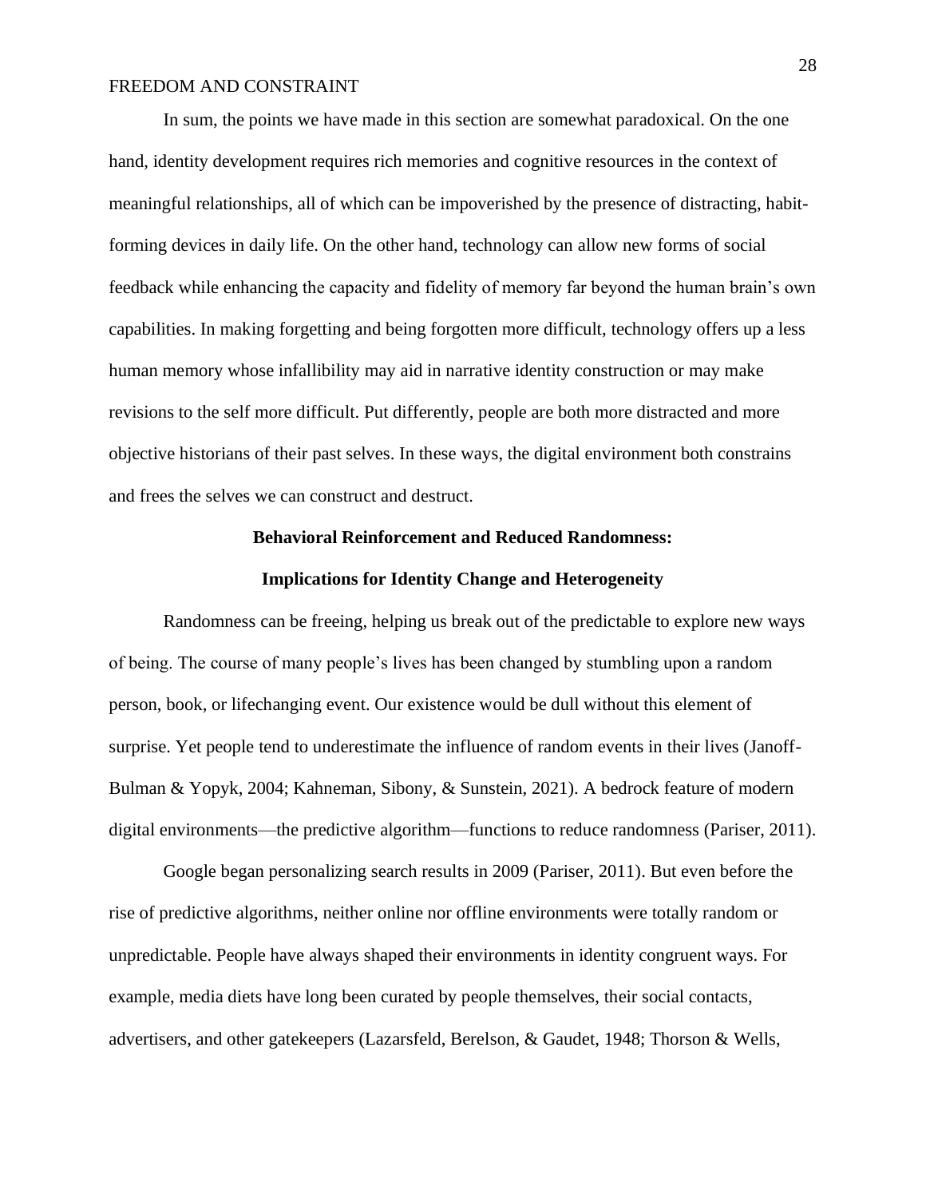In sum, the points we have made in this section are somewhat paradoxical. On the one hand, identity development requires rich memories and cognitive resources in the context of meaningful relationships, all of which can be impoverished by the presence of distracting, habit-forming devices in daily life. On the other hand, technology can allow new forms of social feedback while enhancing the capacity and fidelity of memory far beyond the human brain's own capabilities. In making forgetting and being forgotten more difficult, technology offers up a less human memory whose infallibility may aid in narrative identity construction or may make revisions to the self more difficult. Put differently, people are both more distracted and more objective historians of their past selves. In these ways, the digital environment both constrains and frees the selves we can construct and destruct.

## Behavioral Reinforcement and Reduced Randomness: Implications for Identity Change and Heterogeneity

Randomness can be freeing, helping us break out of the predictable to explore new ways of being. The course of many people's lives has been changed by stumbling upon a random person, book, or lifechanging event. Our existence would be dull without this element of surprise. Yet people tend to underestimate the influence of random events in their lives (Janoff-Bulman & Yopyk, 2004; Kahneman, Sibony, & Sunstein, 2021). A bedrock feature of modern digital environments—the predictive algorithm—functions to reduce randomness (Pariser, 2011).

Google began personalizing search results in 2009 (Pariser, 2011). But even before the rise of predictive algorithms, neither online nor offline environments were totally random or unpredictable. People have always shaped their environments in identity congruent ways. For example, media diets have long been curated by people themselves, their social contacts, advertisers, and other gatekeepers (Lazarsfeld, Berelson, & Gaudet, 1948; Thorson & Wells,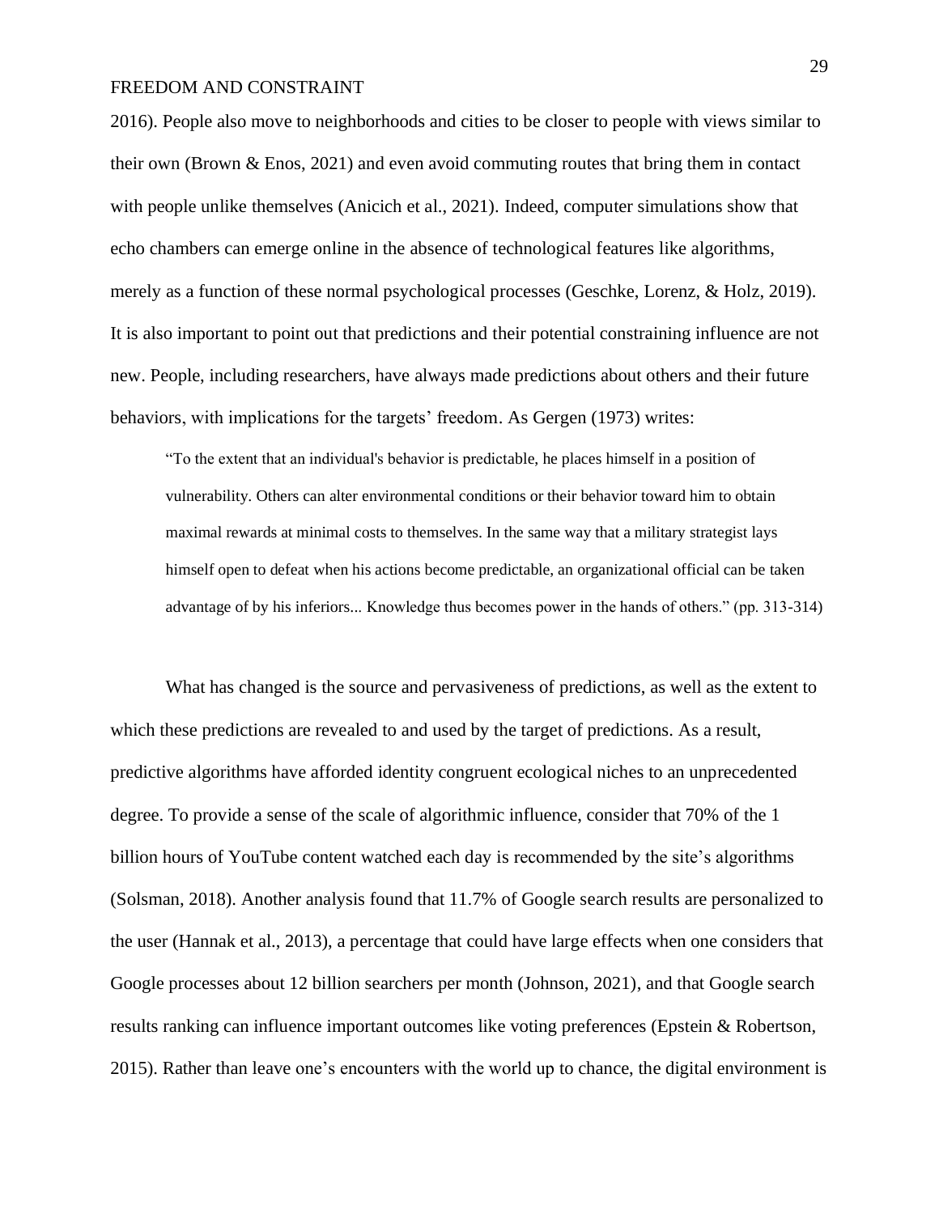2016). People also move to neighborhoods and cities to be closer to people with views similar to their own (Brown & Enos, 2021) and even avoid commuting routes that bring them in contact with people unlike themselves (Anicich et al., 2021). Indeed, computer simulations show that echo chambers can emerge online in the absence of technological features like algorithms, merely as a function of these normal psychological processes (Geschke, Lorenz, & Holz, 2019). It is also important to point out that predictions and their potential constraining influence are not new. People, including researchers, have always made predictions about others and their future behaviors, with implications for the targets' freedom. As Gergen (1973) writes:

> "To the extent that an individual's behavior is predictable, he places himself in a position of vulnerability. Others can alter environmental conditions or their behavior toward him to obtain maximal rewards at minimal costs to themselves. In the same way that a military strategist lays himself open to defeat when his actions become predictable, an organizational official can be taken advantage of by his inferiors... Knowledge thus becomes power in the hands of others." (pp. 313-314)

What has changed is the source and pervasiveness of predictions, as well as the extent to which these predictions are revealed to and used by the target of predictions. As a result, predictive algorithms have afforded identity congruent ecological niches to an unprecedented degree. To provide a sense of the scale of algorithmic influence, consider that 70% of the 1 billion hours of YouTube content watched each day is recommended by the site's algorithms (Solsman, 2018). Another analysis found that 11.7% of Google search results are personalized to the user (Hannak et al., 2013), a percentage that could have large effects when one considers that Google processes about 12 billion searchers per month (Johnson, 2021), and that Google search results ranking can influence important outcomes like voting preferences (Epstein & Robertson, 2015). Rather than leave one's encounters with the world up to chance, the digital environment is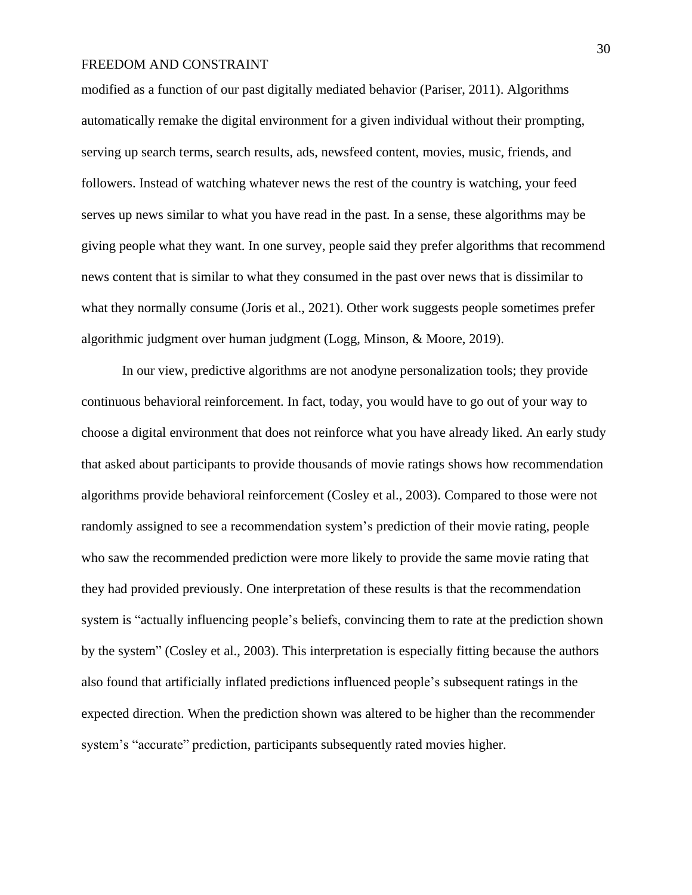modified as a function of our past digitally mediated behavior (Pariser, 2011). Algorithms automatically remake the digital environment for a given individual without their prompting, serving up search terms, search results, ads, newsfeed content, movies, music, friends, and followers. Instead of watching whatever news the rest of the country is watching, your feed serves up news similar to what you have read in the past. In a sense, these algorithms may be giving people what they want. In one survey, people said they prefer algorithms that recommend news content that is similar to what they consumed in the past over news that is dissimilar to what they normally consume (Joris et al., 2021). Other work suggests people sometimes prefer algorithmic judgment over human judgment (Logg, Minson, & Moore, 2019).

In our view, predictive algorithms are not anodyne personalization tools; they provide continuous behavioral reinforcement. In fact, today, you would have to go out of your way to choose a digital environment that does not reinforce what you have already liked. An early study that asked about participants to provide thousands of movie ratings shows how recommendation algorithms provide behavioral reinforcement (Cosley et al., 2003). Compared to those were not randomly assigned to see a recommendation system's prediction of their movie rating, people who saw the recommended prediction were more likely to provide the same movie rating that they had provided previously. One interpretation of these results is that the recommendation system is "actually influencing people's beliefs, convincing them to rate at the prediction shown by the system" (Cosley et al., 2003). This interpretation is especially fitting because the authors also found that artificially inflated predictions influenced people's subsequent ratings in the expected direction. When the prediction shown was altered to be higher than the recommender system's "accurate" prediction, participants subsequently rated movies higher.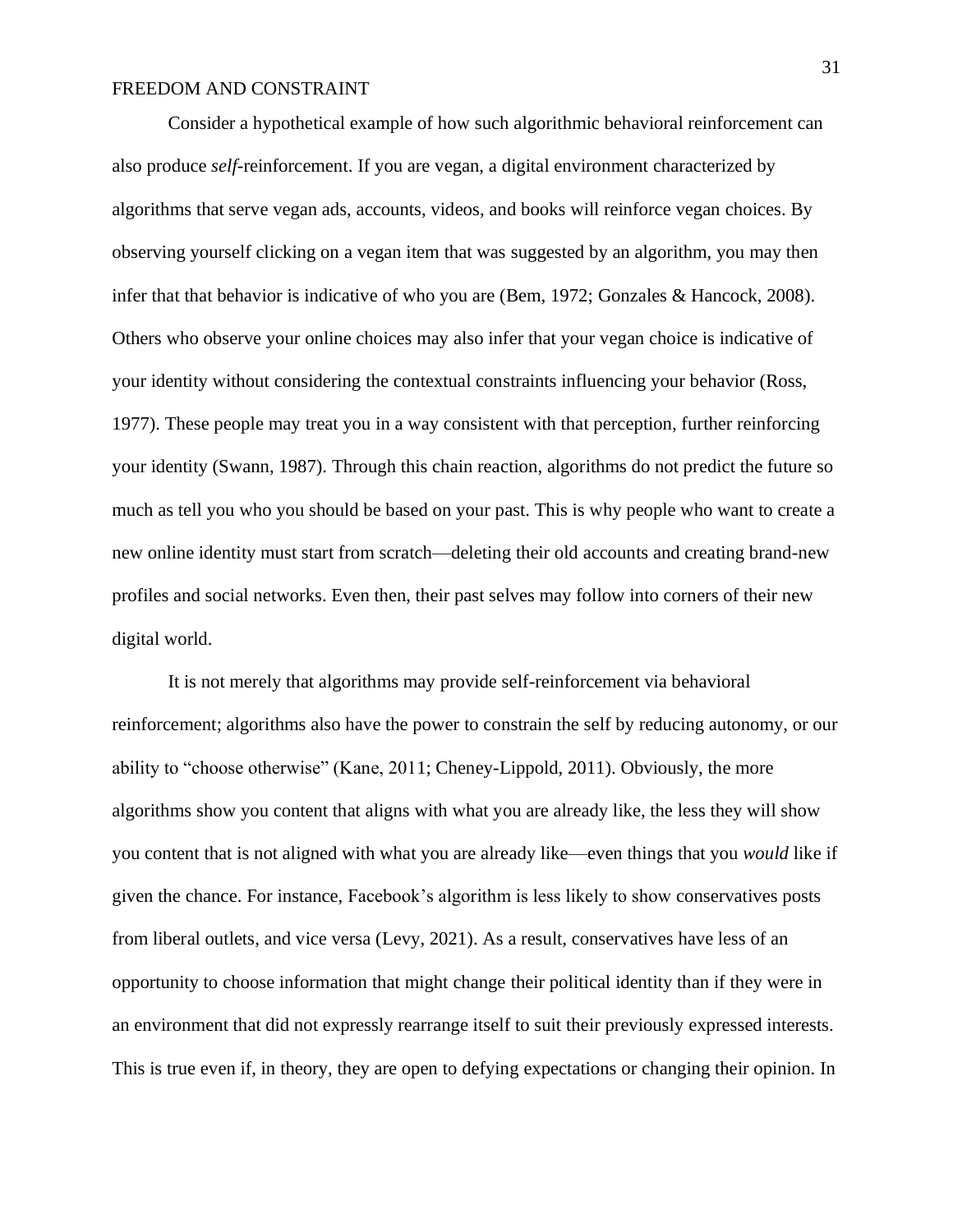Consider a hypothetical example of how such algorithmic behavioral reinforcement can also produce ***self***-reinforcement. If you are vegan, a digital environment characterized by algorithms that serve vegan ads, accounts, videos, and books will reinforce vegan choices. By observing yourself clicking on a vegan item that was suggested by an algorithm, you may then infer that that behavior is indicative of who you are (Bem, 1972; Gonzales & Hancock, 2008). Others who observe your online choices may also infer that your vegan choice is indicative of your identity without considering the contextual constraints influencing your behavior (Ross, 1977). These people may treat you in a way consistent with that perception, further reinforcing your identity (Swann, 1987). Through this chain reaction, algorithms do not predict the future so much as tell you who you should be based on your past. This is why people who want to create a new online identity must start from scratch—deleting their old accounts and creating brand-new profiles and social networks. Even then, their past selves may follow into corners of their new digital world.

It is not merely that algorithms may provide self-reinforcement via behavioral reinforcement; algorithms also have the power to constrain the self by reducing autonomy, or our ability to "choose otherwise" (Kane, 2011; Cheney-Lippold, 2011). Obviously, the more algorithms show you content that aligns with what you are already like, the less they will show you content that is not aligned with what you are already like—even things that you *would* like if given the chance. For instance, Facebook's algorithm is less likely to show conservatives posts from liberal outlets, and vice versa (Levy, 2021). As a result, conservatives have less of an opportunity to choose information that might change their political identity than if they were in an environment that did not expressly rearrange itself to suit their previously expressed interests. This is true even if, in theory, they are open to defying expectations or changing their opinion. In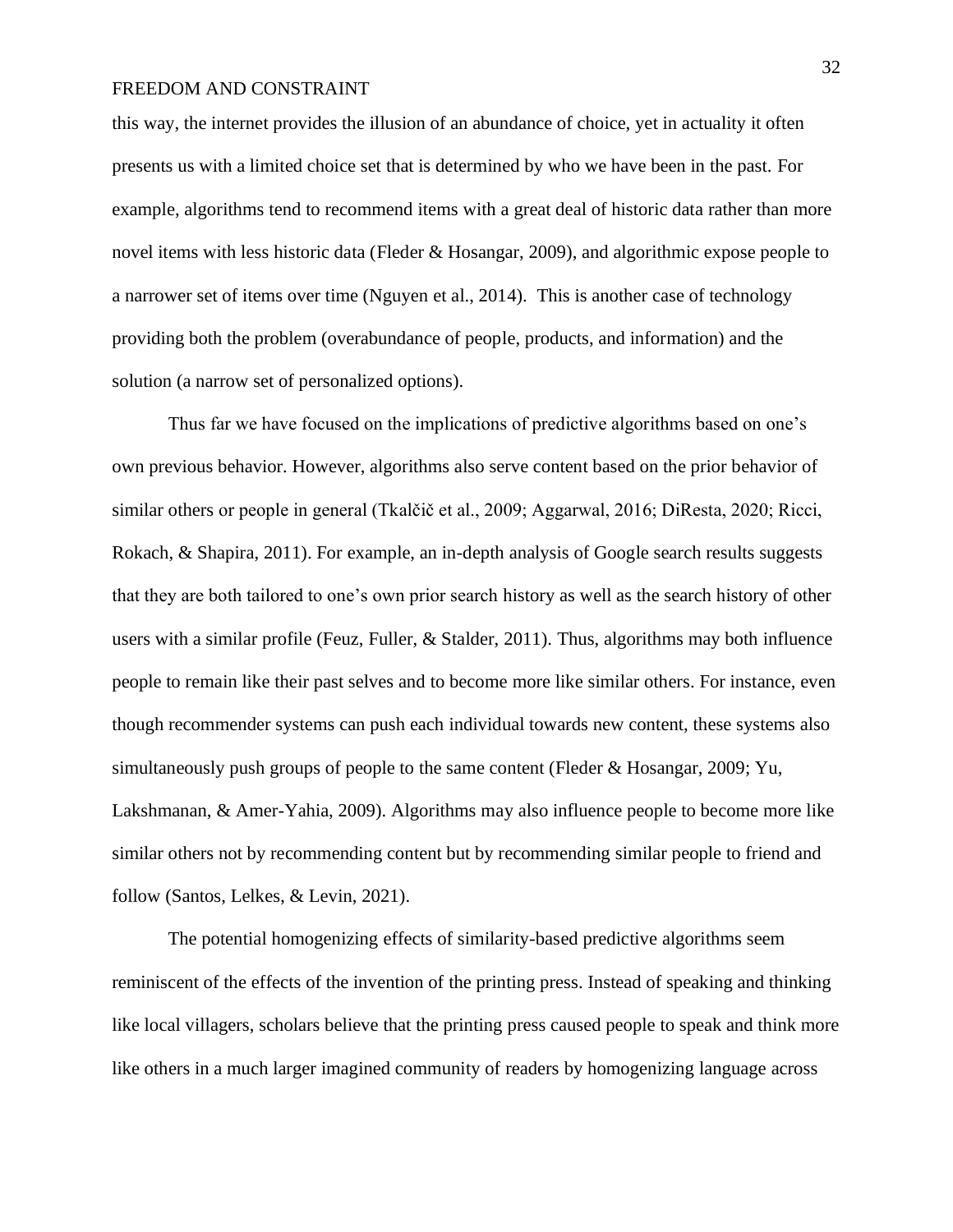this way, the internet provides the illusion of an abundance of choice, yet in actuality it often presents us with a limited choice set that is determined by who we have been in the past. For example, algorithms tend to recommend items with a great deal of historic data rather than more novel items with less historic data (Fleder & Hosangar, 2009), and algorithmic expose people to a narrower set of items over time (Nguyen et al., 2014). This is another case of technology providing both the problem (overabundance of people, products, and information) and the solution (a narrow set of personalized options).

Thus far we have focused on the implications of predictive algorithms based on one's own previous behavior. However, algorithms also serve content based on the prior behavior of similar others or people in general (Tkalčič et al., 2009; Aggarwal, 2016; DiResta, 2020; Ricci, Rokach, & Shapira, 2011). For example, an in-depth analysis of Google search results suggests that they are both tailored to one's own prior search history as well as the search history of other users with a similar profile (Feuz, Fuller, & Stalder, 2011). Thus, algorithms may both influence people to remain like their past selves and to become more like similar others. For instance, even though recommender systems can push each individual towards new content, these systems also simultaneously push groups of people to the same content (Fleder & Hosangar, 2009; Yu, Lakshmanan, & Amer-Yahia, 2009). Algorithms may also influence people to become more like similar others not by recommending content but by recommending similar people to friend and follow (Santos, Lelkes, & Levin, 2021).

The potential homogenizing effects of similarity-based predictive algorithms seem reminiscent of the effects of the invention of the printing press. Instead of speaking and thinking like local villagers, scholars believe that the printing press caused people to speak and think more like others in a much larger imagined community of readers by homogenizing language across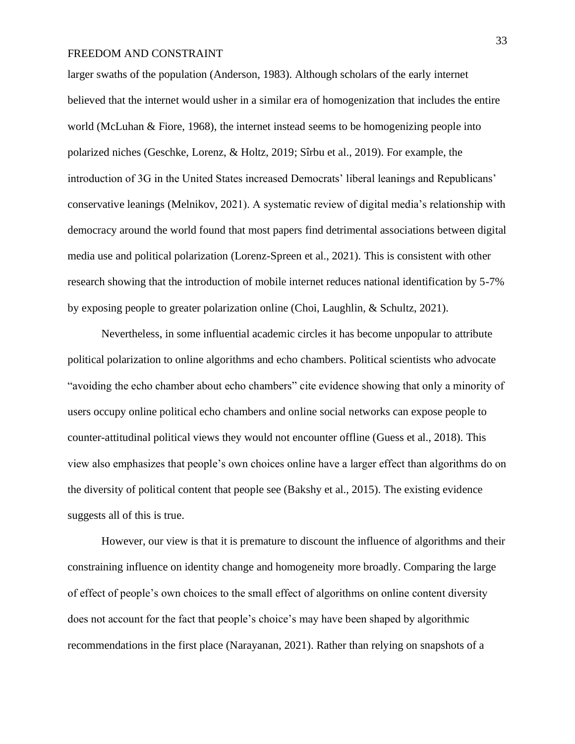larger swaths of the population (Anderson, 1983). Although scholars of the early internet believed that the internet would usher in a similar era of homogenization that includes the entire world (McLuhan & Fiore, 1968), the internet instead seems to be homogenizing people into polarized niches (Geschke, Lorenz, & Holtz, 2019; Sîrbu et al., 2019). For example, the introduction of 3G in the United States increased Democrats' liberal leanings and Republicans' conservative leanings (Melnikov, 2021). A systematic review of digital media's relationship with democracy around the world found that most papers find detrimental associations between digital media use and political polarization (Lorenz-Spreen et al., 2021). This is consistent with other research showing that the introduction of mobile internet reduces national identification by 5-7% by exposing people to greater polarization online (Choi, Laughlin, & Schultz, 2021).

Nevertheless, in some influential academic circles it has become unpopular to attribute political polarization to online algorithms and echo chambers. Political scientists who advocate "avoiding the echo chamber about echo chambers" cite evidence showing that only a minority of users occupy online political echo chambers and online social networks can expose people to counter-attitudinal political views they would not encounter offline (Guess et al., 2018). This view also emphasizes that people's own choices online have a larger effect than algorithms do on the diversity of political content that people see (Bakshy et al., 2015). The existing evidence suggests all of this is true.

However, our view is that it is premature to discount the influence of algorithms and their constraining influence on identity change and homogeneity more broadly. Comparing the large of effect of people's own choices to the small effect of algorithms on online content diversity does not account for the fact that people's choice's may have been shaped by algorithmic recommendations in the first place (Narayanan, 2021). Rather than relying on snapshots of a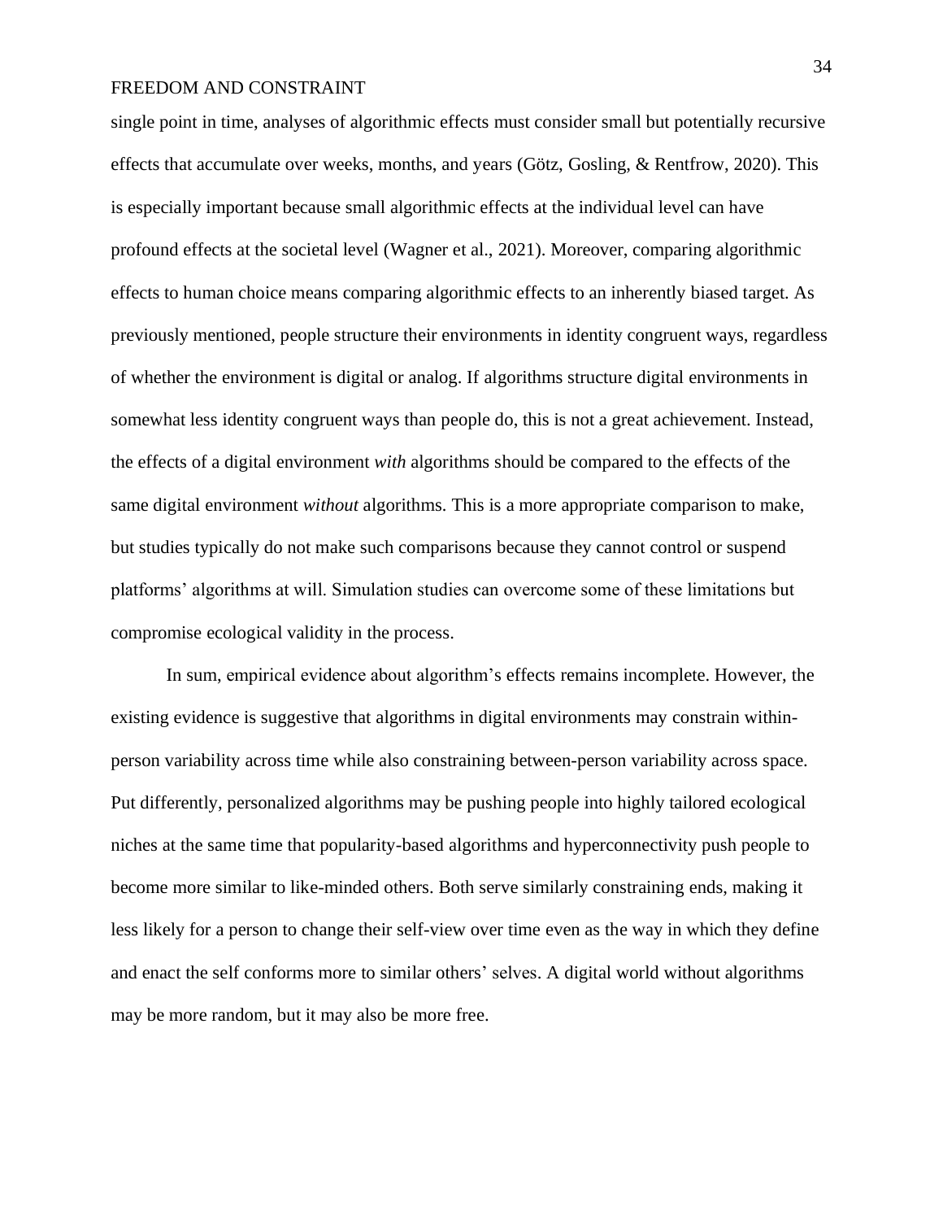single point in time, analyses of algorithmic effects must consider small but potentially recursive effects that accumulate over weeks, months, and years (Götz, Gosling, & Rentfrow, 2020). This is especially important because small algorithmic effects at the individual level can have profound effects at the societal level (Wagner et al., 2021). Moreover, comparing algorithmic effects to human choice means comparing algorithmic effects to an inherently biased target. As previously mentioned, people structure their environments in identity congruent ways, regardless of whether the environment is digital or analog. If algorithms structure digital environments in somewhat less identity congruent ways than people do, this is not a great achievement. Instead, the effects of a digital environment *with* algorithms should be compared to the effects of the same digital environment *without* algorithms. This is a more appropriate comparison to make, but studies typically do not make such comparisons because they cannot control or suspend platforms' algorithms at will. Simulation studies can overcome some of these limitations but compromise ecological validity in the process.

In sum, empirical evidence about algorithm's effects remains incomplete. However, the existing evidence is suggestive that algorithms in digital environments may constrain within-person variability across time while also constraining between-person variability across space. Put differently, personalized algorithms may be pushing people into highly tailored ecological niches at the same time that popularity-based algorithms and hyperconnectivity push people to become more similar to like-minded others. Both serve similarly constraining ends, making it less likely for a person to change their self-view over time even as the way in which they define and enact the self conforms more to similar others' selves. A digital world without algorithms may be more random, but it may also be more free.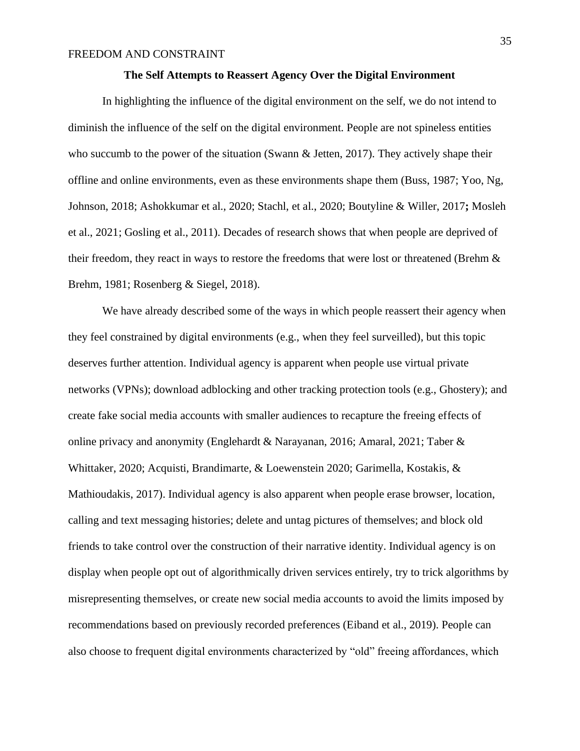**The Self Attempts to Reassert Agency Over the Digital Environment**

In highlighting the influence of the digital environment on the self, we do not intend to diminish the influence of the self on the digital environment. People are not spineless entities who succumb to the power of the situation (Swann & Jetten, 2017). They actively shape their offline and online environments, even as these environments shape them (Buss, 1987; Yoo, Ng, Johnson, 2018; Ashokkumar et al., 2020; Stachl, et al., 2020; Boutyline & Willer, 2017**;** Mosleh et al., 2021; Gosling et al., 2011). Decades of research shows that when people are deprived of their freedom, they react in ways to restore the freedoms that were lost or threatened (Brehm & Brehm, 1981; Rosenberg & Siegel, 2018).

We have already described some of the ways in which people reassert their agency when they feel constrained by digital environments (e.g., when they feel surveilled), but this topic deserves further attention. Individual agency is apparent when people use virtual private networks (VPNs); download adblocking and other tracking protection tools (e.g., Ghostery); and create fake social media accounts with smaller audiences to recapture the freeing effects of online privacy and anonymity (Englehardt & Narayanan, 2016; Amaral, 2021; Taber & Whittaker, 2020; Acquisti, Brandimarte, & Loewenstein 2020; Garimella, Kostakis, & Mathioudakis, 2017). Individual agency is also apparent when people erase browser, location, calling and text messaging histories; delete and untag pictures of themselves; and block old friends to take control over the construction of their narrative identity. Individual agency is on display when people opt out of algorithmically driven services entirely, try to trick algorithms by misrepresenting themselves, or create new social media accounts to avoid the limits imposed by recommendations based on previously recorded preferences (Eiband et al., 2019). People can also choose to frequent digital environments characterized by "old" freeing affordances, which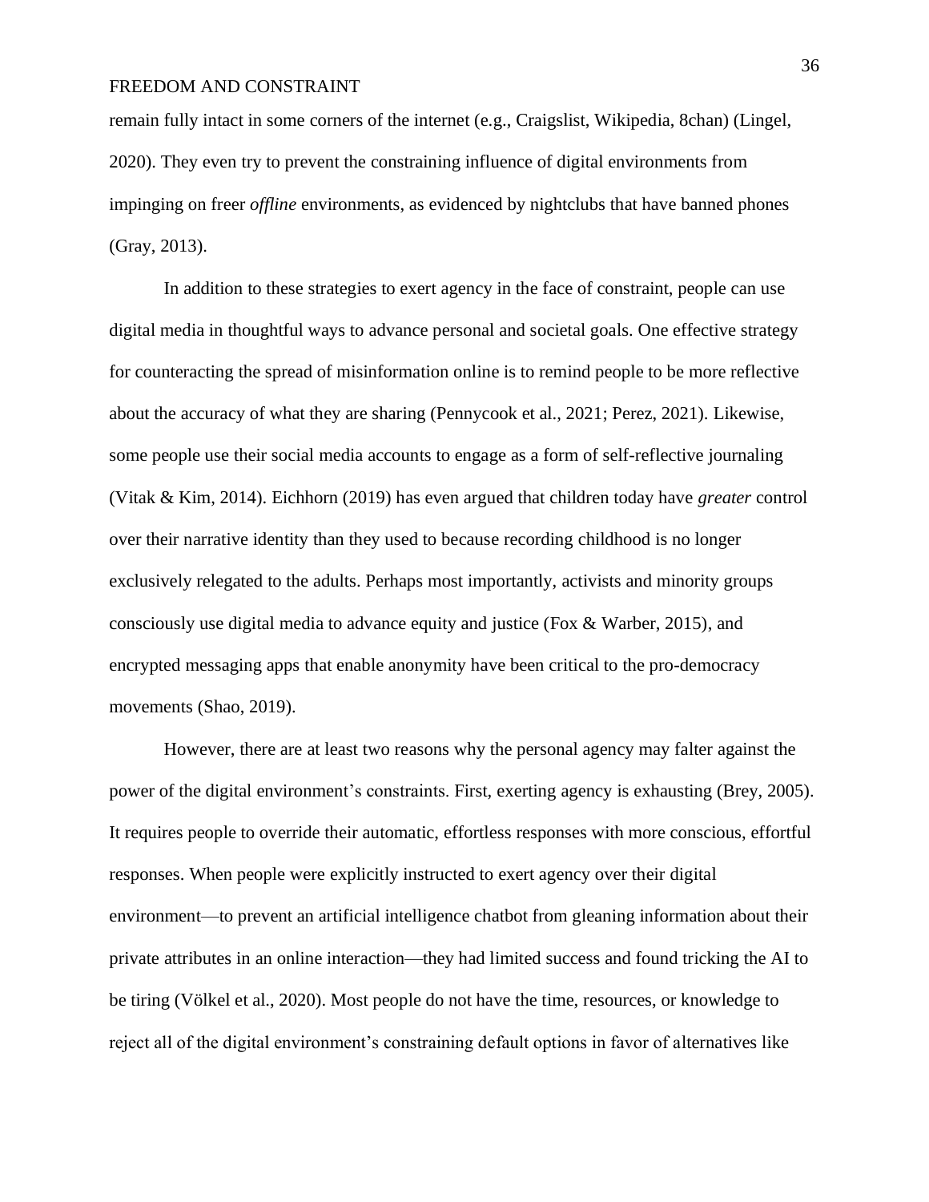remain fully intact in some corners of the internet (e.g., Craigslist, Wikipedia, 8chan) (Lingel, 2020). They even try to prevent the constraining influence of digital environments from impinging on freer *offline* environments, as evidenced by nightclubs that have banned phones (Gray, 2013).

In addition to these strategies to exert agency in the face of constraint, people can use digital media in thoughtful ways to advance personal and societal goals. One effective strategy for counteracting the spread of misinformation online is to remind people to be more reflective about the accuracy of what they are sharing (Pennycook et al., 2021; Perez, 2021). Likewise, some people use their social media accounts to engage as a form of self-reflective journaling (Vitak & Kim, 2014). Eichhorn (2019) has even argued that children today have *greater* control over their narrative identity than they used to because recording childhood is no longer exclusively relegated to the adults. Perhaps most importantly, activists and minority groups consciously use digital media to advance equity and justice (Fox & Warber, 2015), and encrypted messaging apps that enable anonymity have been critical to the pro-democracy movements (Shao, 2019).

However, there are at least two reasons why the personal agency may falter against the power of the digital environment's constraints. First, exerting agency is exhausting (Brey, 2005). It requires people to override their automatic, effortless responses with more conscious, effortful responses. When people were explicitly instructed to exert agency over their digital environment—to prevent an artificial intelligence chatbot from gleaning information about their private attributes in an online interaction—they had limited success and found tricking the AI to be tiring (Völkel et al., 2020). Most people do not have the time, resources, or knowledge to reject all of the digital environment's constraining default options in favor of alternatives like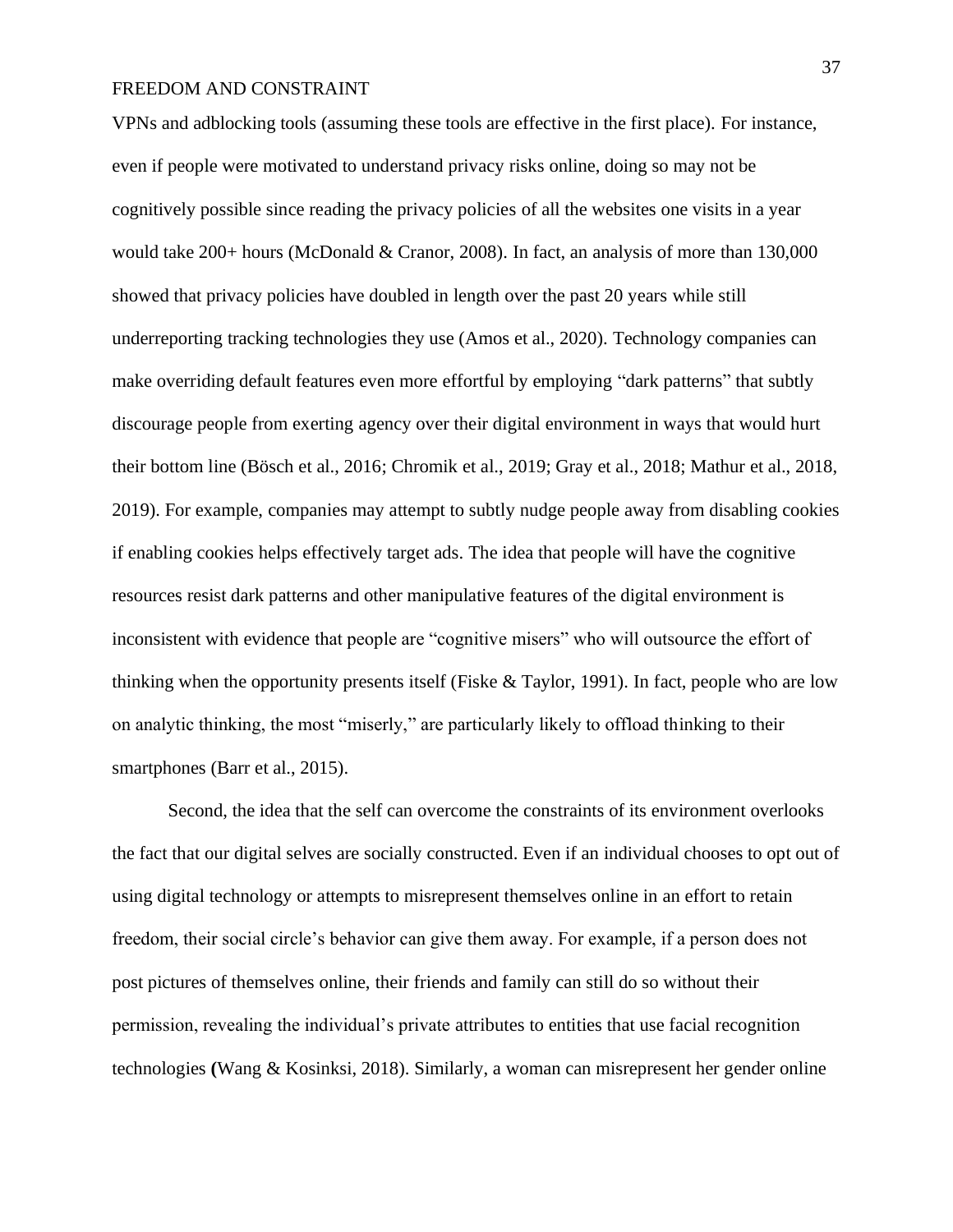VPNs and adblocking tools (assuming these tools are effective in the first place). For instance, even if people were motivated to understand privacy risks online, doing so may not be cognitively possible since reading the privacy policies of all the websites one visits in a year would take 200+ hours (McDonald & Cranor, 2008). In fact, an analysis of more than 130,000 showed that privacy policies have doubled in length over the past 20 years while still underreporting tracking technologies they use (Amos et al., 2020). Technology companies can make overriding default features even more effortful by employing "dark patterns" that subtly discourage people from exerting agency over their digital environment in ways that would hurt their bottom line (Bösch et al., 2016; Chromik et al., 2019; Gray et al., 2018; Mathur et al., 2018, 2019). For example, companies may attempt to subtly nudge people away from disabling cookies if enabling cookies helps effectively target ads. The idea that people will have the cognitive resources resist dark patterns and other manipulative features of the digital environment is inconsistent with evidence that people are "cognitive misers" who will outsource the effort of thinking when the opportunity presents itself (Fiske & Taylor, 1991). In fact, people who are low on analytic thinking, the most "miserly," are particularly likely to offload thinking to their smartphones (Barr et al., 2015).

Second, the idea that the self can overcome the constraints of its environment overlooks the fact that our digital selves are socially constructed. Even if an individual chooses to opt out of using digital technology or attempts to misrepresent themselves online in an effort to retain freedom, their social circle's behavior can give them away. For example, if a person does not post pictures of themselves online, their friends and family can still do so without their permission, revealing the individual's private attributes to entities that use facial recognition technologies (Wang & Kosinksi, 2018). Similarly, a woman can misrepresent her gender online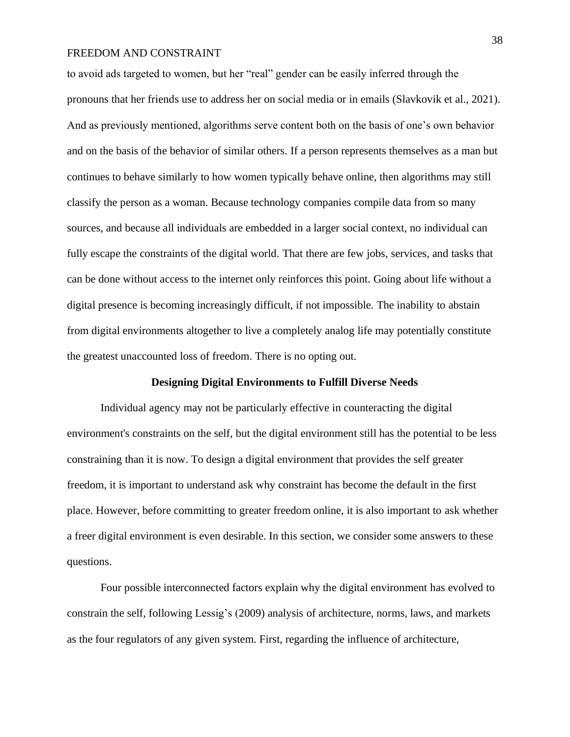to avoid ads targeted to women, but her "real" gender can be easily inferred through the pronouns that her friends use to address her on social media or in emails (Slavkovik et al., 2021). And as previously mentioned, algorithms serve content both on the basis of one's own behavior and on the basis of the behavior of similar others. If a person represents themselves as a man but continues to behave similarly to how women typically behave online, then algorithms may still classify the person as a woman. Because technology companies compile data from so many sources, and because all individuals are embedded in a larger social context, no individual can fully escape the constraints of the digital world. That there are few jobs, services, and tasks that can be done without access to the internet only reinforces this point. Going about life without a digital presence is becoming increasingly difficult, if not impossible. The inability to abstain from digital environments altogether to live a completely analog life may potentially constitute the greatest unaccounted loss of freedom. There is no opting out.

## Designing Digital Environments to Fulfill Diverse Needs

Individual agency may not be particularly effective in counteracting the digital environment's constraints on the self, but the digital environment still has the potential to be less constraining than it is now. To design a digital environment that provides the self greater freedom, it is important to understand ask why constraint has become the default in the first place. However, before committing to greater freedom online, it is also important to ask whether a freer digital environment is even desirable. In this section, we consider some answers to these questions.

Four possible interconnected factors explain why the digital environment has evolved to constrain the self, following Lessig's (2009) analysis of architecture, norms, laws, and markets as the four regulators of any given system. First, regarding the influence of architecture,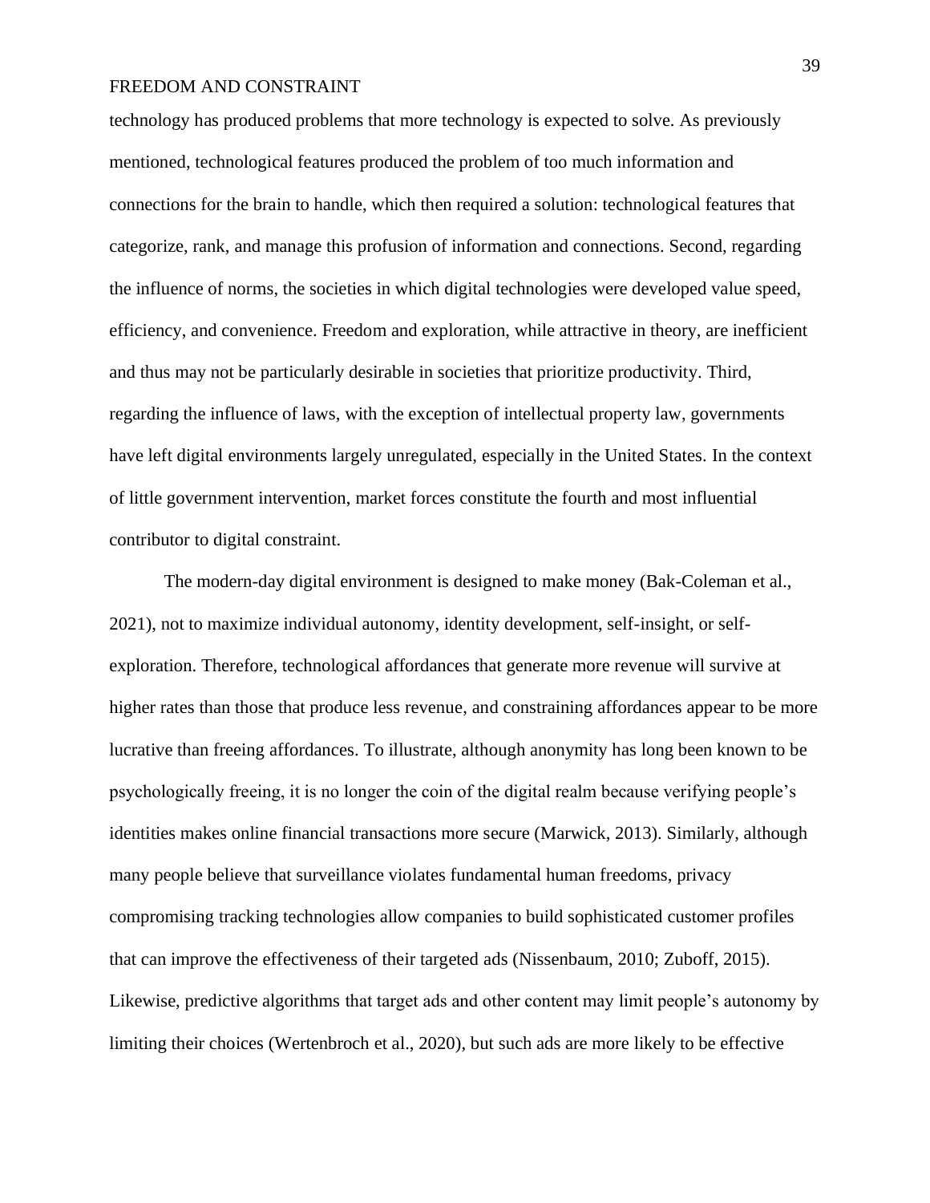technology has produced problems that more technology is expected to solve. As previously mentioned, technological features produced the problem of too much information and connections for the brain to handle, which then required a solution: technological features that categorize, rank, and manage this profusion of information and connections. Second, regarding the influence of norms, the societies in which digital technologies were developed value speed, efficiency, and convenience. Freedom and exploration, while attractive in theory, are inefficient and thus may not be particularly desirable in societies that prioritize productivity. Third, regarding the influence of laws, with the exception of intellectual property law, governments have left digital environments largely unregulated, especially in the United States. In the context of little government intervention, market forces constitute the fourth and most influential contributor to digital constraint.

The modern-day digital environment is designed to make money (Bak-Coleman et al., 2021), not to maximize individual autonomy, identity development, self-insight, or self-exploration. Therefore, technological affordances that generate more revenue will survive at higher rates than those that produce less revenue, and constraining affordances appear to be more lucrative than freeing affordances. To illustrate, although anonymity has long been known to be psychologically freeing, it is no longer the coin of the digital realm because verifying people's identities makes online financial transactions more secure (Marwick, 2013). Similarly, although many people believe that surveillance violates fundamental human freedoms, privacy compromising tracking technologies allow companies to build sophisticated customer profiles that can improve the effectiveness of their targeted ads (Nissenbaum, 2010; Zuboff, 2015). Likewise, predictive algorithms that target ads and other content may limit people's autonomy by limiting their choices (Wertenbroch et al., 2020), but such ads are more likely to be effective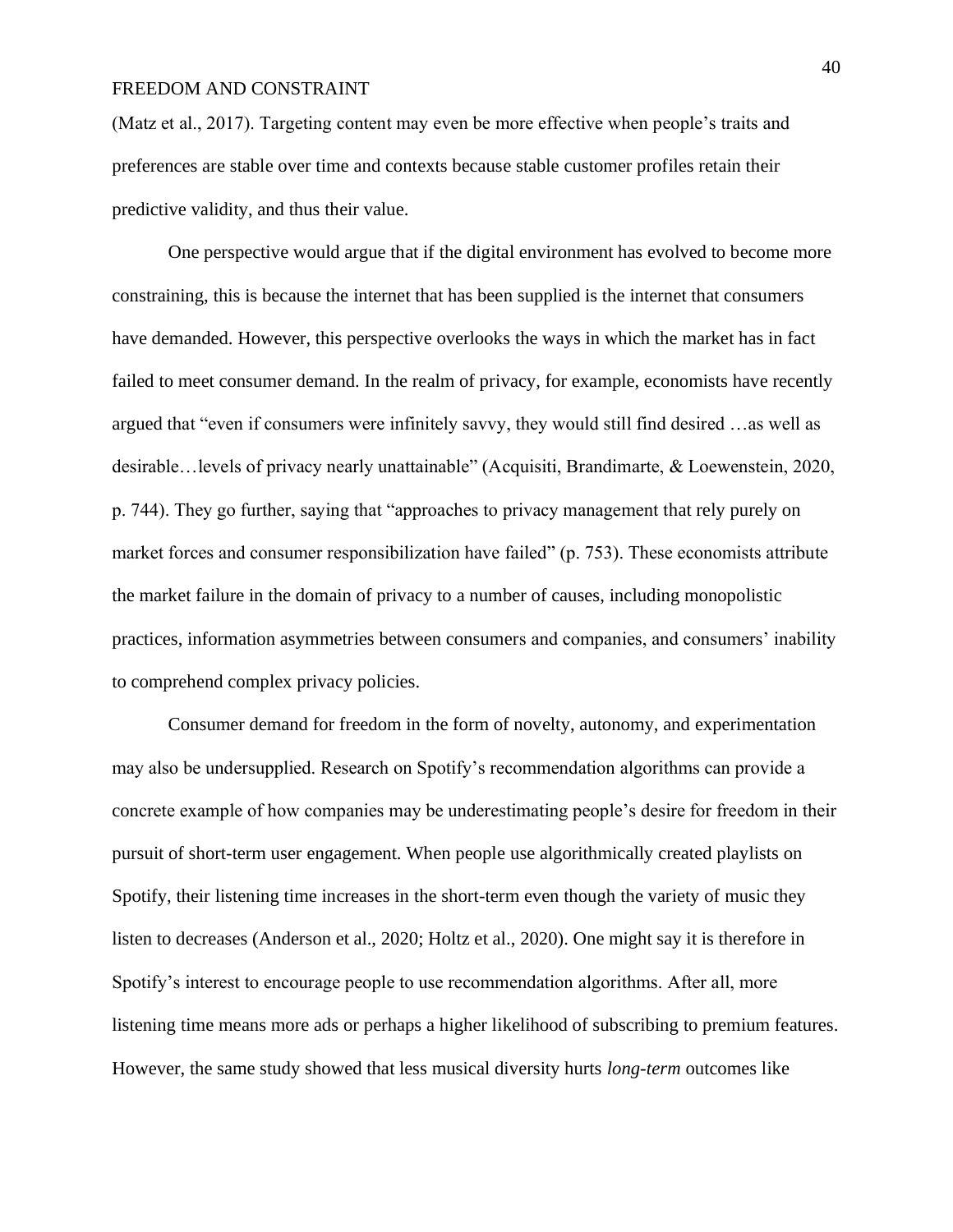(Matz et al., 2017). Targeting content may even be more effective when people's traits and preferences are stable over time and contexts because stable customer profiles retain their predictive validity, and thus their value.

One perspective would argue that if the digital environment has evolved to become more constraining, this is because the internet that has been supplied is the internet that consumers have demanded. However, this perspective overlooks the ways in which the market has in fact failed to meet consumer demand. In the realm of privacy, for example, economists have recently argued that "even if consumers were infinitely savvy, they would still find desired …as well as desirable…levels of privacy nearly unattainable" (Acquisiti, Brandimarte, & Loewenstein, 2020, p. 744). They go further, saying that "approaches to privacy management that rely purely on market forces and consumer responsibilization have failed" (p. 753). These economists attribute the market failure in the domain of privacy to a number of causes, including monopolistic practices, information asymmetries between consumers and companies, and consumers' inability to comprehend complex privacy policies.

Consumer demand for freedom in the form of novelty, autonomy, and experimentation may also be undersupplied. Research on Spotify's recommendation algorithms can provide a concrete example of how companies may be underestimating people's desire for freedom in their pursuit of short-term user engagement. When people use algorithmically created playlists on Spotify, their listening time increases in the short-term even though the variety of music they listen to decreases (Anderson et al., 2020; Holtz et al., 2020). One might say it is therefore in Spotify's interest to encourage people to use recommendation algorithms. After all, more listening time means more ads or perhaps a higher likelihood of subscribing to premium features. However, the same study showed that less musical diversity hurts *long-term* outcomes like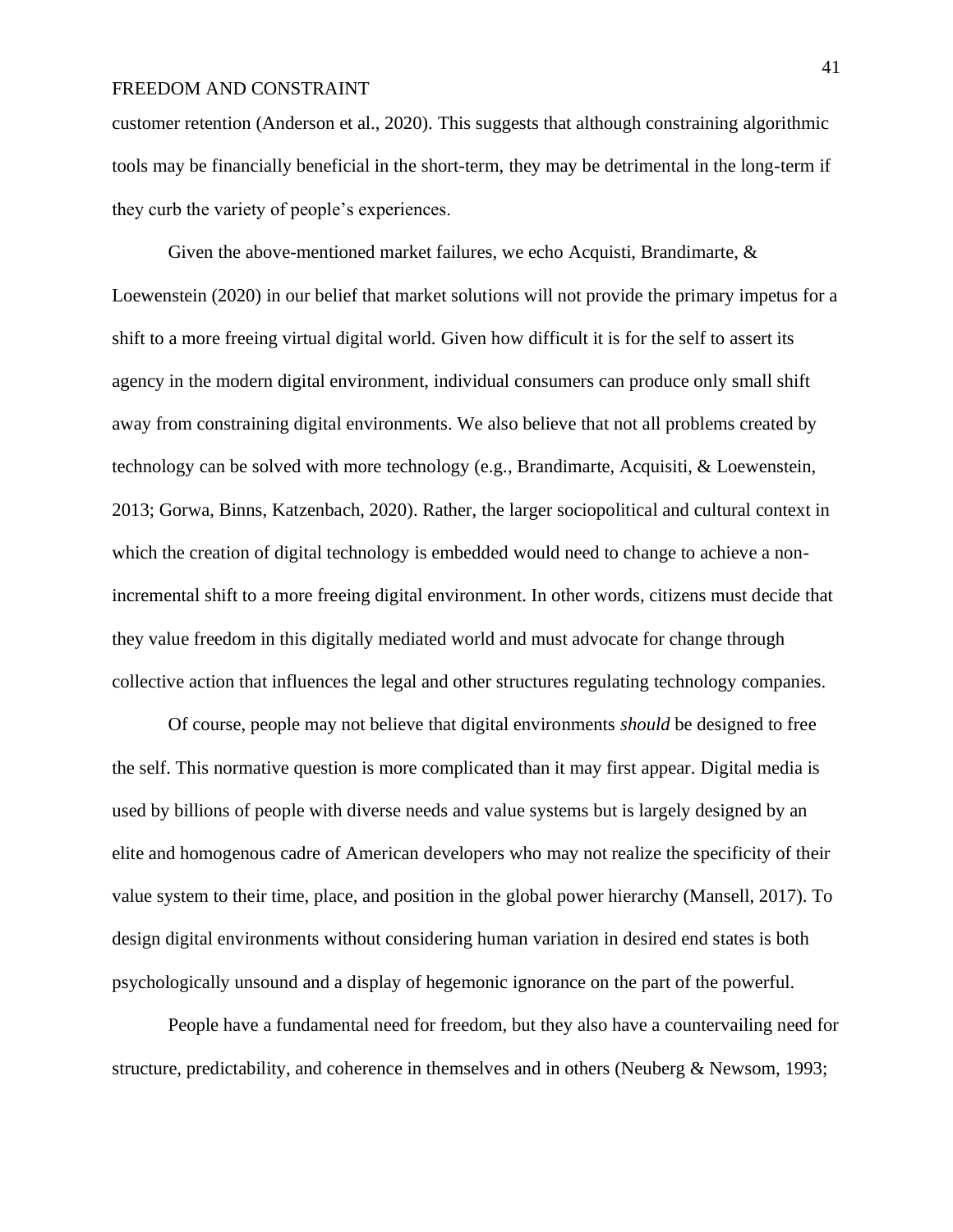customer retention (Anderson et al., 2020). This suggests that although constraining algorithmic tools may be financially beneficial in the short-term, they may be detrimental in the long-term if they curb the variety of people's experiences.

Given the above-mentioned market failures, we echo Acquisti, Brandimarte, & Loewenstein (2020) in our belief that market solutions will not provide the primary impetus for a shift to a more freeing virtual digital world. Given how difficult it is for the self to assert its agency in the modern digital environment, individual consumers can produce only small shift away from constraining digital environments. We also believe that not all problems created by technology can be solved with more technology (e.g., Brandimarte, Acquisiti, & Loewenstein, 2013; Gorwa, Binns, Katzenbach, 2020). Rather, the larger sociopolitical and cultural context in which the creation of digital technology is embedded would need to change to achieve a non-incremental shift to a more freeing digital environment. In other words, citizens must decide that they value freedom in this digitally mediated world and must advocate for change through collective action that influences the legal and other structures regulating technology companies.

Of course, people may not believe that digital environments *should* be designed to free the self. This normative question is more complicated than it may first appear. Digital media is used by billions of people with diverse needs and value systems but is largely designed by an elite and homogenous cadre of American developers who may not realize the specificity of their value system to their time, place, and position in the global power hierarchy (Mansell, 2017). To design digital environments without considering human variation in desired end states is both psychologically unsound and a display of hegemonic ignorance on the part of the powerful.

People have a fundamental need for freedom, but they also have a countervailing need for structure, predictability, and coherence in themselves and in others (Neuberg & Newsom, 1993;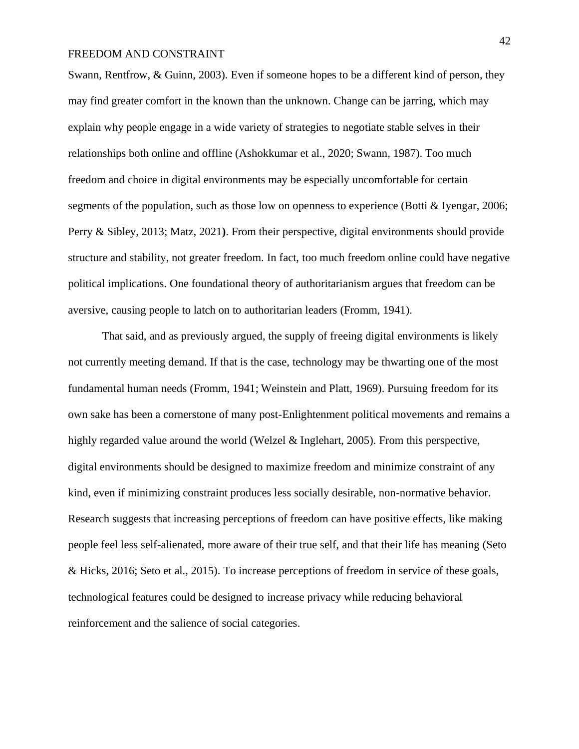Swann, Rentfrow, & Guinn, 2003). Even if someone hopes to be a different kind of person, they may find greater comfort in the known than the unknown. Change can be jarring, which may explain why people engage in a wide variety of strategies to negotiate stable selves in their relationships both online and offline (Ashokkumar et al., 2020; Swann, 1987). Too much freedom and choice in digital environments may be especially uncomfortable for certain segments of the population, such as those low on openness to experience (Botti & Iyengar, 2006; Perry & Sibley, 2013; Matz, 2021**)**. From their perspective, digital environments should provide structure and stability, not greater freedom. In fact, too much freedom online could have negative political implications. One foundational theory of authoritarianism argues that freedom can be aversive, causing people to latch on to authoritarian leaders (Fromm, 1941).

That said, and as previously argued, the supply of freeing digital environments is likely not currently meeting demand. If that is the case, technology may be thwarting one of the most fundamental human needs (Fromm, 1941; Weinstein and Platt, 1969). Pursuing freedom for its own sake has been a cornerstone of many post-Enlightenment political movements and remains a highly regarded value around the world (Welzel & Inglehart, 2005). From this perspective, digital environments should be designed to maximize freedom and minimize constraint of any kind, even if minimizing constraint produces less socially desirable, non-normative behavior. Research suggests that increasing perceptions of freedom can have positive effects, like making people feel less self-alienated, more aware of their true self, and that their life has meaning (Seto & Hicks, 2016; Seto et al., 2015). To increase perceptions of freedom in service of these goals, technological features could be designed to increase privacy while reducing behavioral reinforcement and the salience of social categories.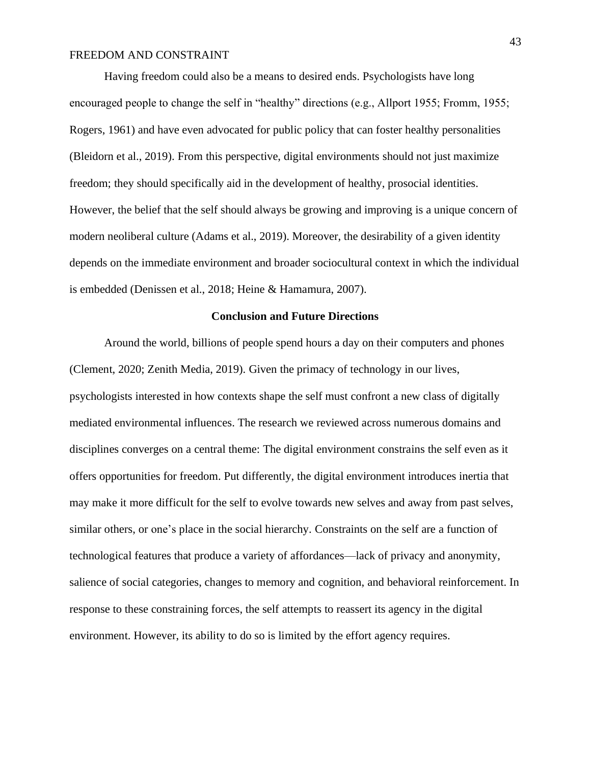Having freedom could also be a means to desired ends. Psychologists have long encouraged people to change the self in "healthy" directions (e.g., Allport 1955; Fromm, 1955; Rogers, 1961) and have even advocated for public policy that can foster healthy personalities (Bleidorn et al., 2019). From this perspective, digital environments should not just maximize freedom; they should specifically aid in the development of healthy, prosocial identities. However, the belief that the self should always be growing and improving is a unique concern of modern neoliberal culture (Adams et al., 2019). Moreover, the desirability of a given identity depends on the immediate environment and broader sociocultural context in which the individual is embedded (Denissen et al., 2018; Heine & Hamamura, 2007).

## Conclusion and Future Directions

Around the world, billions of people spend hours a day on their computers and phones (Clement, 2020; Zenith Media, 2019). Given the primacy of technology in our lives, psychologists interested in how contexts shape the self must confront a new class of digitally mediated environmental influences. The research we reviewed across numerous domains and disciplines converges on a central theme: The digital environment constrains the self even as it offers opportunities for freedom. Put differently, the digital environment introduces inertia that may make it more difficult for the self to evolve towards new selves and away from past selves, similar others, or one's place in the social hierarchy. Constraints on the self are a function of technological features that produce a variety of affordances—lack of privacy and anonymity, salience of social categories, changes to memory and cognition, and behavioral reinforcement. In response to these constraining forces, the self attempts to reassert its agency in the digital environment. However, its ability to do so is limited by the effort agency requires.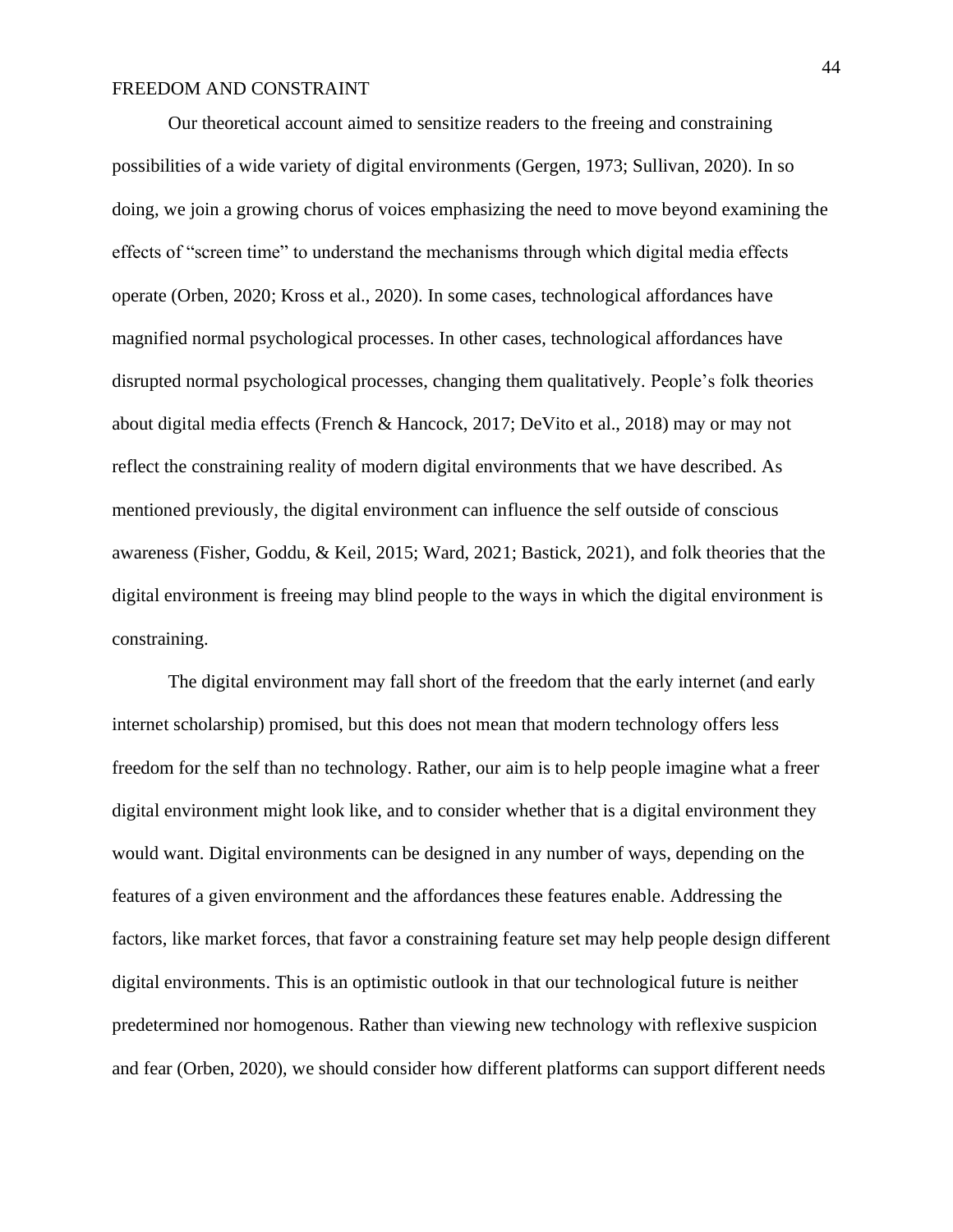Our theoretical account aimed to sensitize readers to the freeing and constraining possibilities of a wide variety of digital environments (Gergen, 1973; Sullivan, 2020). In so doing, we join a growing chorus of voices emphasizing the need to move beyond examining the effects of "screen time" to understand the mechanisms through which digital media effects operate (Orben, 2020; Kross et al., 2020). In some cases, technological affordances have magnified normal psychological processes. In other cases, technological affordances have disrupted normal psychological processes, changing them qualitatively. People's folk theories about digital media effects (French & Hancock, 2017; DeVito et al., 2018) may or may not reflect the constraining reality of modern digital environments that we have described. As mentioned previously, the digital environment can influence the self outside of conscious awareness (Fisher, Goddu, & Keil, 2015; Ward, 2021; Bastick, 2021), and folk theories that the digital environment is freeing may blind people to the ways in which the digital environment is constraining.

The digital environment may fall short of the freedom that the early internet (and early internet scholarship) promised, but this does not mean that modern technology offers less freedom for the self than no technology. Rather, our aim is to help people imagine what a freer digital environment might look like, and to consider whether that is a digital environment they would want. Digital environments can be designed in any number of ways, depending on the features of a given environment and the affordances these features enable. Addressing the factors, like market forces, that favor a constraining feature set may help people design different digital environments. This is an optimistic outlook in that our technological future is neither predetermined nor homogenous. Rather than viewing new technology with reflexive suspicion and fear (Orben, 2020), we should consider how different platforms can support different needs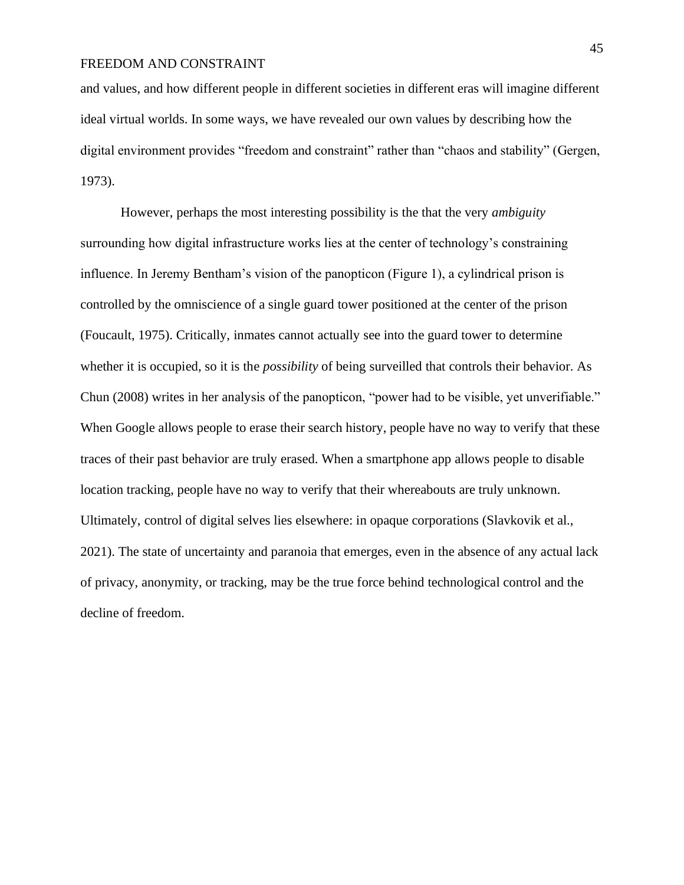and values, and how different people in different societies in different eras will imagine different ideal virtual worlds. In some ways, we have revealed our own values by describing how the digital environment provides "freedom and constraint" rather than "chaos and stability" (Gergen, 1973).

However, perhaps the most interesting possibility is the that the very *ambiguity* surrounding how digital infrastructure works lies at the center of technology's constraining influence. In Jeremy Bentham's vision of the panopticon (Figure 1), a cylindrical prison is controlled by the omniscience of a single guard tower positioned at the center of the prison (Foucault, 1975). Critically, inmates cannot actually see into the guard tower to determine whether it is occupied, so it is the *possibility* of being surveilled that controls their behavior. As Chun (2008) writes in her analysis of the panopticon, "power had to be visible, yet unverifiable." When Google allows people to erase their search history, people have no way to verify that these traces of their past behavior are truly erased. When a smartphone app allows people to disable location tracking, people have no way to verify that their whereabouts are truly unknown. Ultimately, control of digital selves lies elsewhere: in opaque corporations (Slavkovik et al., 2021). The state of uncertainty and paranoia that emerges, even in the absence of any actual lack of privacy, anonymity, or tracking, may be the true force behind technological control and the decline of freedom.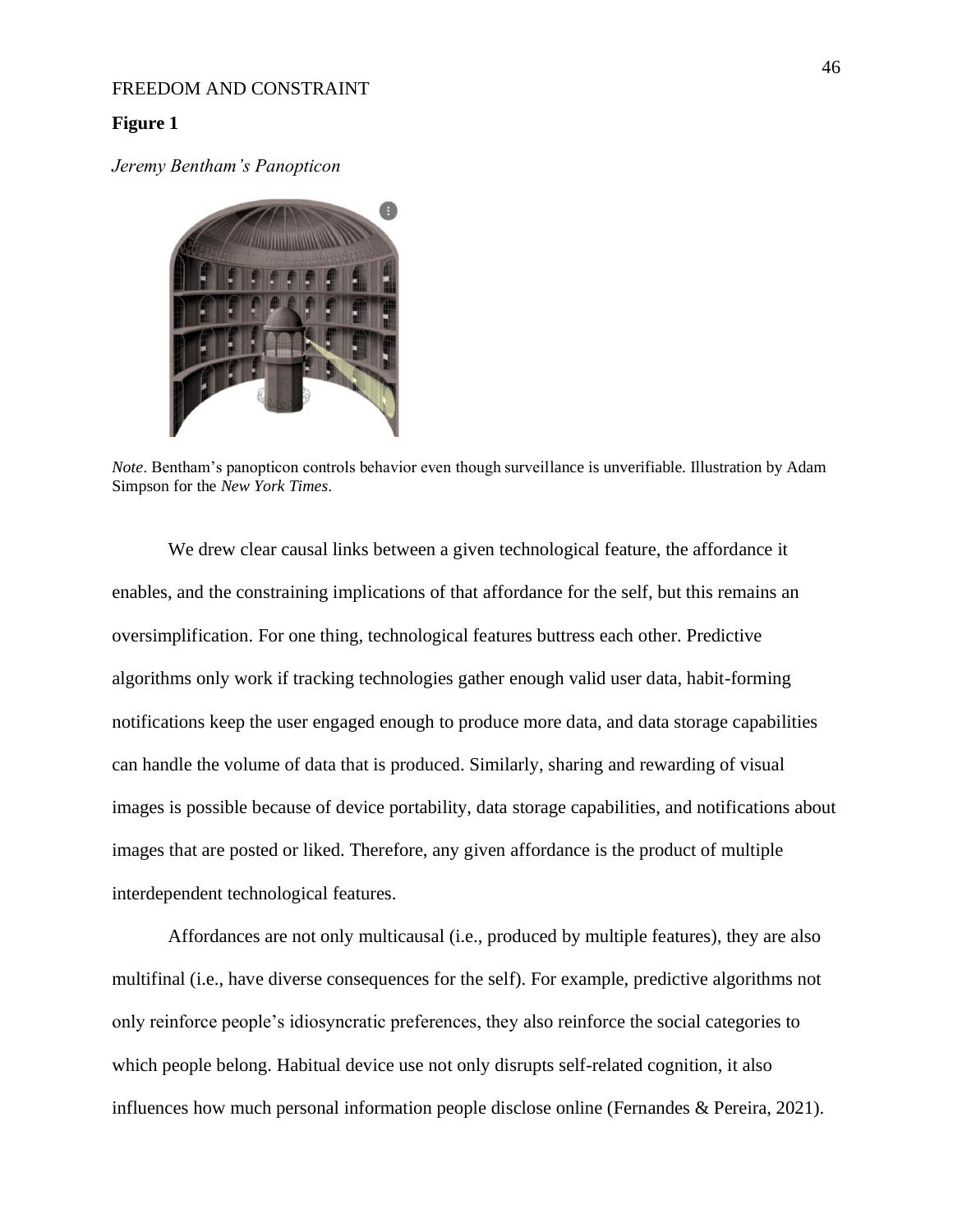**Figure 1**

*Jeremy Bentham's Panopticon*

*Note*. Bentham's panopticon controls behavior even though surveillance is unverifiable. Illustration by Adam Simpson for the *New York Times*.

We drew clear causal links between a given technological feature, the affordance it enables, and the constraining implications of that affordance for the self, but this remains an oversimplification. For one thing, technological features buttress each other. Predictive algorithms only work if tracking technologies gather enough valid user data, habit-forming notifications keep the user engaged enough to produce more data, and data storage capabilities can handle the volume of data that is produced. Similarly, sharing and rewarding of visual images is possible because of device portability, data storage capabilities, and notifications about images that are posted or liked. Therefore, any given affordance is the product of multiple interdependent technological features.

Affordances are not only multicausal (i.e., produced by multiple features), they are also multifinal (i.e., have diverse consequences for the self). For example, predictive algorithms not only reinforce people's idiosyncratic preferences, they also reinforce the social categories to which people belong. Habitual device use not only disrupts self-related cognition, it also influences how much personal information people disclose online (Fernandes & Pereira, 2021).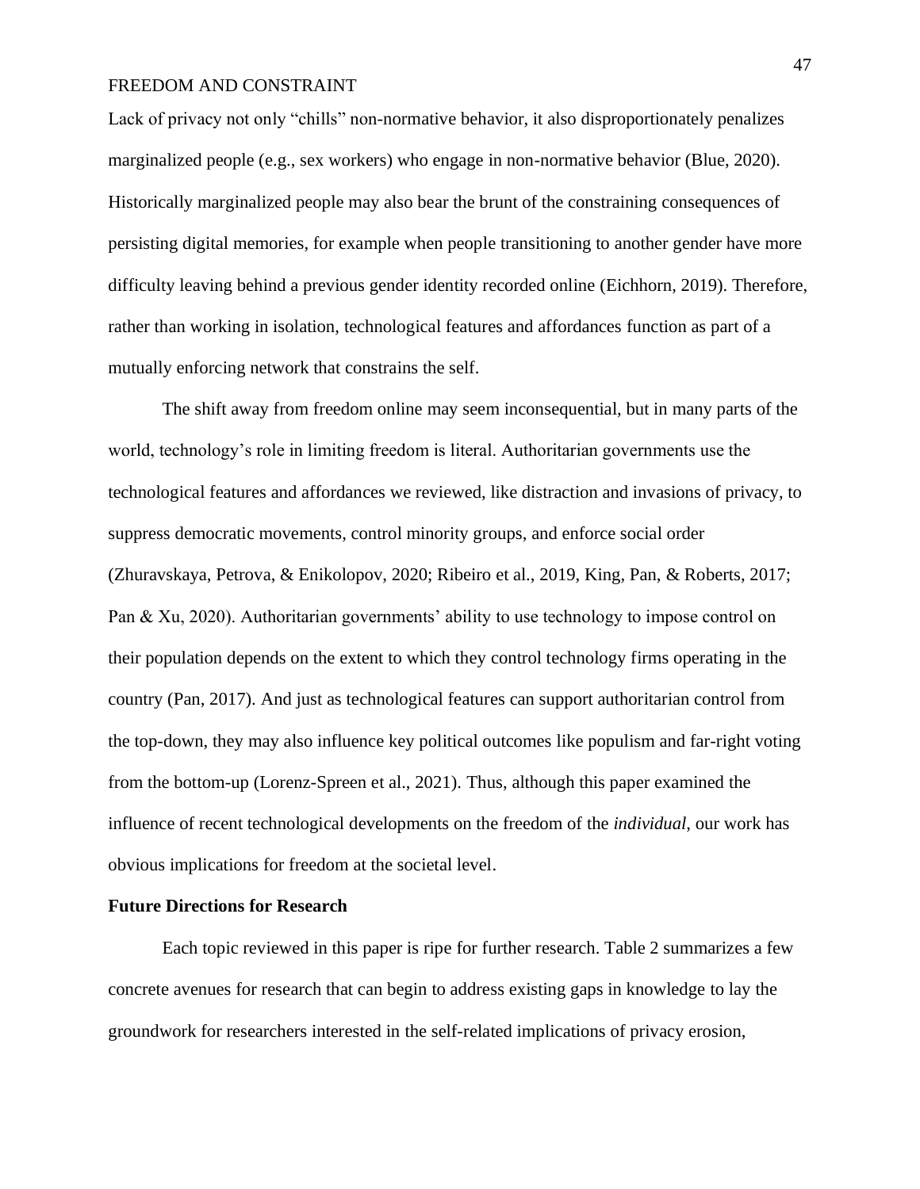Lack of privacy not only "chills" non-normative behavior, it also disproportionately penalizes marginalized people (e.g., sex workers) who engage in non-normative behavior (Blue, 2020). Historically marginalized people may also bear the brunt of the constraining consequences of persisting digital memories, for example when people transitioning to another gender have more difficulty leaving behind a previous gender identity recorded online (Eichhorn, 2019). Therefore, rather than working in isolation, technological features and affordances function as part of a mutually enforcing network that constrains the self.

The shift away from freedom online may seem inconsequential, but in many parts of the world, technology's role in limiting freedom is literal. Authoritarian governments use the technological features and affordances we reviewed, like distraction and invasions of privacy, to suppress democratic movements, control minority groups, and enforce social order (Zhuravskaya, Petrova, & Enikolopov, 2020; Ribeiro et al., 2019, King, Pan, & Roberts, 2017; Pan & Xu, 2020). Authoritarian governments' ability to use technology to impose control on their population depends on the extent to which they control technology firms operating in the country (Pan, 2017). And just as technological features can support authoritarian control from the top-down, they may also influence key political outcomes like populism and far-right voting from the bottom-up (Lorenz-Spreen et al., 2021). Thus, although this paper examined the influence of recent technological developments on the freedom of the *individual*, our work has obvious implications for freedom at the societal level.

**Future Directions for Research**

Each topic reviewed in this paper is ripe for further research. Table 2 summarizes a few concrete avenues for research that can begin to address existing gaps in knowledge to lay the groundwork for researchers interested in the self-related implications of privacy erosion,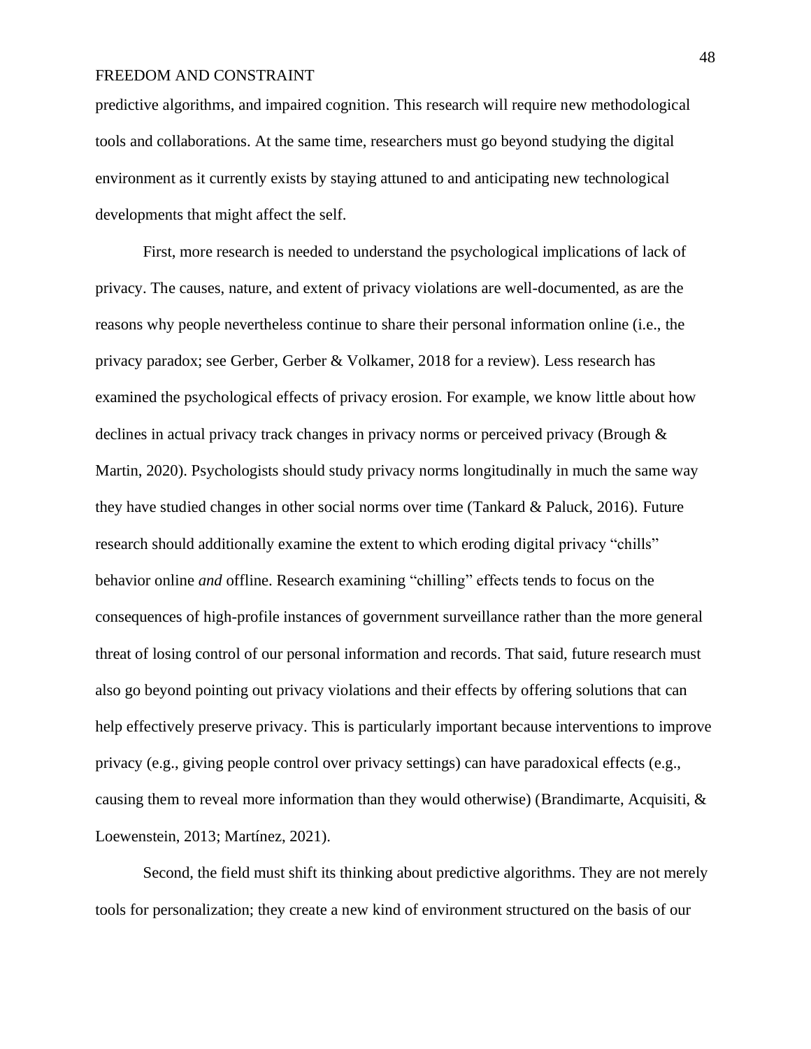predictive algorithms, and impaired cognition. This research will require new methodological tools and collaborations. At the same time, researchers must go beyond studying the digital environment as it currently exists by staying attuned to and anticipating new technological developments that might affect the self.

First, more research is needed to understand the psychological implications of lack of privacy. The causes, nature, and extent of privacy violations are well-documented, as are the reasons why people nevertheless continue to share their personal information online (i.e., the privacy paradox; see Gerber, Gerber & Volkamer, 2018 for a review). Less research has examined the psychological effects of privacy erosion. For example, we know little about how declines in actual privacy track changes in privacy norms or perceived privacy (Brough & Martin, 2020). Psychologists should study privacy norms longitudinally in much the same way they have studied changes in other social norms over time (Tankard & Paluck, 2016). Future research should additionally examine the extent to which eroding digital privacy "chills" behavior online *and* offline. Research examining "chilling" effects tends to focus on the consequences of high-profile instances of government surveillance rather than the more general threat of losing control of our personal information and records. That said, future research must also go beyond pointing out privacy violations and their effects by offering solutions that can help effectively preserve privacy. This is particularly important because interventions to improve privacy (e.g., giving people control over privacy settings) can have paradoxical effects (e.g., causing them to reveal more information than they would otherwise) (Brandimarte, Acquisiti, & Loewenstein, 2013; Martínez, 2021).

Second, the field must shift its thinking about predictive algorithms. They are not merely tools for personalization; they create a new kind of environment structured on the basis of our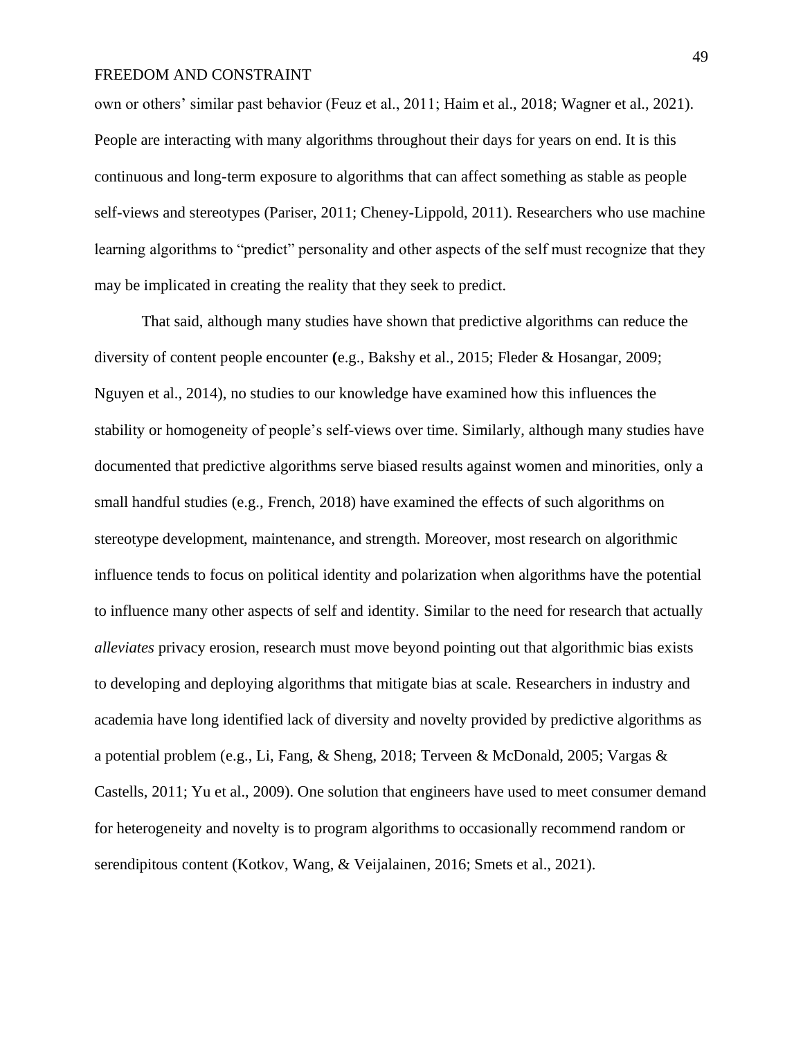own or others' similar past behavior (Feuz et al., 2011; Haim et al., 2018; Wagner et al., 2021). People are interacting with many algorithms throughout their days for years on end. It is this continuous and long-term exposure to algorithms that can affect something as stable as people self-views and stereotypes (Pariser, 2011; Cheney-Lippold, 2011). Researchers who use machine learning algorithms to "predict" personality and other aspects of the self must recognize that they may be implicated in creating the reality that they seek to predict.

That said, although many studies have shown that predictive algorithms can reduce the diversity of content people encounter **(**e.g., Bakshy et al., 2015; Fleder & Hosangar, 2009; Nguyen et al., 2014), no studies to our knowledge have examined how this influences the stability or homogeneity of people's self-views over time. Similarly, although many studies have documented that predictive algorithms serve biased results against women and minorities, only a small handful studies (e.g., French, 2018) have examined the effects of such algorithms on stereotype development, maintenance, and strength. Moreover, most research on algorithmic influence tends to focus on political identity and polarization when algorithms have the potential to influence many other aspects of self and identity. Similar to the need for research that actually *alleviates* privacy erosion, research must move beyond pointing out that algorithmic bias exists to developing and deploying algorithms that mitigate bias at scale. Researchers in industry and academia have long identified lack of diversity and novelty provided by predictive algorithms as a potential problem (e.g., Li, Fang, & Sheng, 2018; Terveen & McDonald, 2005; Vargas & Castells, 2011; Yu et al., 2009). One solution that engineers have used to meet consumer demand for heterogeneity and novelty is to program algorithms to occasionally recommend random or serendipitous content (Kotkov, Wang, & Veijalainen, 2016; Smets et al., 2021).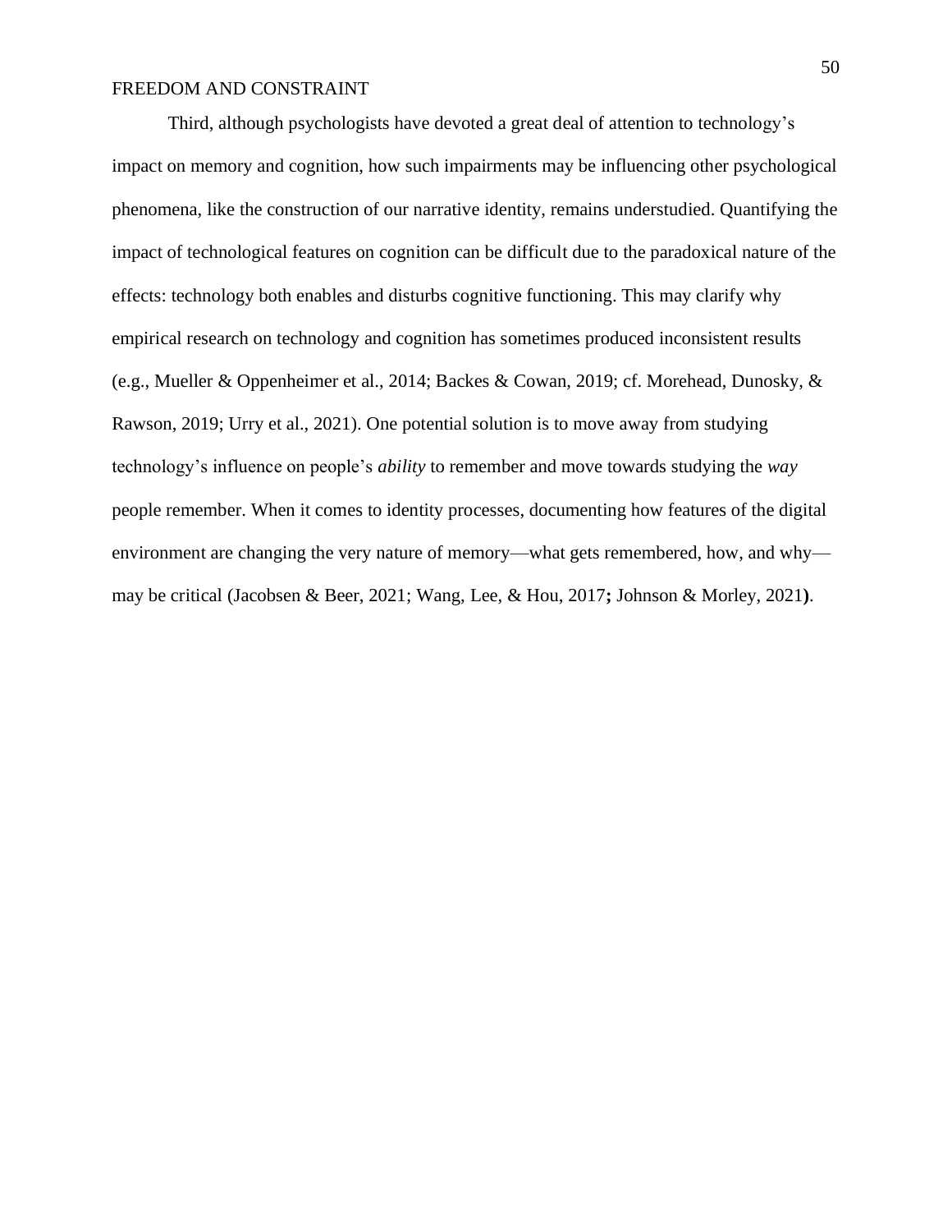Third, although psychologists have devoted a great deal of attention to technology's impact on memory and cognition, how such impairments may be influencing other psychological phenomena, like the construction of our narrative identity, remains understudied. Quantifying the impact of technological features on cognition can be difficult due to the paradoxical nature of the effects: technology both enables and disturbs cognitive functioning. This may clarify why empirical research on technology and cognition has sometimes produced inconsistent results (e.g., Mueller & Oppenheimer et al., 2014; Backes & Cowan, 2019; cf. Morehead, Dunosky, & Rawson, 2019; Urry et al., 2021). One potential solution is to move away from studying technology's influence on people's *ability* to remember and move towards studying the *way* people remember. When it comes to identity processes, documenting how features of the digital environment are changing the very nature of memory—what gets remembered, how, and why—may be critical (Jacobsen & Beer, 2021; Wang, Lee, & Hou, 2017**;** Johnson & Morley, 2021**)**.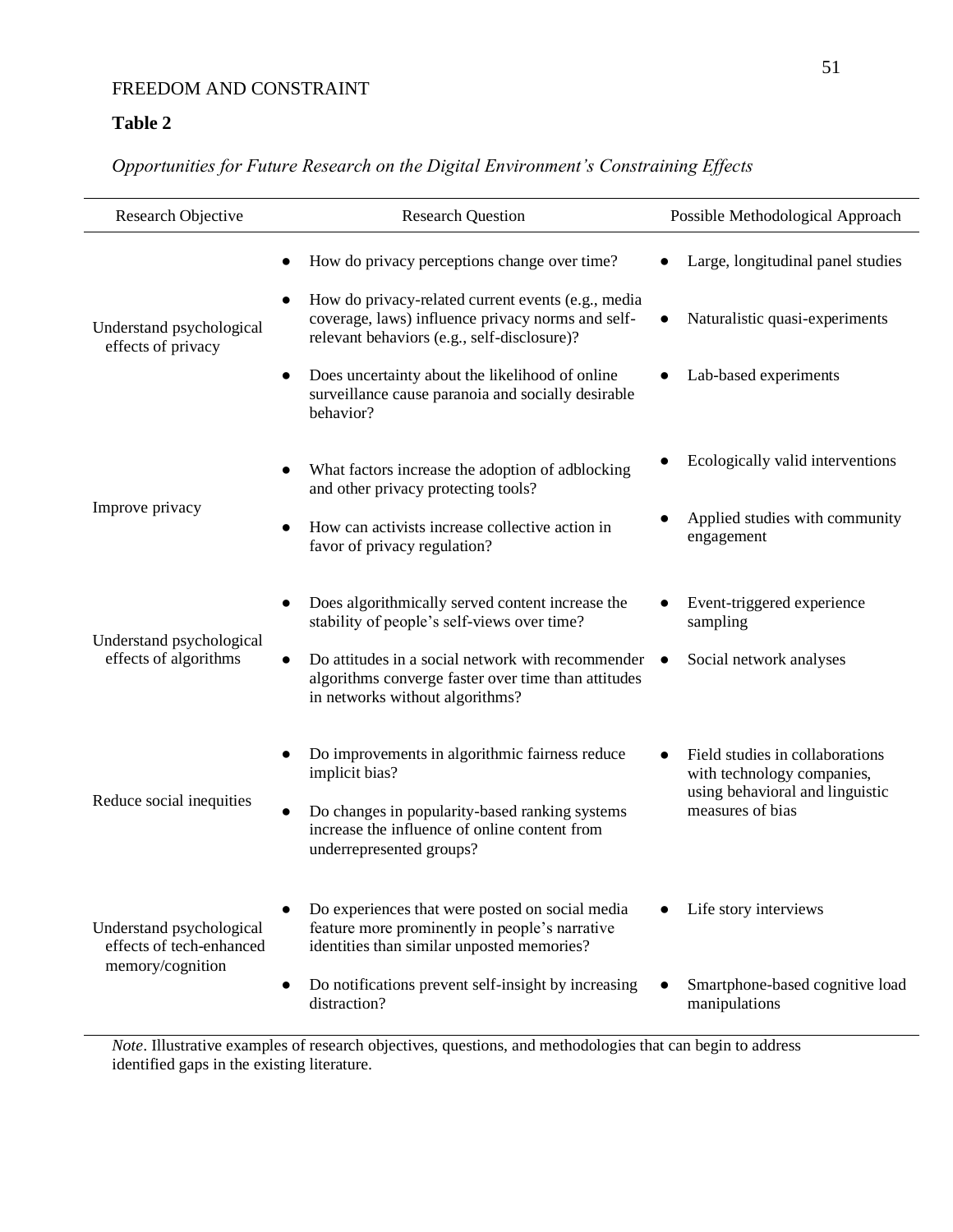**Table 2**

*Opportunities for Future Research on the Digital Environment's Constraining Effects*

| Research Objective | Research Question | Possible Methodological Approach |
|---|---|---|
| Understand psychological effects of privacy | • How do privacy perceptions change over time?<br>• How do privacy-related current events (e.g., media coverage, laws) influence privacy norms and self-relevant behaviors (e.g., self-disclosure)?<br>• Does uncertainty about the likelihood of online surveillance cause paranoia and socially desirable behavior? | • Large, longitudinal panel studies<br>• Naturalistic quasi-experiments<br>• Lab-based experiments |
| Improve privacy | • What factors increase the adoption of adblocking and other privacy protecting tools?<br>• How can activists increase collective action in favor of privacy regulation? | • Ecologically valid interventions<br>• Applied studies with community engagement |
| Understand psychological effects of algorithms | • Does algorithmically served content increase the stability of people's self-views over time?<br>• Do attitudes in a social network with recommender algorithms converge faster over time than attitudes in networks without algorithms? | • Event-triggered experience sampling<br>• Social network analyses |
| Reduce social inequities | • Do improvements in algorithmic fairness reduce implicit bias?<br>• Do changes in popularity-based ranking systems increase the influence of online content from underrepresented groups? | • Field studies in collaborations with technology companies, using behavioral and linguistic measures of bias |
| Understand psychological effects of tech-enhanced memory/cognition | • Do experiences that were posted on social media feature more prominently in people's narrative identities than similar unposted memories?<br>• Do notifications prevent self-insight by increasing distraction? | • Life story interviews<br>• Smartphone-based cognitive load manipulations |

*Note*. Illustrative examples of research objectives, questions, and methodologies that can begin to address identified gaps in the existing literature.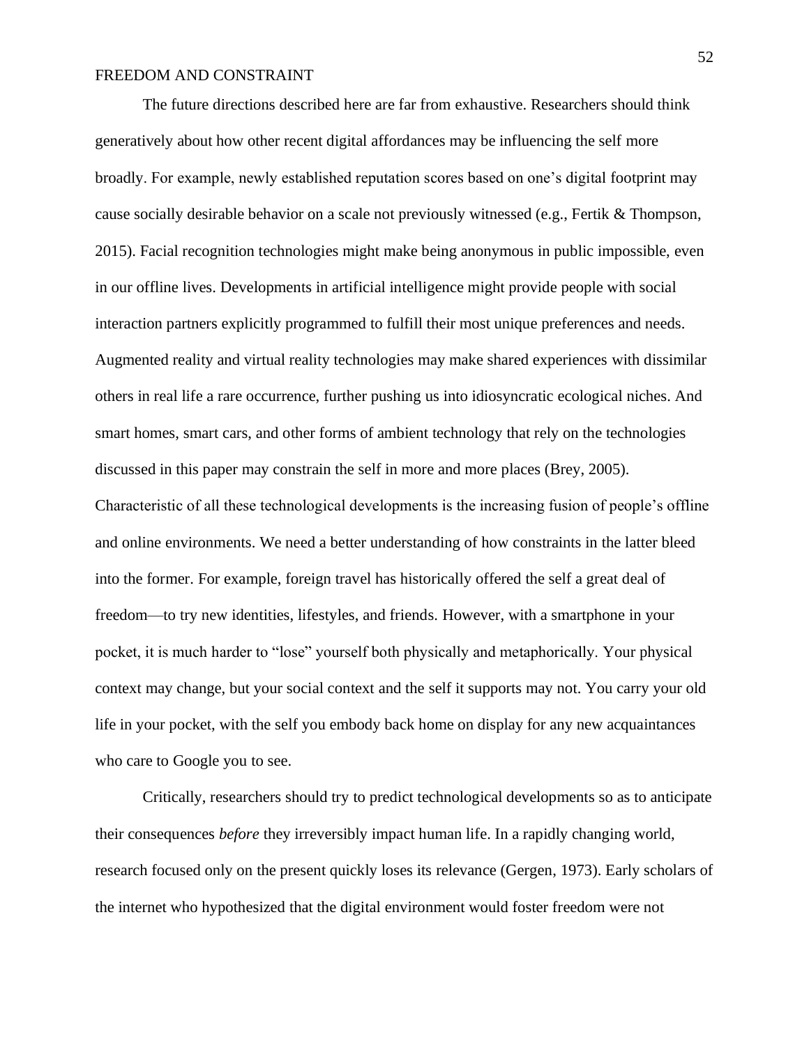The future directions described here are far from exhaustive. Researchers should think generatively about how other recent digital affordances may be influencing the self more broadly. For example, newly established reputation scores based on one's digital footprint may cause socially desirable behavior on a scale not previously witnessed (e.g., Fertik & Thompson, 2015). Facial recognition technologies might make being anonymous in public impossible, even in our offline lives. Developments in artificial intelligence might provide people with social interaction partners explicitly programmed to fulfill their most unique preferences and needs. Augmented reality and virtual reality technologies may make shared experiences with dissimilar others in real life a rare occurrence, further pushing us into idiosyncratic ecological niches. And smart homes, smart cars, and other forms of ambient technology that rely on the technologies discussed in this paper may constrain the self in more and more places (Brey, 2005). Characteristic of all these technological developments is the increasing fusion of people's offline and online environments. We need a better understanding of how constraints in the latter bleed into the former. For example, foreign travel has historically offered the self a great deal of freedom—to try new identities, lifestyles, and friends. However, with a smartphone in your pocket, it is much harder to "lose" yourself both physically and metaphorically. Your physical context may change, but your social context and the self it supports may not. You carry your old life in your pocket, with the self you embody back home on display for any new acquaintances who care to Google you to see.

Critically, researchers should try to predict technological developments so as to anticipate their consequences *before* they irreversibly impact human life. In a rapidly changing world, research focused only on the present quickly loses its relevance (Gergen, 1973). Early scholars of the internet who hypothesized that the digital environment would foster freedom were not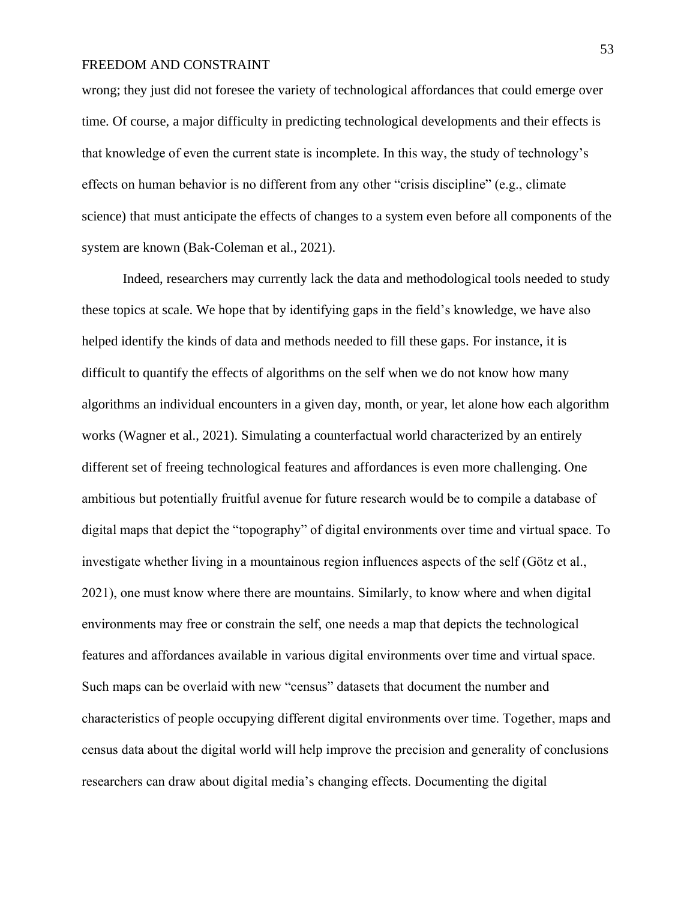wrong; they just did not foresee the variety of technological affordances that could emerge over time. Of course, a major difficulty in predicting technological developments and their effects is that knowledge of even the current state is incomplete. In this way, the study of technology's effects on human behavior is no different from any other "crisis discipline" (e.g., climate science) that must anticipate the effects of changes to a system even before all components of the system are known (Bak-Coleman et al., 2021).

Indeed, researchers may currently lack the data and methodological tools needed to study these topics at scale. We hope that by identifying gaps in the field's knowledge, we have also helped identify the kinds of data and methods needed to fill these gaps. For instance, it is difficult to quantify the effects of algorithms on the self when we do not know how many algorithms an individual encounters in a given day, month, or year, let alone how each algorithm works (Wagner et al., 2021). Simulating a counterfactual world characterized by an entirely different set of freeing technological features and affordances is even more challenging. One ambitious but potentially fruitful avenue for future research would be to compile a database of digital maps that depict the "topography" of digital environments over time and virtual space. To investigate whether living in a mountainous region influences aspects of the self (Götz et al., 2021), one must know where there are mountains. Similarly, to know where and when digital environments may free or constrain the self, one needs a map that depicts the technological features and affordances available in various digital environments over time and virtual space. Such maps can be overlaid with new "census" datasets that document the number and characteristics of people occupying different digital environments over time. Together, maps and census data about the digital world will help improve the precision and generality of conclusions researchers can draw about digital media's changing effects. Documenting the digital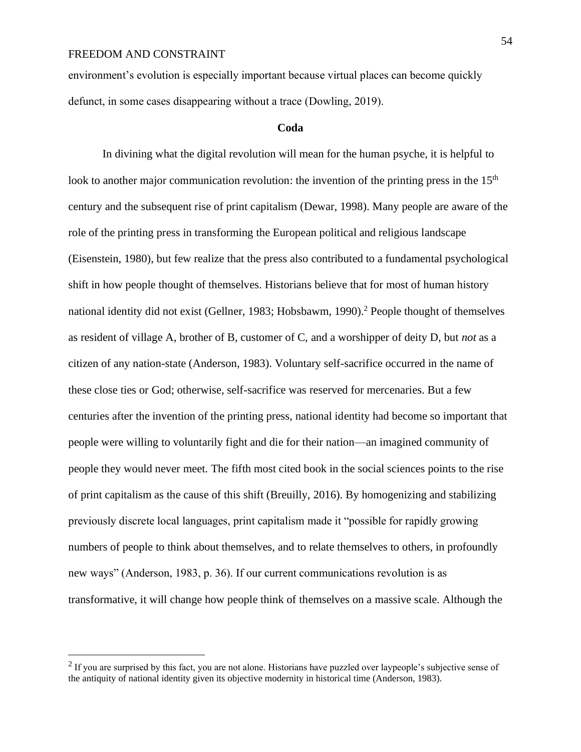environment's evolution is especially important because virtual places can become quickly defunct, in some cases disappearing without a trace (Dowling, 2019).

## Coda

In divining what the digital revolution will mean for the human psyche, it is helpful to look to another major communication revolution: the invention of the printing press in the 15th century and the subsequent rise of print capitalism (Dewar, 1998). Many people are aware of the role of the printing press in transforming the European political and religious landscape (Eisenstein, 1980), but few realize that the press also contributed to a fundamental psychological shift in how people thought of themselves. Historians believe that for most of human history national identity did not exist (Gellner, 1983; Hobsbawm, 1990).[2] People thought of themselves as resident of village A, brother of B, customer of C, and a worshipper of deity D, but *not* as a citizen of any nation-state (Anderson, 1983). Voluntary self-sacrifice occurred in the name of these close ties or God; otherwise, self-sacrifice was reserved for mercenaries. But a few centuries after the invention of the printing press, national identity had become so important that people were willing to voluntarily fight and die for their nation—an imagined community of people they would never meet. The fifth most cited book in the social sciences points to the rise of print capitalism as the cause of this shift (Breuilly, 2016). By homogenizing and stabilizing previously discrete local languages, print capitalism made it "possible for rapidly growing numbers of people to think about themselves, and to relate themselves to others, in profoundly new ways" (Anderson, 1983, p. 36). If our current communications revolution is as transformative, it will change how people think of themselves on a massive scale. Although the

[2] If you are surprised by this fact, you are not alone. Historians have puzzled over laypeople's subjective sense of the antiquity of national identity given its objective modernity in historical time (Anderson, 1983).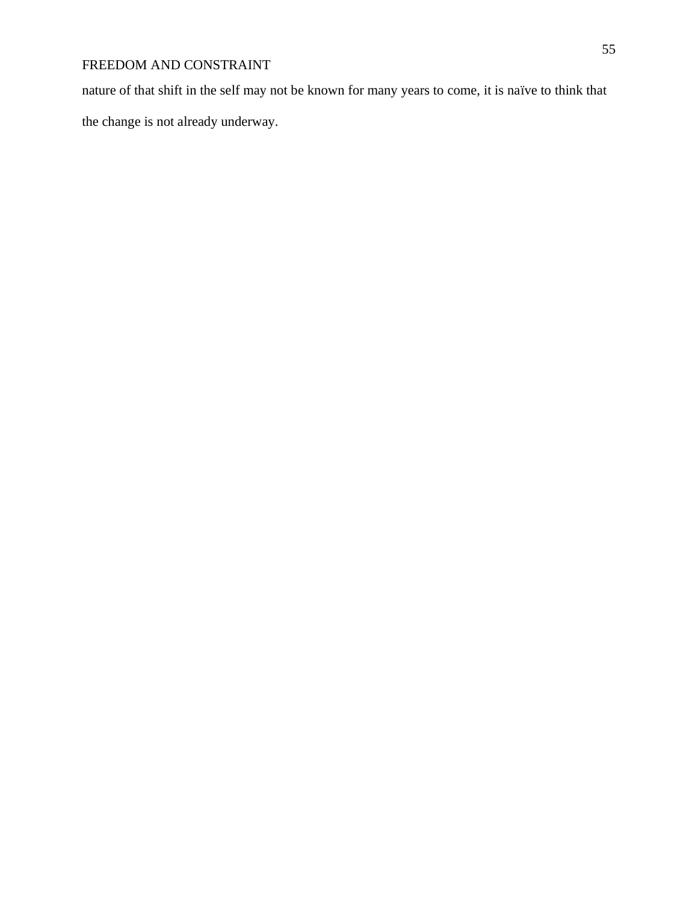nature of that shift in the self may not be known for many years to come, it is naïve to think that the change is not already underway.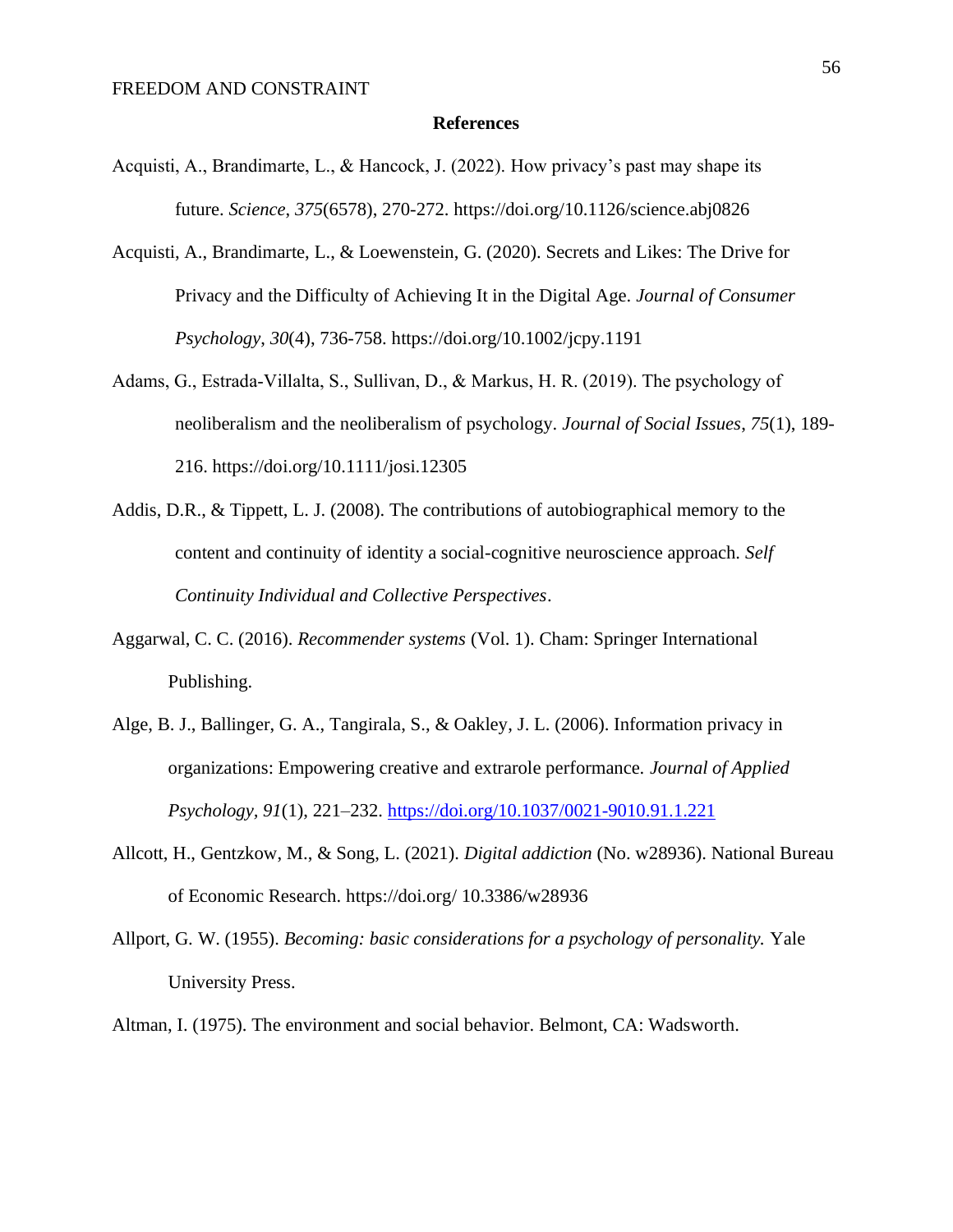**References**

Acquisti, A., Brandimarte, L., & Hancock, J. (2022). How privacy's past may shape its future. *Science*, *375*(6578), 270-272. https://doi.org/10.1126/science.abj0826

Acquisti, A., Brandimarte, L., & Loewenstein, G. (2020). Secrets and Likes: The Drive for Privacy and the Difficulty of Achieving It in the Digital Age. *Journal of Consumer Psychology*, *30*(4), 736-758. https://doi.org/10.1002/jcpy.1191

Adams, G., Estrada-Villalta, S., Sullivan, D., & Markus, H. R. (2019). The psychology of neoliberalism and the neoliberalism of psychology. *Journal of Social Issues*, *75*(1), 189-216. https://doi.org/10.1111/josi.12305

Addis, D.R., & Tippett, L. J. (2008). The contributions of autobiographical memory to the content and continuity of identity a social-cognitive neuroscience approach. *Self Continuity Individual and Collective Perspectives*.

Aggarwal, C. C. (2016). *Recommender systems* (Vol. 1). Cham: Springer International Publishing.

Alge, B. J., Ballinger, G. A., Tangirala, S., & Oakley, J. L. (2006). Information privacy in organizations: Empowering creative and extrarole performance. *Journal of Applied Psychology, 91*(1), 221–232. https://doi.org/10.1037/0021-9010.91.1.221

Allcott, H., Gentzkow, M., & Song, L. (2021). *Digital addiction* (No. w28936). National Bureau of Economic Research. https://doi.org/ 10.3386/w28936

Allport, G. W. (1955). *Becoming: basic considerations for a psychology of personality.* Yale University Press.

Altman, I. (1975). The environment and social behavior. Belmont, CA: Wadsworth.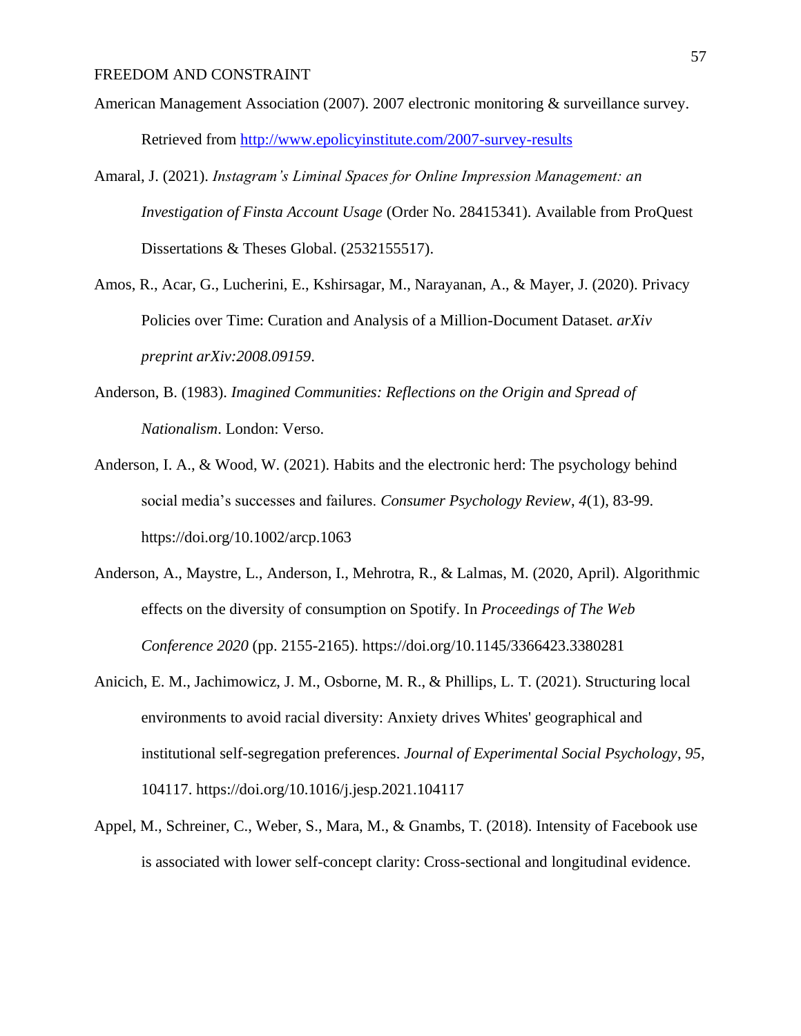American Management Association (2007). 2007 electronic monitoring & surveillance survey. Retrieved from http://www.epolicyinstitute.com/2007-survey-results

Amaral, J. (2021). *Instagram's Liminal Spaces for Online Impression Management: an Investigation of Finsta Account Usage* (Order No. 28415341). Available from ProQuest Dissertations & Theses Global. (2532155517).

Amos, R., Acar, G., Lucherini, E., Kshirsagar, M., Narayanan, A., & Mayer, J. (2020). Privacy Policies over Time: Curation and Analysis of a Million-Document Dataset. *arXiv preprint arXiv:2008.09159*.

Anderson, B. (1983). *Imagined Communities: Reflections on the Origin and Spread of Nationalism*. London: Verso.

Anderson, I. A., & Wood, W. (2021). Habits and the electronic herd: The psychology behind social media's successes and failures. *Consumer Psychology Review*, *4*(1), 83-99. https://doi.org/10.1002/arcp.1063

Anderson, A., Maystre, L., Anderson, I., Mehrotra, R., & Lalmas, M. (2020, April). Algorithmic effects on the diversity of consumption on Spotify. In *Proceedings of The Web Conference 2020* (pp. 2155-2165). https://doi.org/10.1145/3366423.3380281

Anicich, E. M., Jachimowicz, J. M., Osborne, M. R., & Phillips, L. T. (2021). Structuring local environments to avoid racial diversity: Anxiety drives Whites' geographical and institutional self-segregation preferences. *Journal of Experimental Social Psychology*, *95*, 104117. https://doi.org/10.1016/j.jesp.2021.104117

Appel, M., Schreiner, C., Weber, S., Mara, M., & Gnambs, T. (2018). Intensity of Facebook use is associated with lower self-concept clarity: Cross-sectional and longitudinal evidence.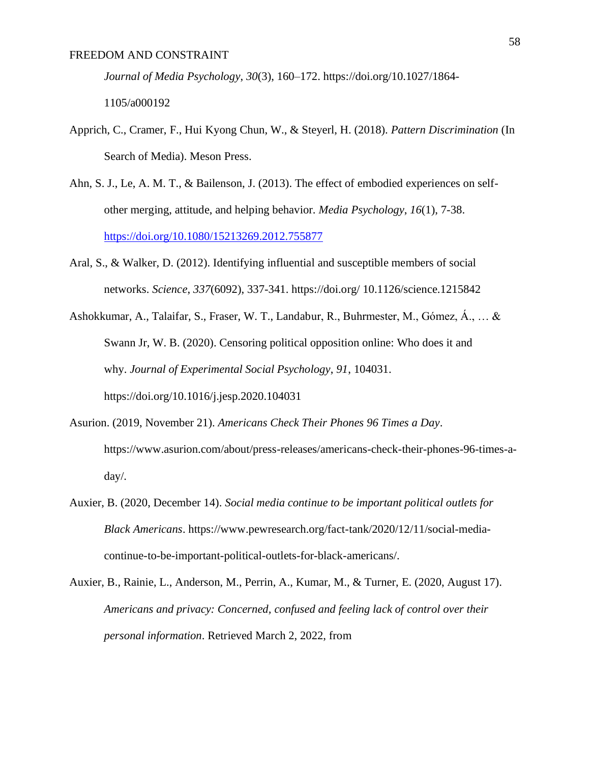*Journal of Media Psychology*, *30*(3), 160–172. https://doi.org/10.1027/1864-1105/a000192

Apprich, C., Cramer, F., Hui Kyong Chun, W., & Steyerl, H. (2018). *Pattern Discrimination* (In Search of Media). Meson Press.

Ahn, S. J., Le, A. M. T., & Bailenson, J. (2013). The effect of embodied experiences on self-other merging, attitude, and helping behavior. *Media Psychology*, *16*(1), 7-38. https://doi.org/10.1080/15213269.2012.755877

Aral, S., & Walker, D. (2012). Identifying influential and susceptible members of social networks. *Science*, *337*(6092), 337-341. https://doi.org/ 10.1126/science.1215842

Ashokkumar, A., Talaifar, S., Fraser, W. T., Landabur, R., Buhrmester, M., Gómez, Á., … & Swann Jr, W. B. (2020). Censoring political opposition online: Who does it and why. *Journal of Experimental Social Psychology*, *91*, 104031. https://doi.org/10.1016/j.jesp.2020.104031

Asurion. (2019, November 21). *Americans Check Their Phones 96 Times a Day*. https://www.asurion.com/about/press-releases/americans-check-their-phones-96-times-a-day/.

Auxier, B. (2020, December 14). *Social media continue to be important political outlets for Black Americans*. https://www.pewresearch.org/fact-tank/2020/12/11/social-media-continue-to-be-important-political-outlets-for-black-americans/.

Auxier, B., Rainie, L., Anderson, M., Perrin, A., Kumar, M., & Turner, E. (2020, August 17). *Americans and privacy: Concerned, confused and feeling lack of control over their personal information*. Retrieved March 2, 2022, from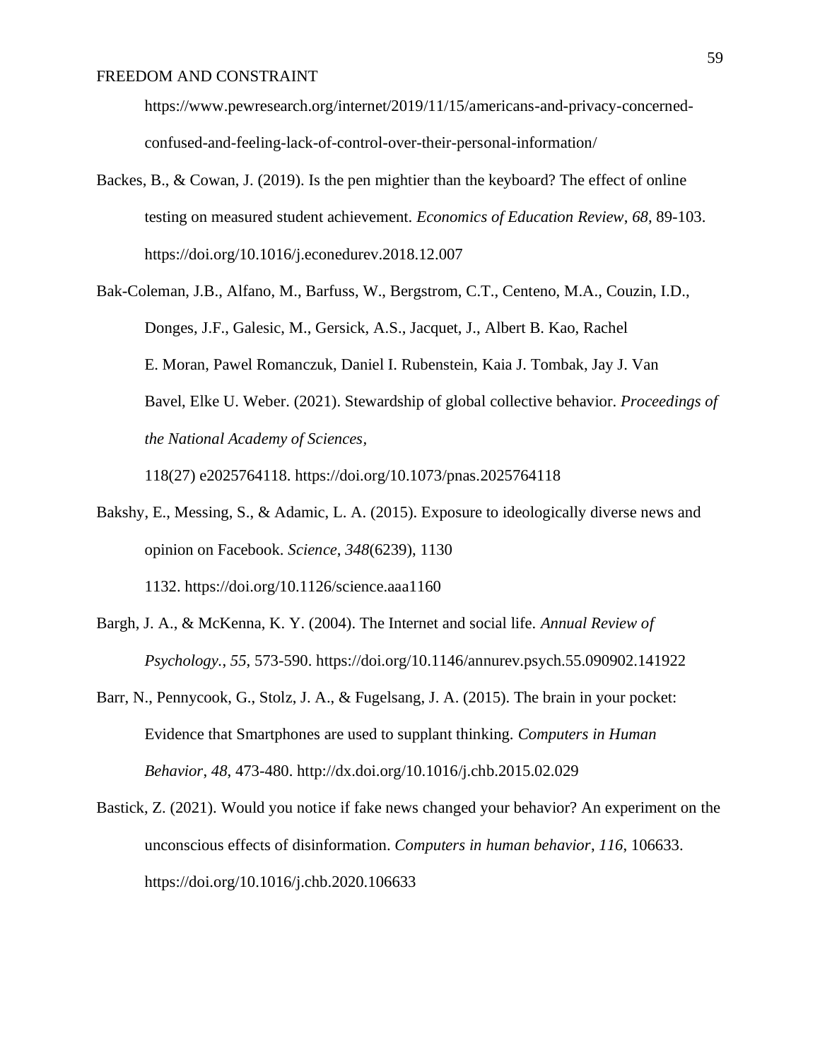https://www.pewresearch.org/internet/2019/11/15/americans-and-privacy-concerned-confused-and-feeling-lack-of-control-over-their-personal-information/

Backes, B., & Cowan, J. (2019). Is the pen mightier than the keyboard? The effect of online testing on measured student achievement. *Economics of Education Review*, *68*, 89-103. https://doi.org/10.1016/j.econedurev.2018.12.007

Bak-Coleman, J.B., Alfano, M., Barfuss, W., Bergstrom, C.T., Centeno, M.A., Couzin, I.D., Donges, J.F., Galesic, M., Gersick, A.S., Jacquet, J., Albert B. Kao, Rachel E. Moran, Pawel Romanczuk, Daniel I. Rubenstein, Kaia J. Tombak, Jay J. Van Bavel, Elke U. Weber. (2021). Stewardship of global collective behavior. *Proceedings of the National Academy of Sciences*,

118(27) e2025764118. https://doi.org/10.1073/pnas.2025764118

Bakshy, E., Messing, S., & Adamic, L. A. (2015). Exposure to ideologically diverse news and opinion on Facebook. *Science*, *348*(6239), 1130

1132. https://doi.org/10.1126/science.aaa1160

Bargh, J. A., & McKenna, K. Y. (2004). The Internet and social life. *Annual Review of Psychology.*, *55*, 573-590. https://doi.org/10.1146/annurev.psych.55.090902.141922

Barr, N., Pennycook, G., Stolz, J. A., & Fugelsang, J. A. (2015). The brain in your pocket: Evidence that Smartphones are used to supplant thinking. *Computers in Human Behavior*, *48*, 473-480. http://dx.doi.org/10.1016/j.chb.2015.02.029

Bastick, Z. (2021). Would you notice if fake news changed your behavior? An experiment on the unconscious effects of disinformation. *Computers in human behavior*, *116*, 106633. https://doi.org/10.1016/j.chb.2020.106633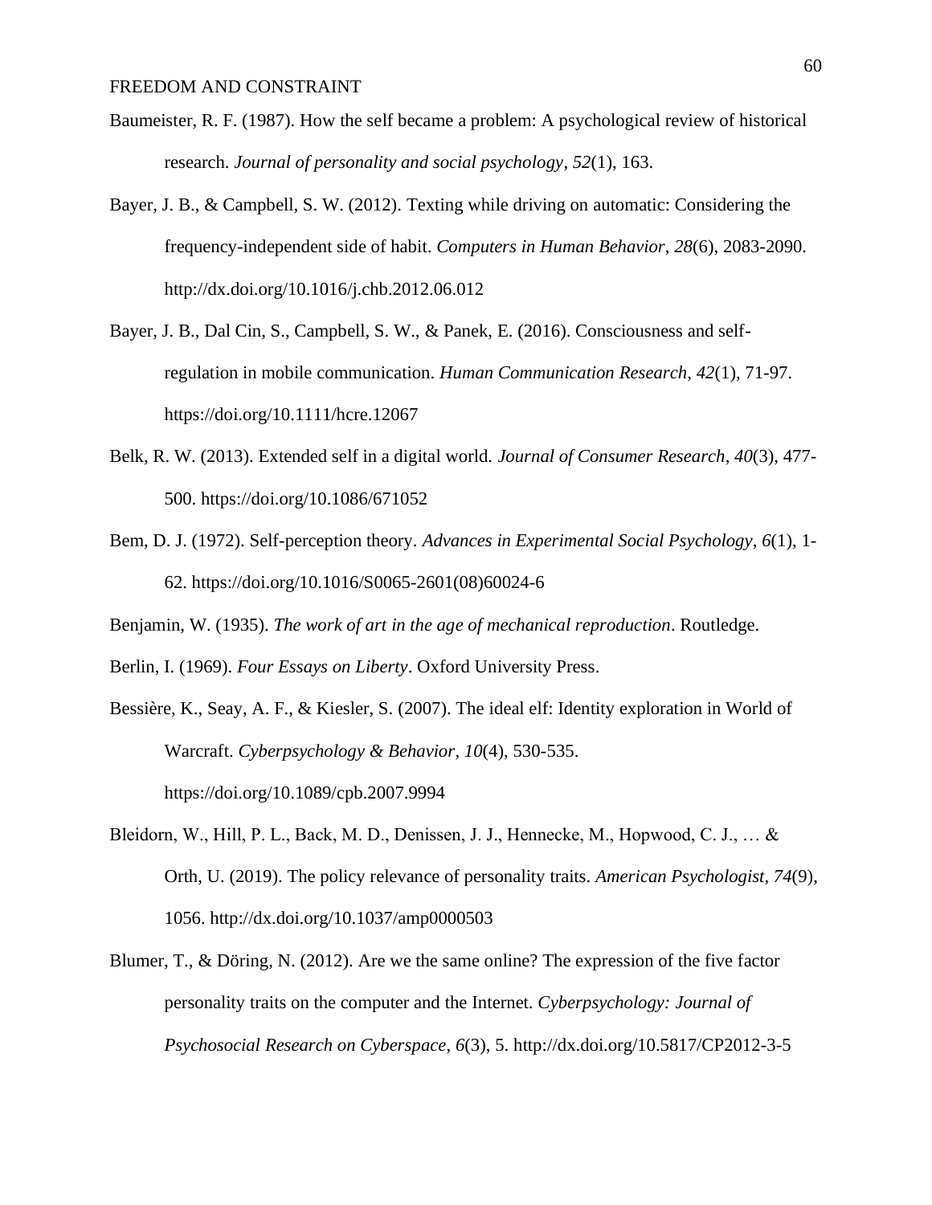Baumeister, R. F. (1987). How the self became a problem: A psychological review of historical research. *Journal of personality and social psychology*, *52*(1), 163.

Bayer, J. B., & Campbell, S. W. (2012). Texting while driving on automatic: Considering the frequency-independent side of habit. *Computers in Human Behavior*, *28*(6), 2083-2090. http://dx.doi.org/10.1016/j.chb.2012.06.012

Bayer, J. B., Dal Cin, S., Campbell, S. W., & Panek, E. (2016). Consciousness and self-regulation in mobile communication. *Human Communication Research*, *42*(1), 71-97. https://doi.org/10.1111/hcre.12067

Belk, R. W. (2013). Extended self in a digital world. *Journal of Consumer Research*, *40*(3), 477-500. https://doi.org/10.1086/671052

Bem, D. J. (1972). Self-perception theory. *Advances in Experimental Social Psychology*, *6*(1), 1-62. https://doi.org/10.1016/S0065-2601(08)60024-6

Benjamin, W. (1935). *The work of art in the age of mechanical reproduction*. Routledge.

Berlin, I. (1969). *Four Essays on Liberty*. Oxford University Press.

Bessière, K., Seay, A. F., & Kiesler, S. (2007). The ideal elf: Identity exploration in World of Warcraft. *Cyberpsychology & Behavior*, *10*(4), 530-535. https://doi.org/10.1089/cpb.2007.9994

Bleidorn, W., Hill, P. L., Back, M. D., Denissen, J. J., Hennecke, M., Hopwood, C. J., … & Orth, U. (2019). The policy relevance of personality traits. *American Psychologist*, *74*(9), 1056. http://dx.doi.org/10.1037/amp0000503

Blumer, T., & Döring, N. (2012). Are we the same online? The expression of the five factor personality traits on the computer and the Internet. *Cyberpsychology: Journal of Psychosocial Research on Cyberspace*, *6*(3), 5. http://dx.doi.org/10.5817/CP2012-3-5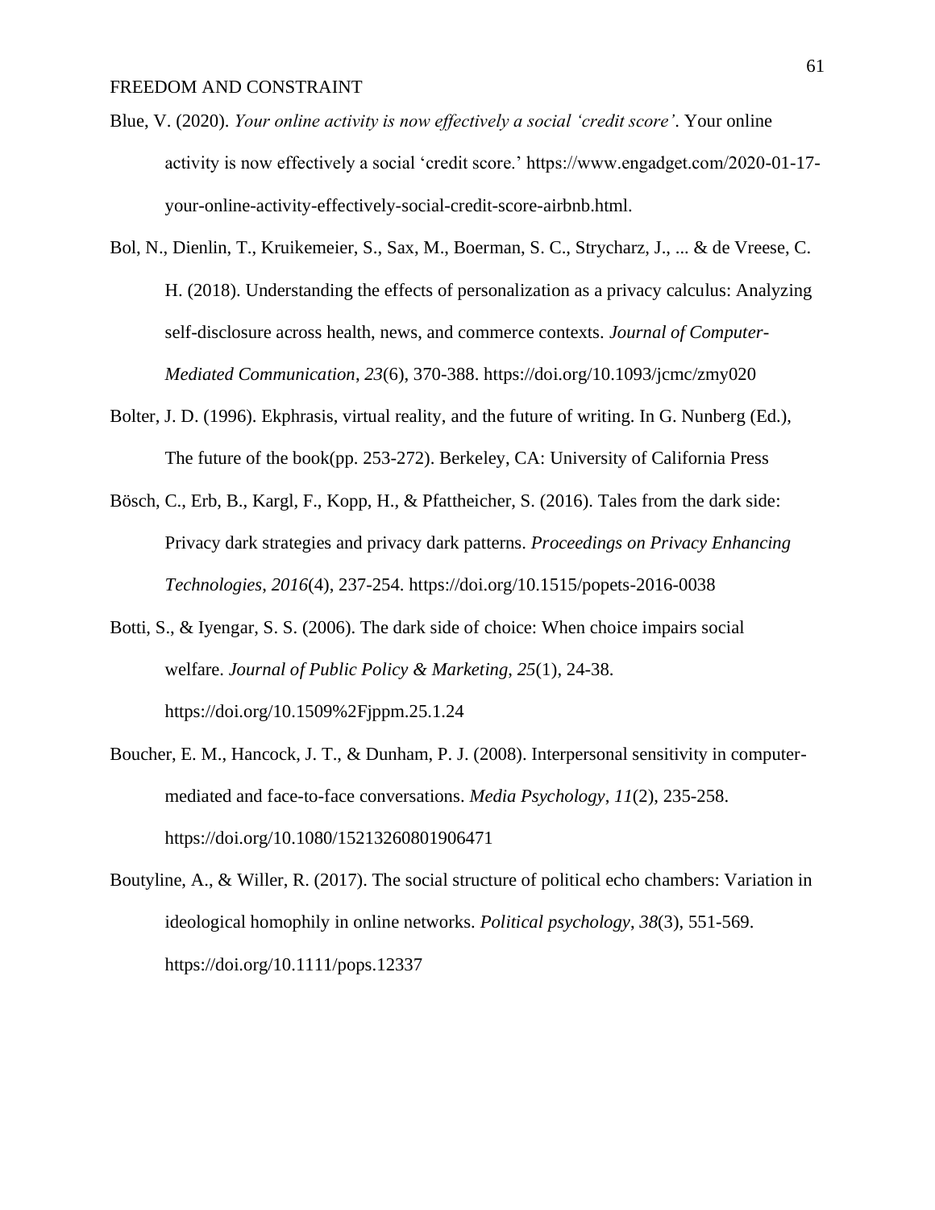Blue, V. (2020). *Your online activity is now effectively a social 'credit score'*. Your online activity is now effectively a social 'credit score.' https://www.engadget.com/2020-01-17-your-online-activity-effectively-social-credit-score-airbnb.html.

Bol, N., Dienlin, T., Kruikemeier, S., Sax, M., Boerman, S. C., Strycharz, J., ... & de Vreese, C. H. (2018). Understanding the effects of personalization as a privacy calculus: Analyzing self-disclosure across health, news, and commerce contexts. *Journal of Computer-Mediated Communication*, *23*(6), 370-388. https://doi.org/10.1093/jcmc/zmy020

Bolter, J. D. (1996). Ekphrasis, virtual reality, and the future of writing. In G. Nunberg (Ed.), The future of the book(pp. 253-272). Berkeley, CA: University of California Press

Bösch, C., Erb, B., Kargl, F., Kopp, H., & Pfattheicher, S. (2016). Tales from the dark side: Privacy dark strategies and privacy dark patterns. *Proceedings on Privacy Enhancing Technologies*, *2016*(4), 237-254. https://doi.org/10.1515/popets-2016-0038

Botti, S., & Iyengar, S. S. (2006). The dark side of choice: When choice impairs social welfare. *Journal of Public Policy & Marketing*, *25*(1), 24-38. https://doi.org/10.1509%2Fjppm.25.1.24

Boucher, E. M., Hancock, J. T., & Dunham, P. J. (2008). Interpersonal sensitivity in computer-mediated and face-to-face conversations. *Media Psychology*, *11*(2), 235-258. https://doi.org/10.1080/15213260801906471

Boutyline, A., & Willer, R. (2017). The social structure of political echo chambers: Variation in ideological homophily in online networks. *Political psychology*, *38*(3), 551-569. https://doi.org/10.1111/pops.12337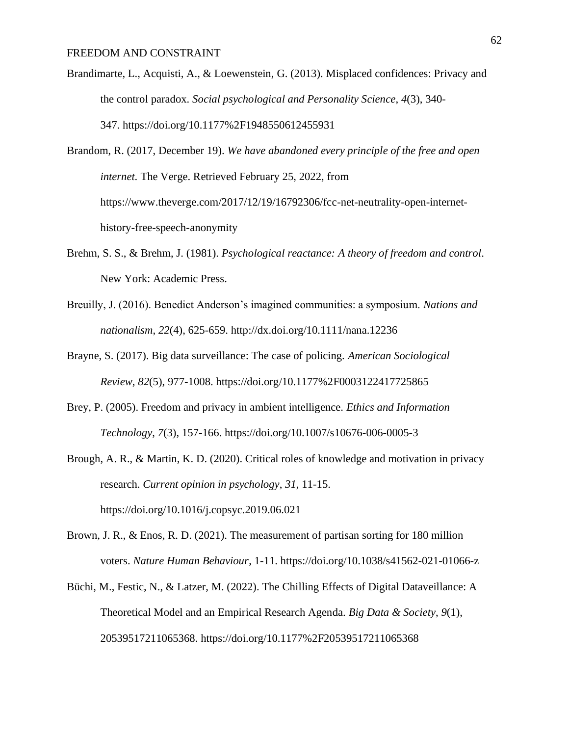Brandimarte, L., Acquisti, A., & Loewenstein, G. (2013). Misplaced confidences: Privacy and the control paradox. *Social psychological and Personality Science*, *4*(3), 340-347. https://doi.org/10.1177%2F1948550612455931

Brandom, R. (2017, December 19). *We have abandoned every principle of the free and open internet.* The Verge. Retrieved February 25, 2022, from https://www.theverge.com/2017/12/19/16792306/fcc-net-neutrality-open-internet-history-free-speech-anonymity

Brehm, S. S., & Brehm, J. (1981). *Psychological reactance: A theory of freedom and control*. New York: Academic Press.

Breuilly, J. (2016). Benedict Anderson's imagined communities: a symposium. *Nations and nationalism*, *22*(4), 625-659. http://dx.doi.org/10.1111/nana.12236

Brayne, S. (2017). Big data surveillance: The case of policing. *American Sociological Review*, *82*(5), 977-1008. https://doi.org/10.1177%2F0003122417725865

Brey, P. (2005). Freedom and privacy in ambient intelligence. *Ethics and Information Technology*, *7*(3), 157-166. https://doi.org/10.1007/s10676-006-0005-3

Brough, A. R., & Martin, K. D. (2020). Critical roles of knowledge and motivation in privacy research. *Current opinion in psychology*, *31*, 11-15. https://doi.org/10.1016/j.copsyc.2019.06.021

Brown, J. R., & Enos, R. D. (2021). The measurement of partisan sorting for 180 million voters. *Nature Human Behaviour*, 1-11. https://doi.org/10.1038/s41562-021-01066-z

Büchi, M., Festic, N., & Latzer, M. (2022). The Chilling Effects of Digital Dataveillance: A Theoretical Model and an Empirical Research Agenda. *Big Data & Society*, *9*(1), 20539517211065368. https://doi.org/10.1177%2F20539517211065368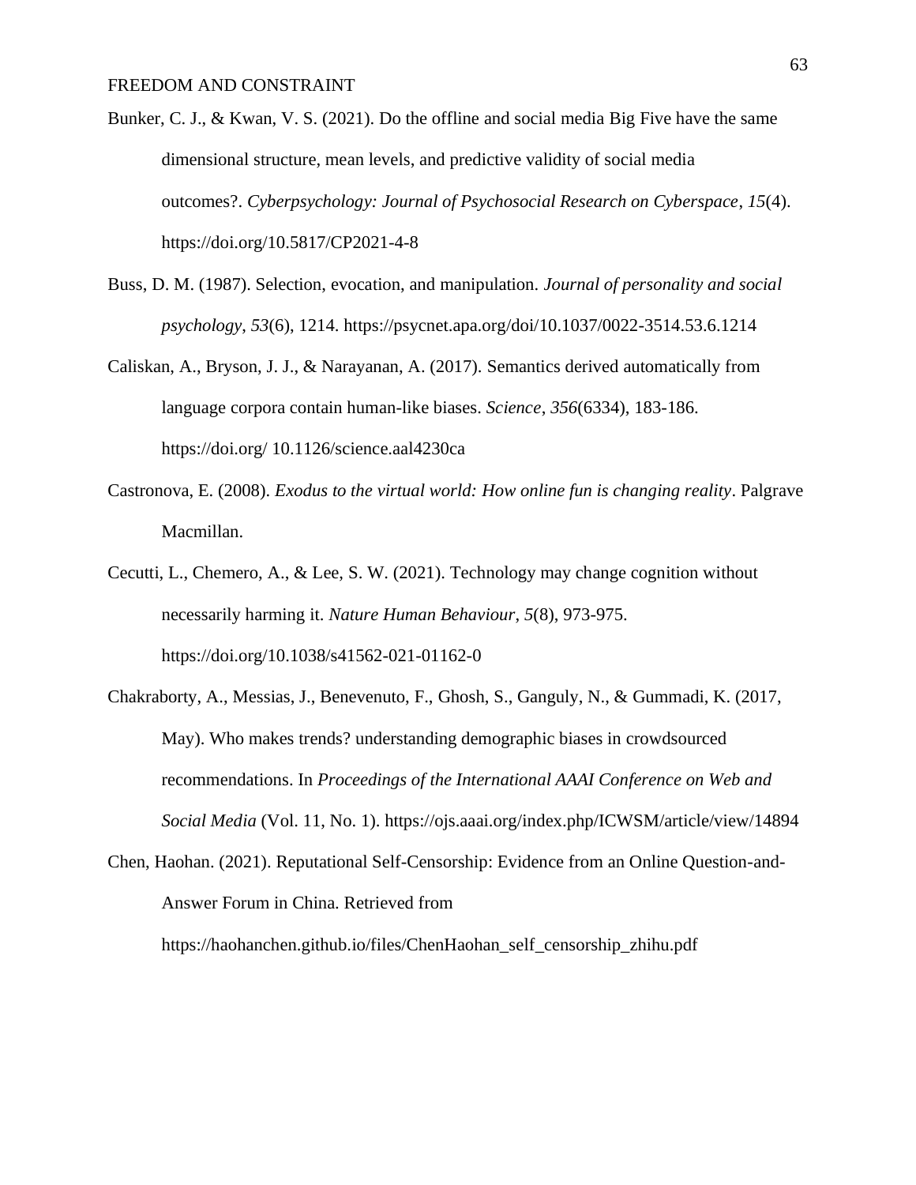Bunker, C. J., & Kwan, V. S. (2021). Do the offline and social media Big Five have the same dimensional structure, mean levels, and predictive validity of social media outcomes?. *Cyberpsychology: Journal of Psychosocial Research on Cyberspace*, *15*(4). https://doi.org/10.5817/CP2021-4-8

Buss, D. M. (1987). Selection, evocation, and manipulation. *Journal of personality and social psychology*, *53*(6), 1214. https://psycnet.apa.org/doi/10.1037/0022-3514.53.6.1214

Caliskan, A., Bryson, J. J., & Narayanan, A. (2017). Semantics derived automatically from language corpora contain human-like biases. *Science*, *356*(6334), 183-186. https://doi.org/ 10.1126/science.aal4230ca

Castronova, E. (2008). *Exodus to the virtual world: How online fun is changing reality*. Palgrave Macmillan.

Cecutti, L., Chemero, A., & Lee, S. W. (2021). Technology may change cognition without necessarily harming it. *Nature Human Behaviour*, *5*(8), 973-975. https://doi.org/10.1038/s41562-021-01162-0

Chakraborty, A., Messias, J., Benevenuto, F., Ghosh, S., Ganguly, N., & Gummadi, K. (2017, May). Who makes trends? understanding demographic biases in crowdsourced recommendations. In *Proceedings of the International AAAI Conference on Web and Social Media* (Vol. 11, No. 1). https://ojs.aaai.org/index.php/ICWSM/article/view/14894

Chen, Haohan. (2021). Reputational Self-Censorship: Evidence from an Online Question-and-Answer Forum in China. Retrieved from https://haohanchen.github.io/files/ChenHaohan_self_censorship_zhihu.pdf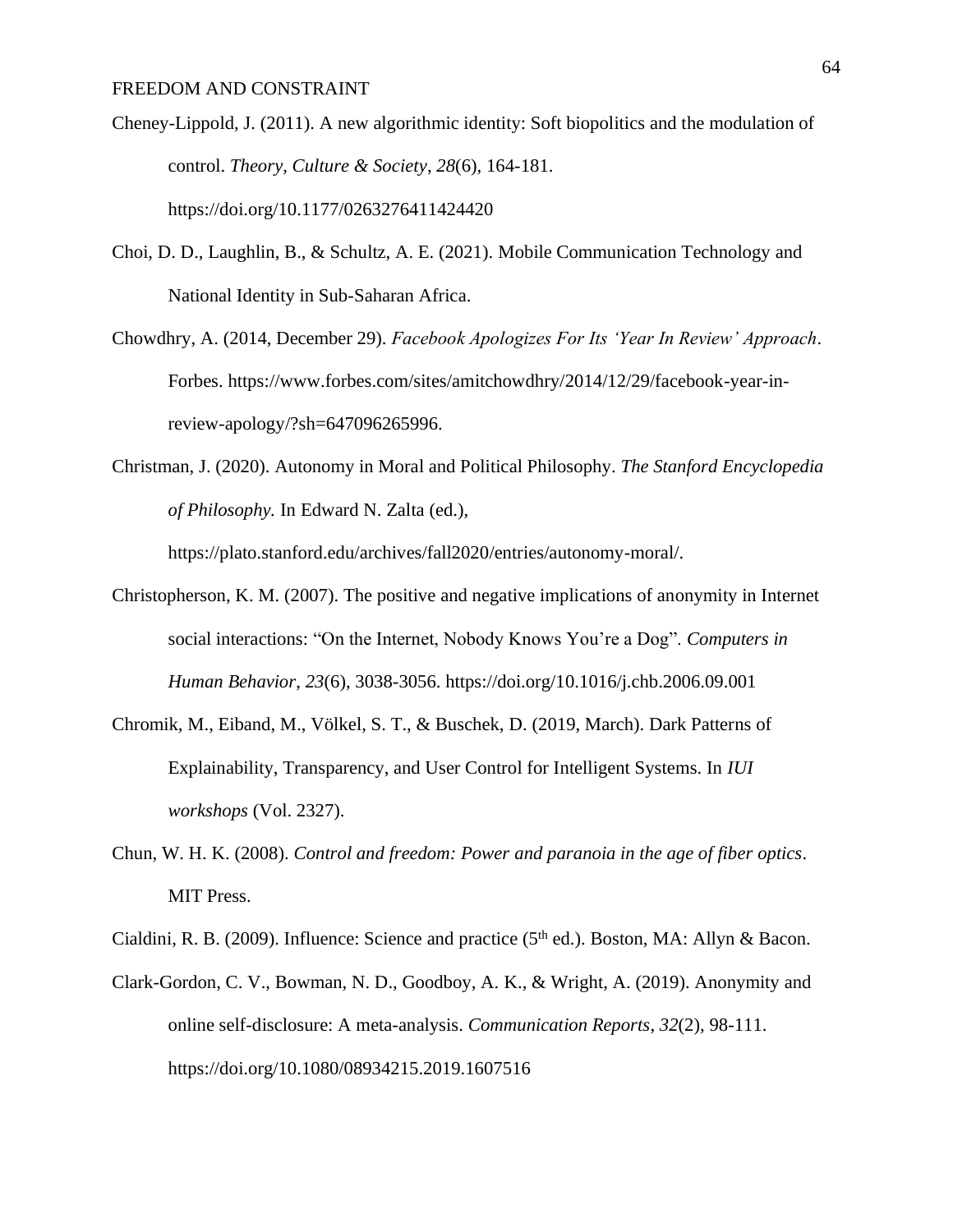Cheney-Lippold, J. (2011). A new algorithmic identity: Soft biopolitics and the modulation of control. *Theory, Culture & Society*, *28*(6), 164-181. https://doi.org/10.1177/0263276411424420

Choi, D. D., Laughlin, B., & Schultz, A. E. (2021). Mobile Communication Technology and National Identity in Sub-Saharan Africa.

Chowdhry, A. (2014, December 29). *Facebook Apologizes For Its 'Year In Review' Approach*. Forbes. https://www.forbes.com/sites/amitchowdhry/2014/12/29/facebook-year-in-review-apology/?sh=647096265996.

Christman, J. (2020). Autonomy in Moral and Political Philosophy. *The Stanford Encyclopedia of Philosophy.* In Edward N. Zalta (ed.), https://plato.stanford.edu/archives/fall2020/entries/autonomy-moral/.

Christopherson, K. M. (2007). The positive and negative implications of anonymity in Internet social interactions: "On the Internet, Nobody Knows You're a Dog". *Computers in Human Behavior*, *23*(6), 3038-3056. https://doi.org/10.1016/j.chb.2006.09.001

Chromik, M., Eiband, M., Völkel, S. T., & Buschek, D. (2019, March). Dark Patterns of Explainability, Transparency, and User Control for Intelligent Systems. In *IUI workshops* (Vol. 2327).

Chun, W. H. K. (2008). *Control and freedom: Power and paranoia in the age of fiber optics*. MIT Press.

Cialdini, R. B. (2009). Influence: Science and practice (5th ed.). Boston, MA: Allyn & Bacon.

Clark-Gordon, C. V., Bowman, N. D., Goodboy, A. K., & Wright, A. (2019). Anonymity and online self-disclosure: A meta-analysis. *Communication Reports*, *32*(2), 98-111. https://doi.org/10.1080/08934215.2019.1607516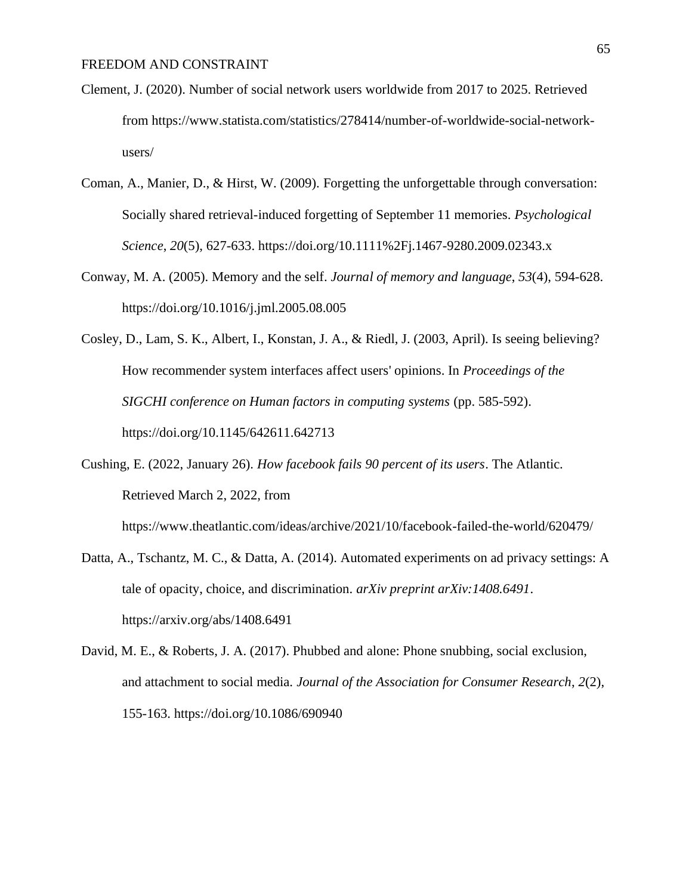Clement, J. (2020). Number of social network users worldwide from 2017 to 2025. Retrieved from https://www.statista.com/statistics/278414/number-of-worldwide-social-network-users/

Coman, A., Manier, D., & Hirst, W. (2009). Forgetting the unforgettable through conversation: Socially shared retrieval-induced forgetting of September 11 memories. *Psychological Science*, *20*(5), 627-633. https://doi.org/10.1111%2Fj.1467-9280.2009.02343.x

Conway, M. A. (2005). Memory and the self. *Journal of memory and language*, *53*(4), 594-628. https://doi.org/10.1016/j.jml.2005.08.005

Cosley, D., Lam, S. K., Albert, I., Konstan, J. A., & Riedl, J. (2003, April). Is seeing believing? How recommender system interfaces affect users' opinions. In *Proceedings of the SIGCHI conference on Human factors in computing systems* (pp. 585-592). https://doi.org/10.1145/642611.642713

Cushing, E. (2022, January 26). *How facebook fails 90 percent of its users*. The Atlantic. Retrieved March 2, 2022, from https://www.theatlantic.com/ideas/archive/2021/10/facebook-failed-the-world/620479/

Datta, A., Tschantz, M. C., & Datta, A. (2014). Automated experiments on ad privacy settings: A tale of opacity, choice, and discrimination. *arXiv preprint arXiv:1408.6491*. https://arxiv.org/abs/1408.6491

David, M. E., & Roberts, J. A. (2017). Phubbed and alone: Phone snubbing, social exclusion, and attachment to social media. *Journal of the Association for Consumer Research*, *2*(2), 155-163. https://doi.org/10.1086/690940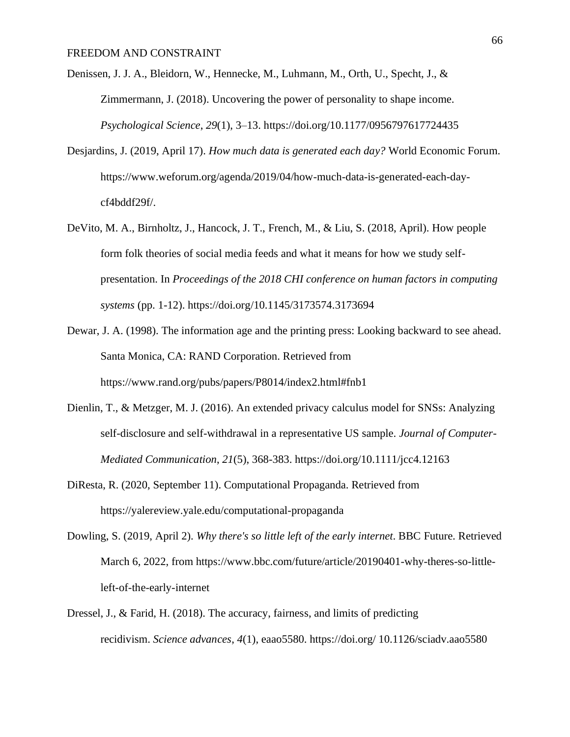Denissen, J. J. A., Bleidorn, W., Hennecke, M., Luhmann, M., Orth, U., Specht, J., & Zimmermann, J. (2018). Uncovering the power of personality to shape income. *Psychological Science*, *29*(1), 3–13. https://doi.org/10.1177/0956797617724435

Desjardins, J. (2019, April 17). *How much data is generated each day?* World Economic Forum. https://www.weforum.org/agenda/2019/04/how-much-data-is-generated-each-day-cf4bddf29f/.

DeVito, M. A., Birnholtz, J., Hancock, J. T., French, M., & Liu, S. (2018, April). How people form folk theories of social media feeds and what it means for how we study self-presentation. In *Proceedings of the 2018 CHI conference on human factors in computing systems* (pp. 1-12). https://doi.org/10.1145/3173574.3173694

Dewar, J. A. (1998). The information age and the printing press: Looking backward to see ahead. Santa Monica, CA: RAND Corporation. Retrieved from https://www.rand.org/pubs/papers/P8014/index2.html#fnb1

Dienlin, T., & Metzger, M. J. (2016). An extended privacy calculus model for SNSs: Analyzing self-disclosure and self-withdrawal in a representative US sample. *Journal of Computer-Mediated Communication*, *21*(5), 368-383. https://doi.org/10.1111/jcc4.12163

DiResta, R. (2020, September 11). Computational Propaganda. Retrieved from https://yalereview.yale.edu/computational-propaganda

Dowling, S. (2019, April 2). *Why there's so little left of the early internet*. BBC Future. Retrieved March 6, 2022, from https://www.bbc.com/future/article/20190401-why-theres-so-little-left-of-the-early-internet

Dressel, J., & Farid, H. (2018). The accuracy, fairness, and limits of predicting recidivism. *Science advances*, *4*(1), eaao5580. https://doi.org/ 10.1126/sciadv.aao5580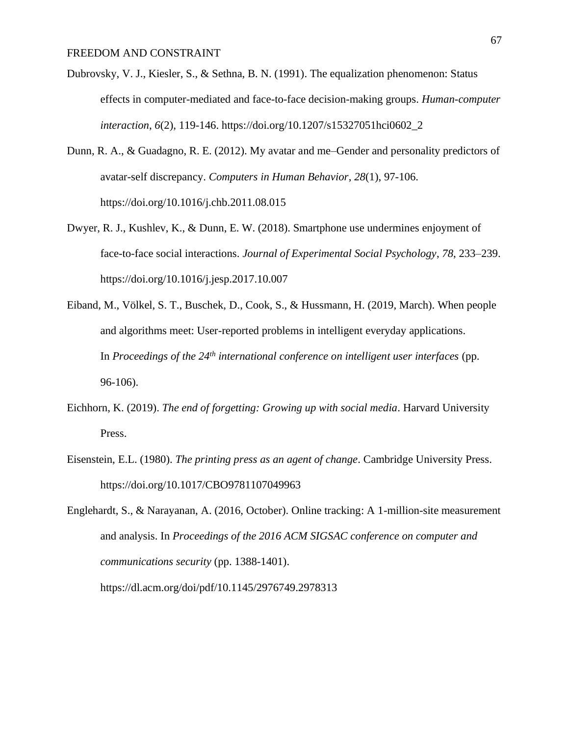Dubrovsky, V. J., Kiesler, S., & Sethna, B. N. (1991). The equalization phenomenon: Status effects in computer-mediated and face-to-face decision-making groups. *Human-computer interaction*, *6*(2), 119-146. https://doi.org/10.1207/s15327051hci0602_2

Dunn, R. A., & Guadagno, R. E. (2012). My avatar and me–Gender and personality predictors of avatar-self discrepancy. *Computers in Human Behavior*, *28*(1), 97-106. https://doi.org/10.1016/j.chb.2011.08.015

Dwyer, R. J., Kushlev, K., & Dunn, E. W. (2018). Smartphone use undermines enjoyment of face-to-face social interactions. *Journal of Experimental Social Psychology*, *78*, 233–239. https://doi.org/10.1016/j.jesp.2017.10.007

Eiband, M., Völkel, S. T., Buschek, D., Cook, S., & Hussmann, H. (2019, March). When people and algorithms meet: User-reported problems in intelligent everyday applications. In *Proceedings of the 24th international conference on intelligent user interfaces* (pp. 96-106).

Eichhorn, K. (2019). *The end of forgetting: Growing up with social media*. Harvard University Press.

Eisenstein, E.L. (1980). *The printing press as an agent of change*. Cambridge University Press. https://doi.org/10.1017/CBO9781107049963

Englehardt, S., & Narayanan, A. (2016, October). Online tracking: A 1-million-site measurement and analysis. In *Proceedings of the 2016 ACM SIGSAC conference on computer and communications security* (pp. 1388-1401). https://dl.acm.org/doi/pdf/10.1145/2976749.2978313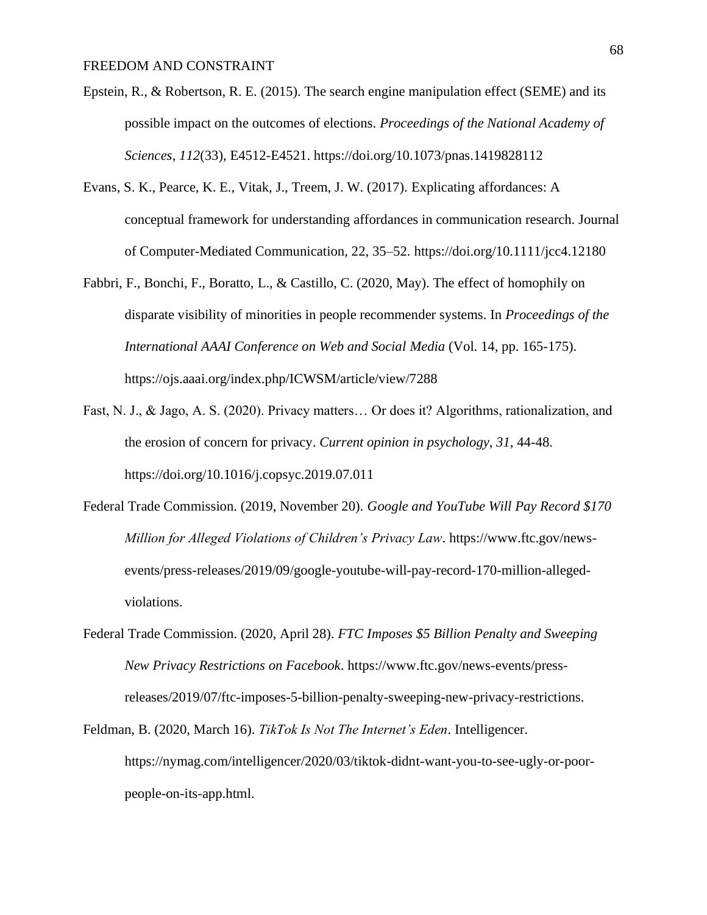Epstein, R., & Robertson, R. E. (2015). The search engine manipulation effect (SEME) and its possible impact on the outcomes of elections. *Proceedings of the National Academy of Sciences*, *112*(33), E4512-E4521. https://doi.org/10.1073/pnas.1419828112

Evans, S. K., Pearce, K. E., Vitak, J., Treem, J. W. (2017). Explicating affordances: A conceptual framework for understanding affordances in communication research. Journal of Computer-Mediated Communication, 22, 35–52. https://doi.org/10.1111/jcc4.12180

Fabbri, F., Bonchi, F., Boratto, L., & Castillo, C. (2020, May). The effect of homophily on disparate visibility of minorities in people recommender systems. In *Proceedings of the International AAAI Conference on Web and Social Media* (Vol. 14, pp. 165-175). https://ojs.aaai.org/index.php/ICWSM/article/view/7288

Fast, N. J., & Jago, A. S. (2020). Privacy matters… Or does it? Algorithms, rationalization, and the erosion of concern for privacy. *Current opinion in psychology*, *31*, 44-48. https://doi.org/10.1016/j.copsyc.2019.07.011

Federal Trade Commission. (2019, November 20). *Google and YouTube Will Pay Record $170 Million for Alleged Violations of Children's Privacy Law*. https://www.ftc.gov/news-events/press-releases/2019/09/google-youtube-will-pay-record-170-million-alleged-violations.

Federal Trade Commission. (2020, April 28). *FTC Imposes $5 Billion Penalty and Sweeping New Privacy Restrictions on Facebook*. https://www.ftc.gov/news-events/press-releases/2019/07/ftc-imposes-5-billion-penalty-sweeping-new-privacy-restrictions.

Feldman, B. (2020, March 16). *TikTok Is Not The Internet's Eden*. Intelligencer. https://nymag.com/intelligencer/2020/03/tiktok-didnt-want-you-to-see-ugly-or-poor-people-on-its-app.html.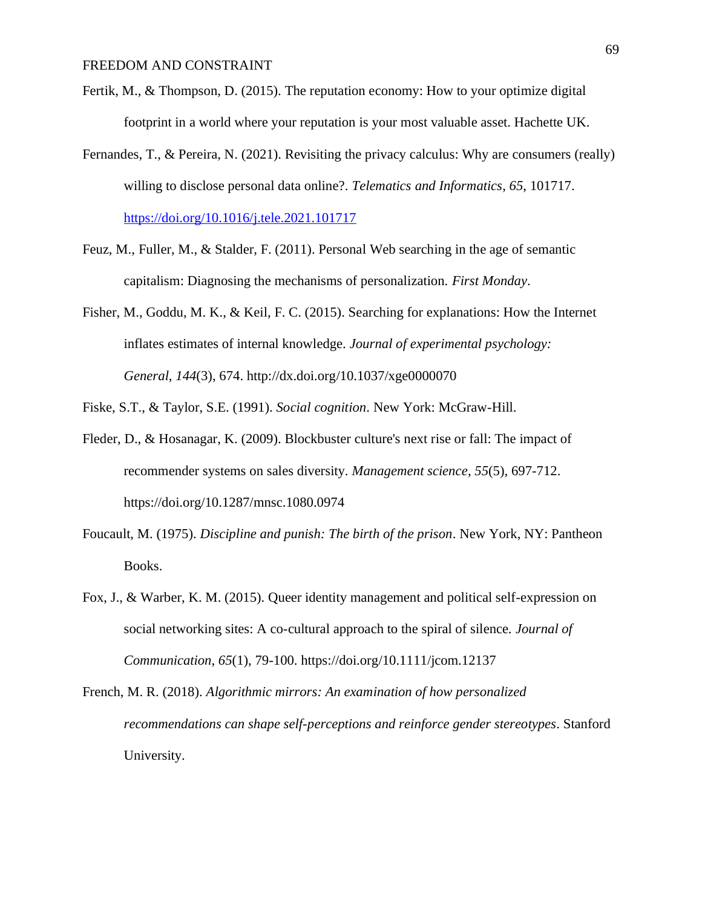Fertik, M., & Thompson, D. (2015). The reputation economy: How to your optimize digital footprint in a world where your reputation is your most valuable asset. Hachette UK.

Fernandes, T., & Pereira, N. (2021). Revisiting the privacy calculus: Why are consumers (really) willing to disclose personal data online?. *Telematics and Informatics*, *65*, 101717. https://doi.org/10.1016/j.tele.2021.101717

Feuz, M., Fuller, M., & Stalder, F. (2011). Personal Web searching in the age of semantic capitalism: Diagnosing the mechanisms of personalization. *First Monday*.

Fisher, M., Goddu, M. K., & Keil, F. C. (2015). Searching for explanations: How the Internet inflates estimates of internal knowledge. *Journal of experimental psychology: General*, *144*(3), 674. http://dx.doi.org/10.1037/xge0000070

Fiske, S.T., & Taylor, S.E. (1991). *Social cognition*. New York: McGraw-Hill.

Fleder, D., & Hosanagar, K. (2009). Blockbuster culture's next rise or fall: The impact of recommender systems on sales diversity. *Management science*, *55*(5), 697-712. https://doi.org/10.1287/mnsc.1080.0974

Foucault, M. (1975). *Discipline and punish: The birth of the prison*. New York, NY: Pantheon Books.

Fox, J., & Warber, K. M. (2015). Queer identity management and political self-expression on social networking sites: A co-cultural approach to the spiral of silence. *Journal of Communication*, *65*(1), 79-100. https://doi.org/10.1111/jcom.12137

French, M. R. (2018). *Algorithmic mirrors: An examination of how personalized recommendations can shape self-perceptions and reinforce gender stereotypes*. Stanford University.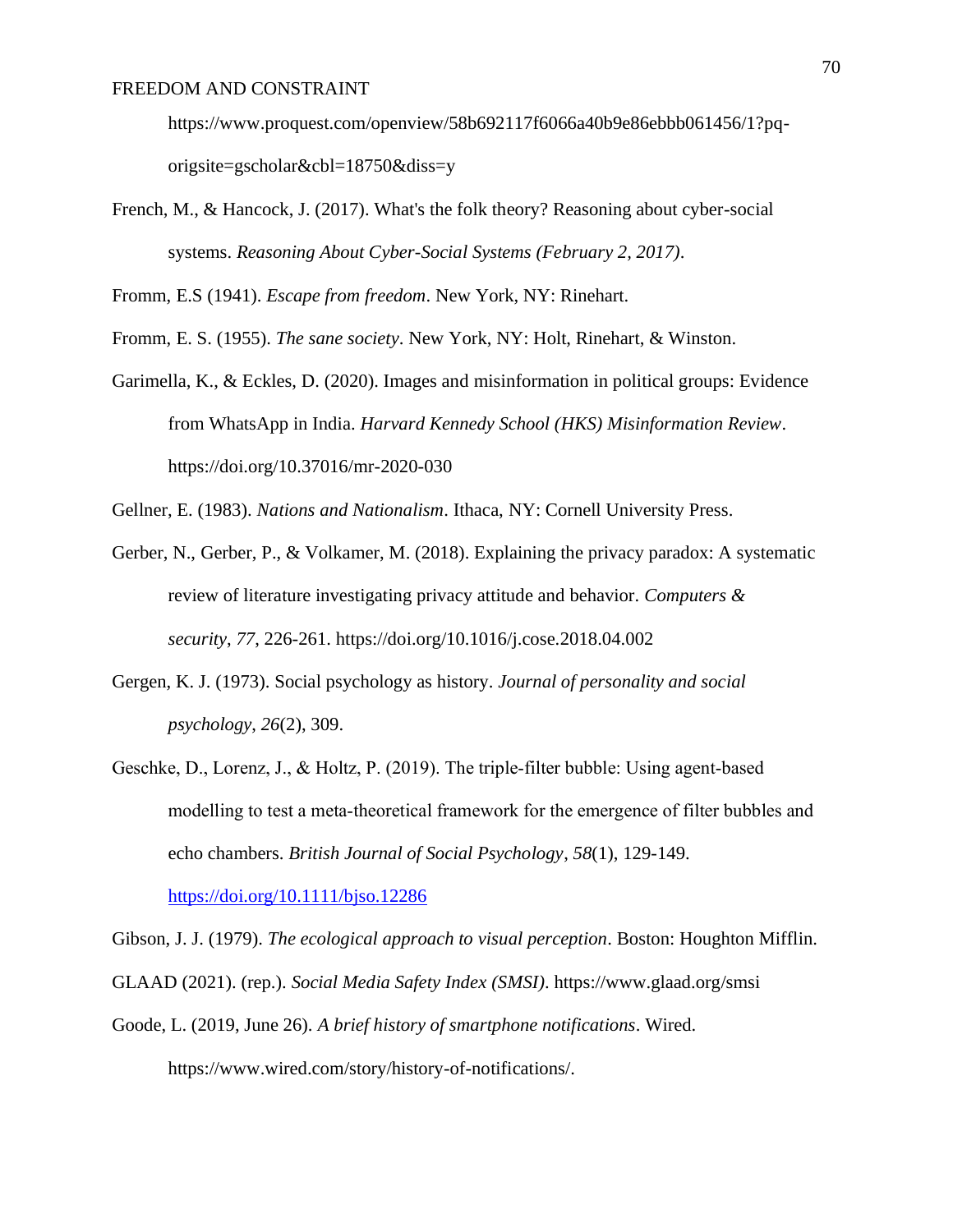https://www.proquest.com/openview/58b692117f6066a40b9e86ebbb061456/1?pq-origsite=gscholar&cbl=18750&diss=y

French, M., & Hancock, J. (2017). What's the folk theory? Reasoning about cyber-social systems. *Reasoning About Cyber-Social Systems (February 2, 2017)*.

Fromm, E.S (1941). *Escape from freedom*. New York, NY: Rinehart.

Fromm, E. S. (1955). *The sane society*. New York, NY: Holt, Rinehart, & Winston.

Garimella, K., & Eckles, D. (2020). Images and misinformation in political groups: Evidence from WhatsApp in India. *Harvard Kennedy School (HKS) Misinformation Review*. https://doi.org/10.37016/mr-2020-030

Gellner, E. (1983). *Nations and Nationalism*. Ithaca, NY: Cornell University Press.

Gerber, N., Gerber, P., & Volkamer, M. (2018). Explaining the privacy paradox: A systematic review of literature investigating privacy attitude and behavior. *Computers & security*, *77*, 226-261. https://doi.org/10.1016/j.cose.2018.04.002

Gergen, K. J. (1973). Social psychology as history. *Journal of personality and social psychology*, *26*(2), 309.

Geschke, D., Lorenz, J., & Holtz, P. (2019). The triple-filter bubble: Using agent-based modelling to test a meta-theoretical framework for the emergence of filter bubbles and echo chambers. *British Journal of Social Psychology*, *58*(1), 129-149. https://doi.org/10.1111/bjso.12286

Gibson, J. J. (1979). *The ecological approach to visual perception*. Boston: Houghton Mifflin.

GLAAD (2021). (rep.). *Social Media Safety Index (SMSI)*. https://www.glaad.org/smsi

Goode, L. (2019, June 26). *A brief history of smartphone notifications*. Wired. https://www.wired.com/story/history-of-notifications/.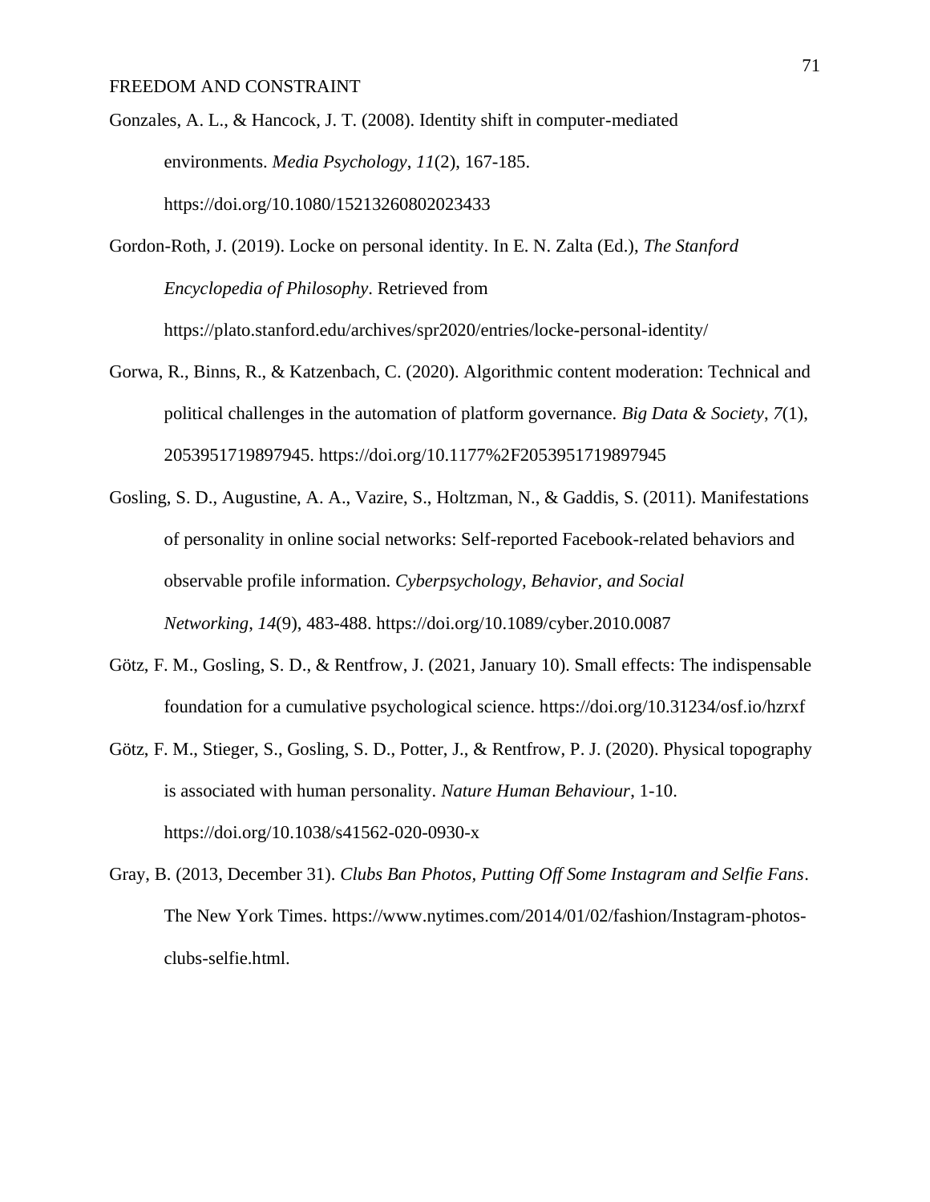Gonzales, A. L., & Hancock, J. T. (2008). Identity shift in computer-mediated environments. *Media Psychology*, *11*(2), 167-185. https://doi.org/10.1080/15213260802023433

Gordon-Roth, J. (2019). Locke on personal identity. In E. N. Zalta (Ed.), *The Stanford Encyclopedia of Philosophy*. Retrieved from https://plato.stanford.edu/archives/spr2020/entries/locke-personal-identity/

Gorwa, R., Binns, R., & Katzenbach, C. (2020). Algorithmic content moderation: Technical and political challenges in the automation of platform governance. *Big Data & Society*, *7*(1), 2053951719897945. https://doi.org/10.1177%2F2053951719897945

Gosling, S. D., Augustine, A. A., Vazire, S., Holtzman, N., & Gaddis, S. (2011). Manifestations of personality in online social networks: Self-reported Facebook-related behaviors and observable profile information. *Cyberpsychology, Behavior, and Social Networking*, *14*(9), 483-488. https://doi.org/10.1089/cyber.2010.0087

Götz, F. M., Gosling, S. D., & Rentfrow, J. (2021, January 10). Small effects: The indispensable foundation for a cumulative psychological science. https://doi.org/10.31234/osf.io/hzrxf

Götz, F. M., Stieger, S., Gosling, S. D., Potter, J., & Rentfrow, P. J. (2020). Physical topography is associated with human personality. *Nature Human Behaviour*, 1-10. https://doi.org/10.1038/s41562-020-0930-x

Gray, B. (2013, December 31). *Clubs Ban Photos, Putting Off Some Instagram and Selfie Fans*. The New York Times. https://www.nytimes.com/2014/01/02/fashion/Instagram-photos-clubs-selfie.html.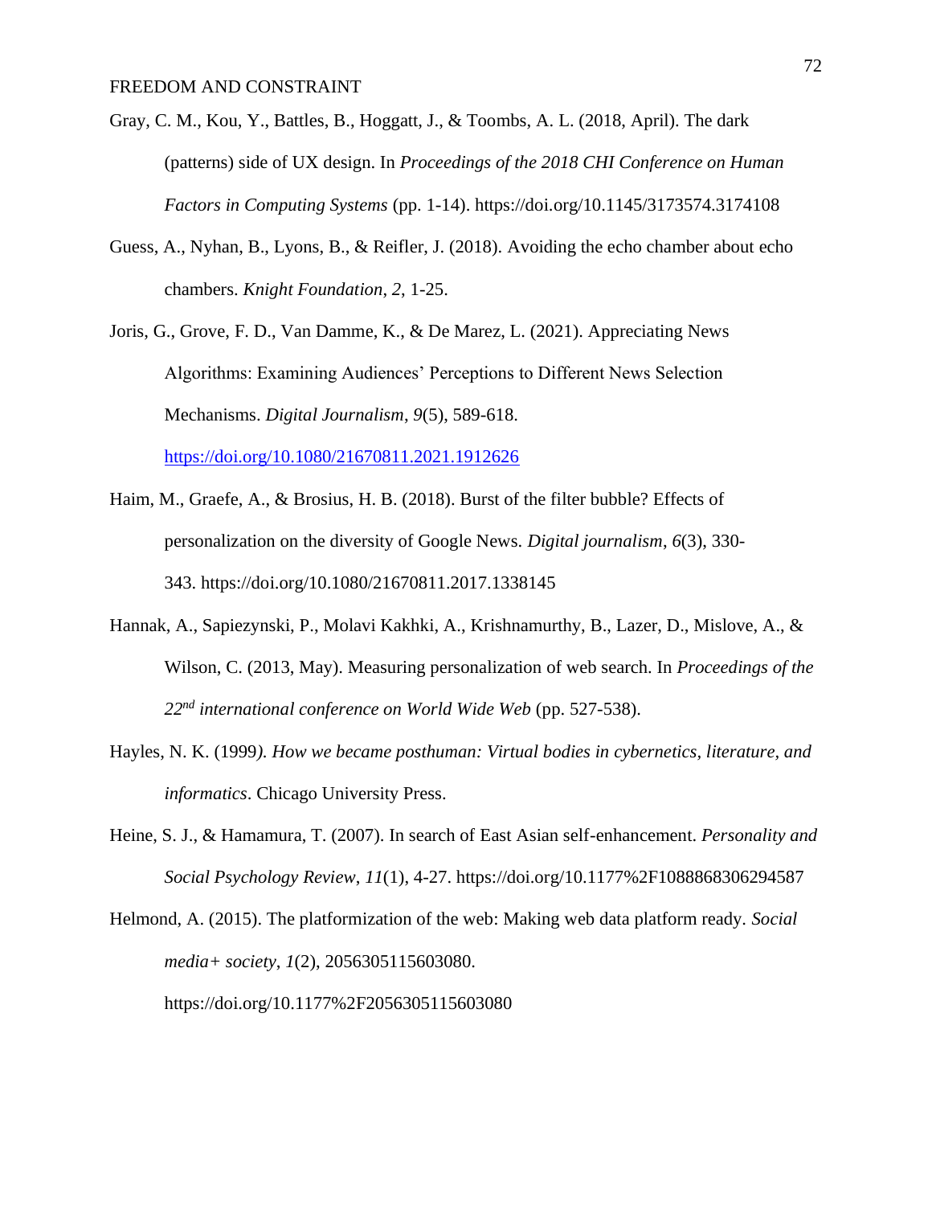Gray, C. M., Kou, Y., Battles, B., Hoggatt, J., & Toombs, A. L. (2018, April). The dark (patterns) side of UX design. In *Proceedings of the 2018 CHI Conference on Human Factors in Computing Systems* (pp. 1-14). https://doi.org/10.1145/3173574.3174108

Guess, A., Nyhan, B., Lyons, B., & Reifler, J. (2018). Avoiding the echo chamber about echo chambers. *Knight Foundation*, *2*, 1-25.

Joris, G., Grove, F. D., Van Damme, K., & De Marez, L. (2021). Appreciating News Algorithms: Examining Audiences' Perceptions to Different News Selection Mechanisms. *Digital Journalism*, *9*(5), 589-618. https://doi.org/10.1080/21670811.2021.1912626

Haim, M., Graefe, A., & Brosius, H. B. (2018). Burst of the filter bubble? Effects of personalization on the diversity of Google News. *Digital journalism*, *6*(3), 330-343. https://doi.org/10.1080/21670811.2017.1338145

Hannak, A., Sapiezynski, P., Molavi Kakhki, A., Krishnamurthy, B., Lazer, D., Mislove, A., & Wilson, C. (2013, May). Measuring personalization of web search. In *Proceedings of the 22nd international conference on World Wide Web* (pp. 527-538).

Hayles, N. K. (1999*). How we became posthuman: Virtual bodies in cybernetics, literature, and informatics*. Chicago University Press.

Heine, S. J., & Hamamura, T. (2007). In search of East Asian self-enhancement. *Personality and Social Psychology Review*, *11*(1), 4-27. https://doi.org/10.1177%2F1088868306294587

Helmond, A. (2015). The platformization of the web: Making web data platform ready. *Social media+ society*, *1*(2), 2056305115603080. https://doi.org/10.1177%2F2056305115603080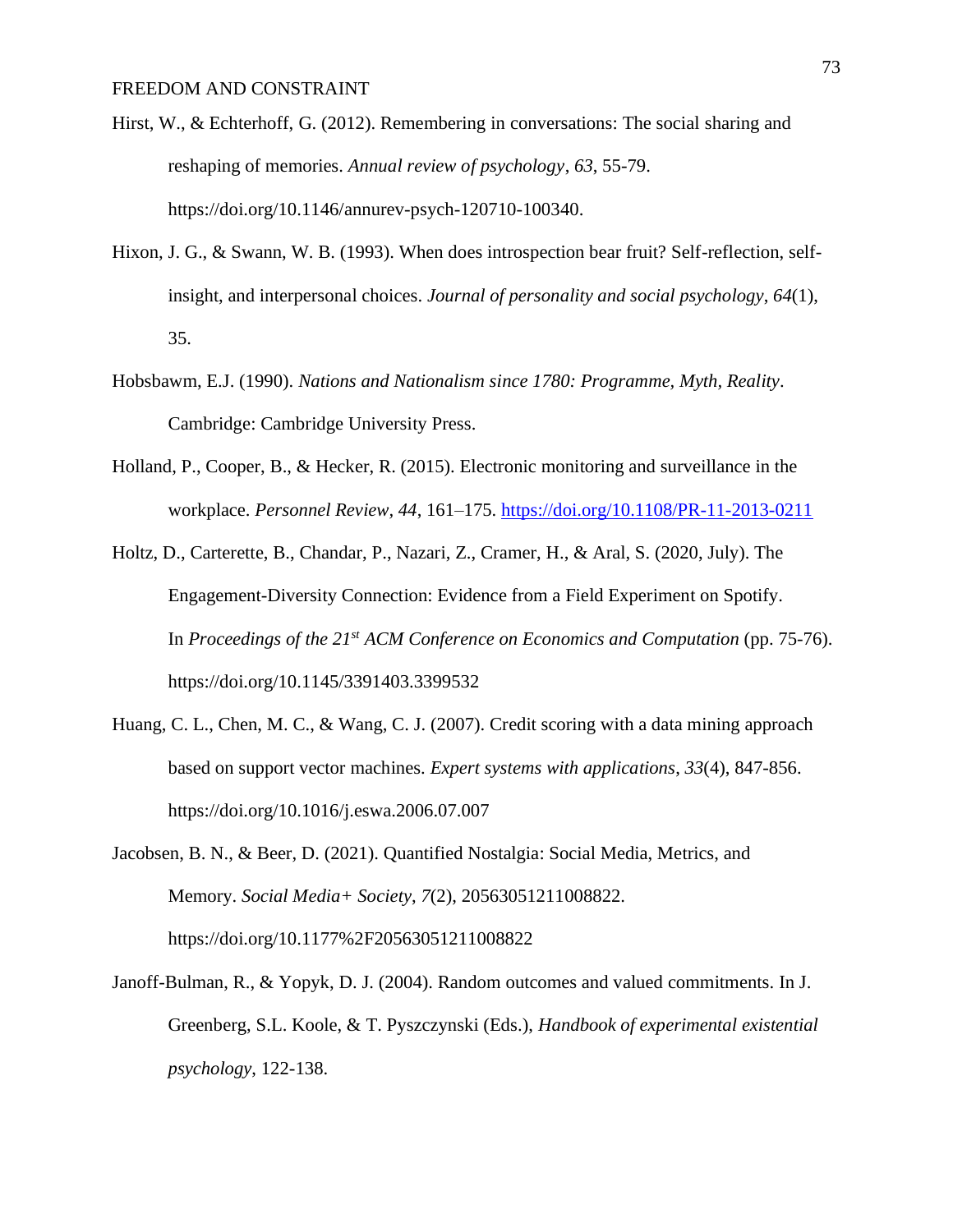Hirst, W., & Echterhoff, G. (2012). Remembering in conversations: The social sharing and reshaping of memories. *Annual review of psychology*, *63*, 55-79. https://doi.org/10.1146/annurev-psych-120710-100340.

Hixon, J. G., & Swann, W. B. (1993). When does introspection bear fruit? Self-reflection, self-insight, and interpersonal choices. *Journal of personality and social psychology*, *64*(1), 35.

Hobsbawm, E.J. (1990). *Nations and Nationalism since 1780: Programme, Myth, Reality*. Cambridge: Cambridge University Press.

Holland, P., Cooper, B., & Hecker, R. (2015). Electronic monitoring and surveillance in the workplace. *Personnel Review*, *44*, 161–175. https://doi.org/10.1108/PR-11-2013-0211

Holtz, D., Carterette, B., Chandar, P., Nazari, Z., Cramer, H., & Aral, S. (2020, July). The Engagement-Diversity Connection: Evidence from a Field Experiment on Spotify. In *Proceedings of the 21st ACM Conference on Economics and Computation* (pp. 75-76). https://doi.org/10.1145/3391403.3399532

Huang, C. L., Chen, M. C., & Wang, C. J. (2007). Credit scoring with a data mining approach based on support vector machines. *Expert systems with applications*, *33*(4), 847-856. https://doi.org/10.1016/j.eswa.2006.07.007

Jacobsen, B. N., & Beer, D. (2021). Quantified Nostalgia: Social Media, Metrics, and Memory. *Social Media+ Society*, *7*(2), 20563051211008822. https://doi.org/10.1177%2F20563051211008822

Janoff-Bulman, R., & Yopyk, D. J. (2004). Random outcomes and valued commitments. In J. Greenberg, S.L. Koole, & T. Pyszczynski (Eds.), *Handbook of experimental existential psychology*, 122-138.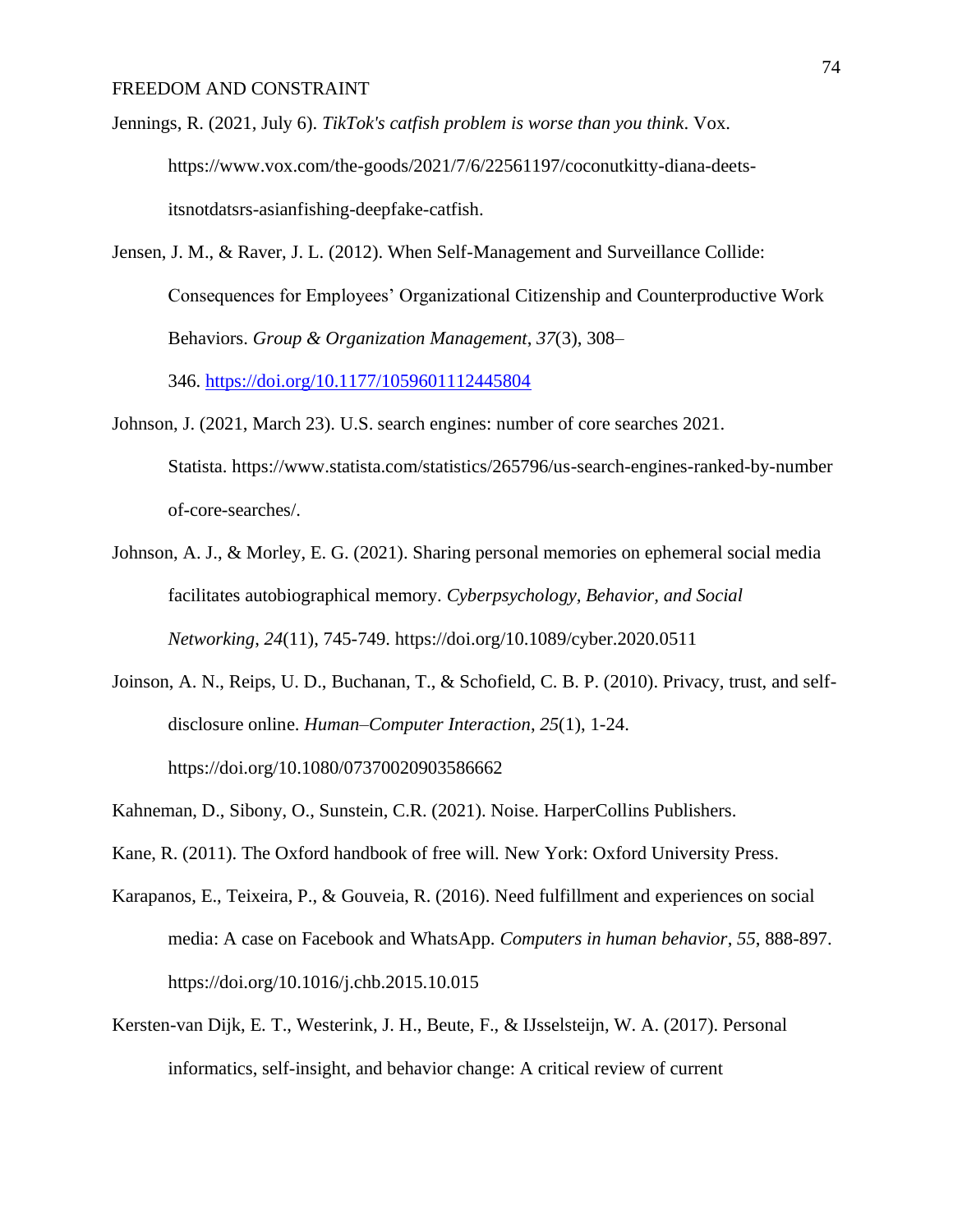Jennings, R. (2021, July 6). *TikTok's catfish problem is worse than you think*. Vox. https://www.vox.com/the-goods/2021/7/6/22561197/coconutkitty-diana-deets-itsnotdatsrs-asianfishing-deepfake-catfish.

Jensen, J. M., & Raver, J. L. (2012). When Self-Management and Surveillance Collide: Consequences for Employees' Organizational Citizenship and Counterproductive Work Behaviors. *Group & Organization Management*, *37*(3), 308–346. https://doi.org/10.1177/1059601112445804

Johnson, J. (2021, March 23). U.S. search engines: number of core searches 2021. Statista. https://www.statista.com/statistics/265796/us-search-engines-ranked-by-number of-core-searches/.

Johnson, A. J., & Morley, E. G. (2021). Sharing personal memories on ephemeral social media facilitates autobiographical memory. *Cyberpsychology, Behavior, and Social Networking*, *24*(11), 745-749. https://doi.org/10.1089/cyber.2020.0511

Joinson, A. N., Reips, U. D., Buchanan, T., & Schofield, C. B. P. (2010). Privacy, trust, and self-disclosure online. *Human–Computer Interaction*, *25*(1), 1-24. https://doi.org/10.1080/07370020903586662

Kahneman, D., Sibony, O., Sunstein, C.R. (2021). Noise. HarperCollins Publishers.

Kane, R. (2011). The Oxford handbook of free will. New York: Oxford University Press.

Karapanos, E., Teixeira, P., & Gouveia, R. (2016). Need fulfillment and experiences on social media: A case on Facebook and WhatsApp. *Computers in human behavior*, *55*, 888-897. https://doi.org/10.1016/j.chb.2015.10.015

Kersten-van Dijk, E. T., Westerink, J. H., Beute, F., & IJsselsteijn, W. A. (2017). Personal informatics, self-insight, and behavior change: A critical review of current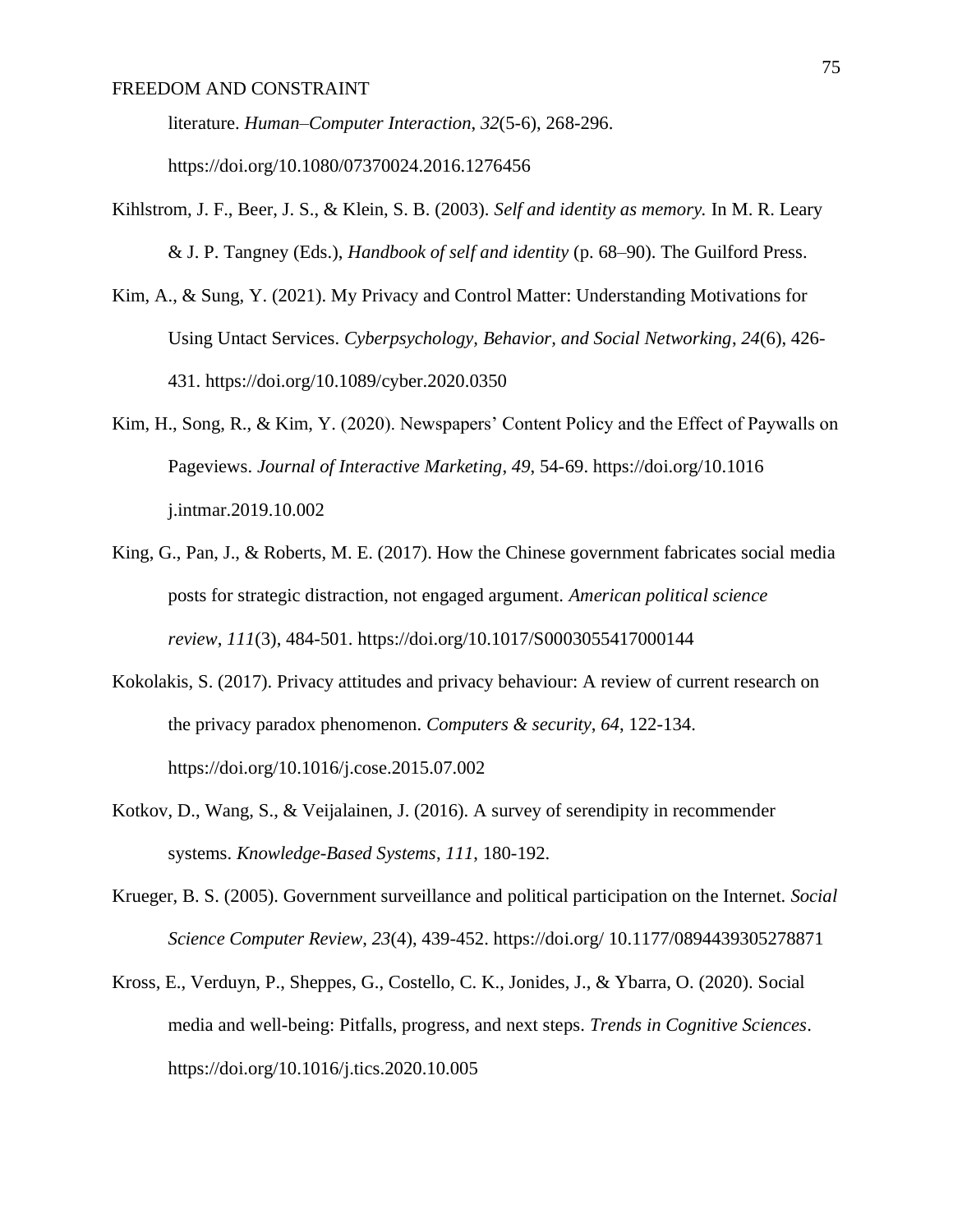literature. *Human–Computer Interaction*, *32*(5-6), 268-296. https://doi.org/10.1080/07370024.2016.1276456

Kihlstrom, J. F., Beer, J. S., & Klein, S. B. (2003). *Self and identity as memory.* In M. R. Leary & J. P. Tangney (Eds.), *Handbook of self and identity* (p. 68–90). The Guilford Press.

Kim, A., & Sung, Y. (2021). My Privacy and Control Matter: Understanding Motivations for Using Untact Services. *Cyberpsychology, Behavior, and Social Networking*, *24*(6), 426-431. https://doi.org/10.1089/cyber.2020.0350

Kim, H., Song, R., & Kim, Y. (2020). Newspapers' Content Policy and the Effect of Paywalls on Pageviews. *Journal of Interactive Marketing*, *49*, 54-69. https://doi.org/10.1016 j.intmar.2019.10.002

King, G., Pan, J., & Roberts, M. E. (2017). How the Chinese government fabricates social media posts for strategic distraction, not engaged argument. *American political science review*, *111*(3), 484-501. https://doi.org/10.1017/S0003055417000144

Kokolakis, S. (2017). Privacy attitudes and privacy behaviour: A review of current research on the privacy paradox phenomenon. *Computers & security*, *64*, 122-134. https://doi.org/10.1016/j.cose.2015.07.002

Kotkov, D., Wang, S., & Veijalainen, J. (2016). A survey of serendipity in recommender systems. *Knowledge-Based Systems*, *111*, 180-192.

Krueger, B. S. (2005). Government surveillance and political participation on the Internet. *Social Science Computer Review*, *23*(4), 439-452. https://doi.org/ 10.1177/0894439305278871

Kross, E., Verduyn, P., Sheppes, G., Costello, C. K., Jonides, J., & Ybarra, O. (2020). Social media and well-being: Pitfalls, progress, and next steps. *Trends in Cognitive Sciences*. https://doi.org/10.1016/j.tics.2020.10.005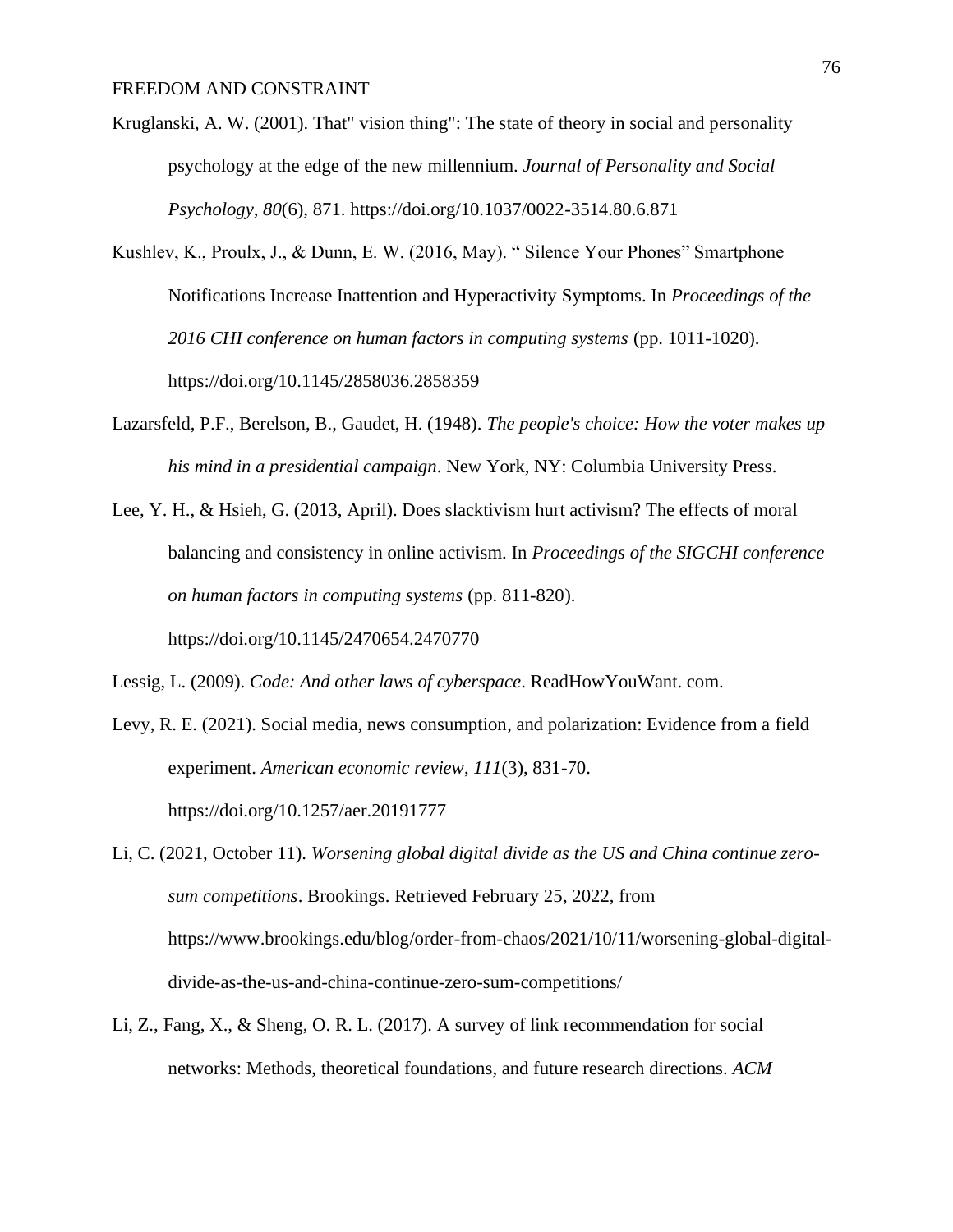Kruglanski, A. W. (2001). That" vision thing": The state of theory in social and personality psychology at the edge of the new millennium. *Journal of Personality and Social Psychology*, *80*(6), 871. https://doi.org/10.1037/0022-3514.80.6.871

Kushlev, K., Proulx, J., & Dunn, E. W. (2016, May). " Silence Your Phones" Smartphone Notifications Increase Inattention and Hyperactivity Symptoms. In *Proceedings of the 2016 CHI conference on human factors in computing systems* (pp. 1011-1020). https://doi.org/10.1145/2858036.2858359

Lazarsfeld, P.F., Berelson, B., Gaudet, H. (1948). *The people's choice: How the voter makes up his mind in a presidential campaign*. New York, NY: Columbia University Press.

Lee, Y. H., & Hsieh, G. (2013, April). Does slacktivism hurt activism? The effects of moral balancing and consistency in online activism. In *Proceedings of the SIGCHI conference on human factors in computing systems* (pp. 811-820). https://doi.org/10.1145/2470654.2470770

Lessig, L. (2009). *Code: And other laws of cyberspace*. ReadHowYouWant. com.

Levy, R. E. (2021). Social media, news consumption, and polarization: Evidence from a field experiment. *American economic review*, *111*(3), 831-70. https://doi.org/10.1257/aer.20191777

Li, C. (2021, October 11). *Worsening global digital divide as the US and China continue zero-sum competitions*. Brookings. Retrieved February 25, 2022, from https://www.brookings.edu/blog/order-from-chaos/2021/10/11/worsening-global-digital-divide-as-the-us-and-china-continue-zero-sum-competitions/

Li, Z., Fang, X., & Sheng, O. R. L. (2017). A survey of link recommendation for social networks: Methods, theoretical foundations, and future research directions. *ACM*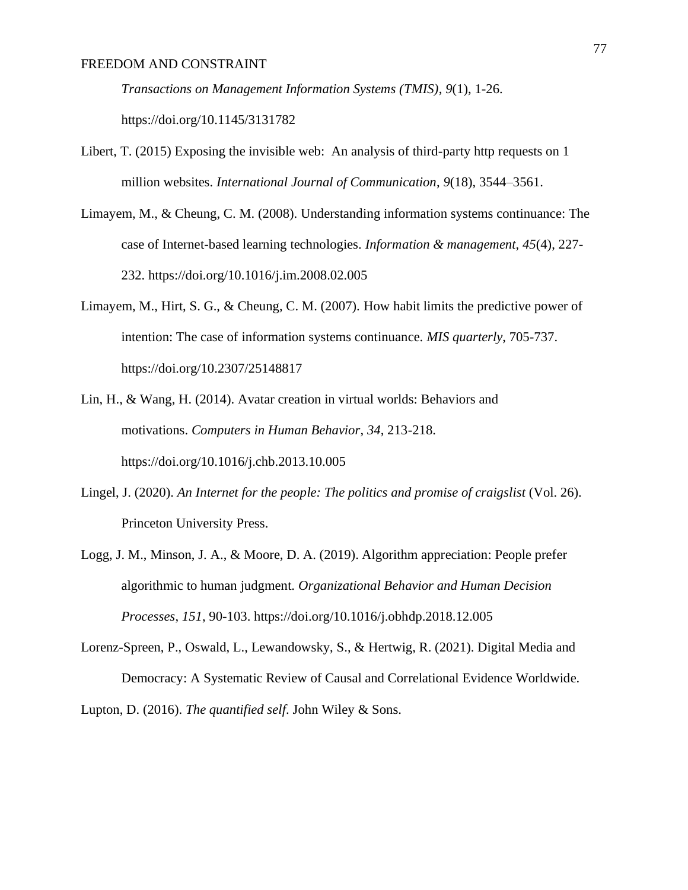*Transactions on Management Information Systems (TMIS)*, *9*(1), 1-26. https://doi.org/10.1145/3131782

Libert, T. (2015) Exposing the invisible web: An analysis of third-party http requests on 1 million websites. *International Journal of Communication*, *9*(18), 3544–3561.

Limayem, M., & Cheung, C. M. (2008). Understanding information systems continuance: The case of Internet-based learning technologies. *Information & management*, *45*(4), 227-232. https://doi.org/10.1016/j.im.2008.02.005

Limayem, M., Hirt, S. G., & Cheung, C. M. (2007). How habit limits the predictive power of intention: The case of information systems continuance. *MIS quarterly*, 705-737. https://doi.org/10.2307/25148817

Lin, H., & Wang, H. (2014). Avatar creation in virtual worlds: Behaviors and motivations. *Computers in Human Behavior*, *34*, 213-218. https://doi.org/10.1016/j.chb.2013.10.005

Lingel, J. (2020). *An Internet for the people: The politics and promise of craigslist* (Vol. 26). Princeton University Press.

Logg, J. M., Minson, J. A., & Moore, D. A. (2019). Algorithm appreciation: People prefer algorithmic to human judgment. *Organizational Behavior and Human Decision Processes*, *151*, 90-103. https://doi.org/10.1016/j.obhdp.2018.12.005

Lorenz-Spreen, P., Oswald, L., Lewandowsky, S., & Hertwig, R. (2021). Digital Media and Democracy: A Systematic Review of Causal and Correlational Evidence Worldwide.

Lupton, D. (2016). *The quantified self*. John Wiley & Sons.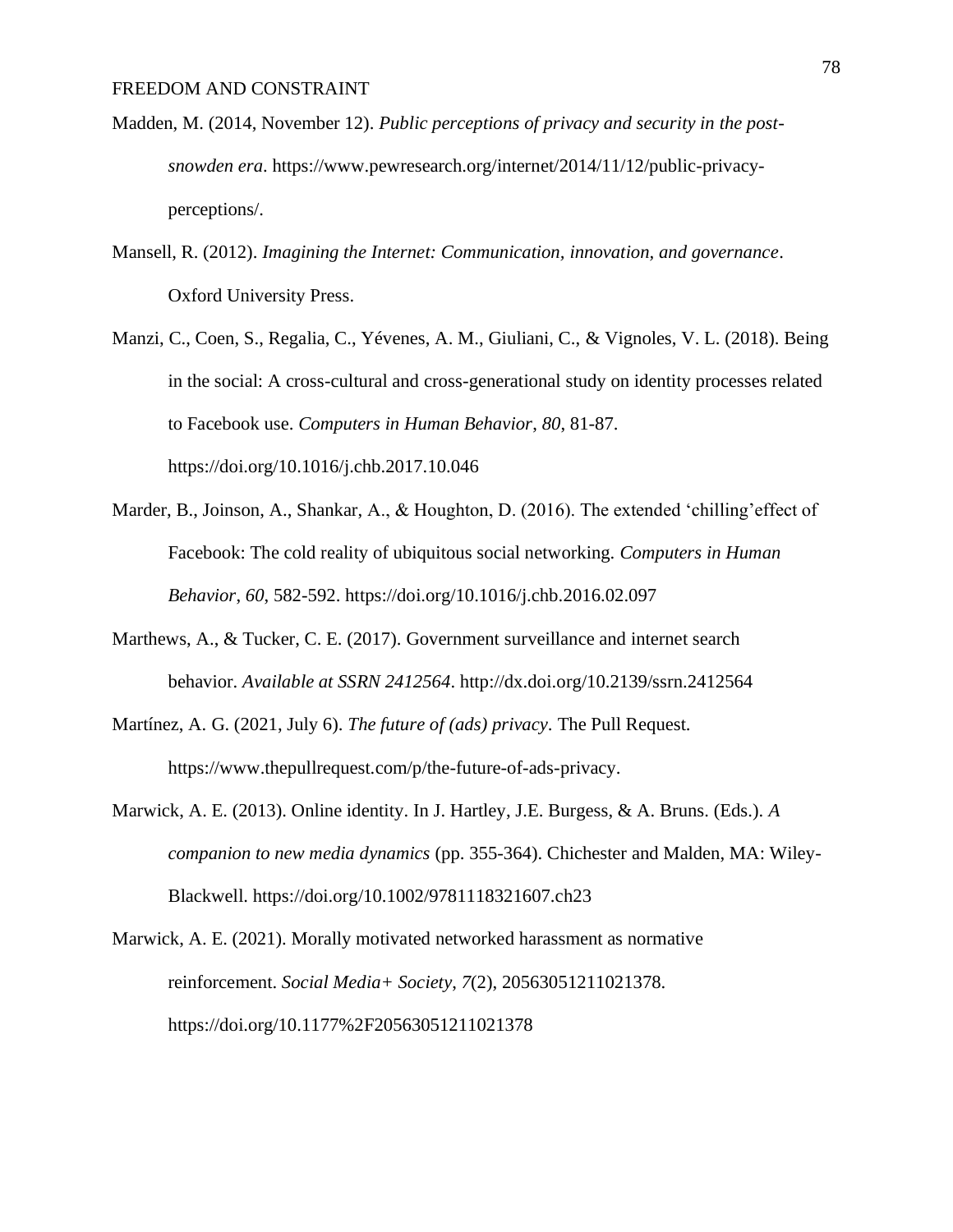Madden, M. (2014, November 12). *Public perceptions of privacy and security in the post-snowden era*. https://www.pewresearch.org/internet/2014/11/12/public-privacy-perceptions/.

Mansell, R. (2012). *Imagining the Internet: Communication, innovation, and governance*. Oxford University Press.

Manzi, C., Coen, S., Regalia, C., Yévenes, A. M., Giuliani, C., & Vignoles, V. L. (2018). Being in the social: A cross-cultural and cross-generational study on identity processes related to Facebook use. *Computers in Human Behavior, 80*, 81-87. https://doi.org/10.1016/j.chb.2017.10.046

Marder, B., Joinson, A., Shankar, A., & Houghton, D. (2016). The extended 'chilling'effect of Facebook: The cold reality of ubiquitous social networking. *Computers in Human Behavior*, *60*, 582-592. https://doi.org/10.1016/j.chb.2016.02.097

Marthews, A., & Tucker, C. E. (2017). Government surveillance and internet search behavior. *Available at SSRN 2412564*. http://dx.doi.org/10.2139/ssrn.2412564

Martínez, A. G. (2021, July 6). *The future of (ads) privacy*. The Pull Request. https://www.thepullrequest.com/p/the-future-of-ads-privacy.

Marwick, A. E. (2013). Online identity. In J. Hartley, J.E. Burgess, & A. Bruns. (Eds.). *A companion to new media dynamics* (pp. 355-364). Chichester and Malden, MA: Wiley-Blackwell. https://doi.org/10.1002/9781118321607.ch23

Marwick, A. E. (2021). Morally motivated networked harassment as normative reinforcement. *Social Media+ Society*, *7*(2), 20563051211021378. https://doi.org/10.1177%2F20563051211021378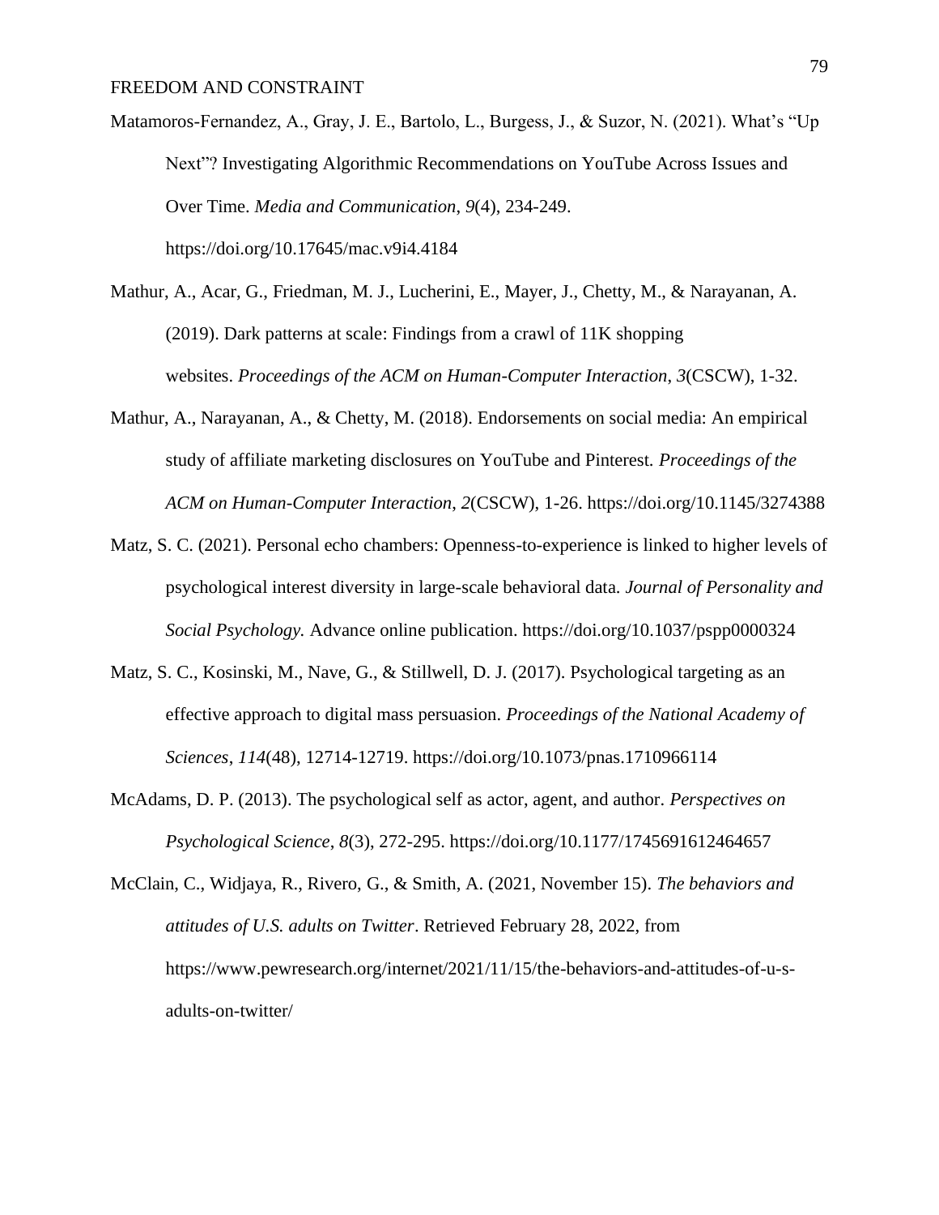Matamoros-Fernandez, A., Gray, J. E., Bartolo, L., Burgess, J., & Suzor, N. (2021). What's "Up Next"? Investigating Algorithmic Recommendations on YouTube Across Issues and Over Time. *Media and Communication*, *9*(4), 234-249. https://doi.org/10.17645/mac.v9i4.4184

Mathur, A., Acar, G., Friedman, M. J., Lucherini, E., Mayer, J., Chetty, M., & Narayanan, A. (2019). Dark patterns at scale: Findings from a crawl of 11K shopping websites. *Proceedings of the ACM on Human-Computer Interaction*, *3*(CSCW), 1-32.

Mathur, A., Narayanan, A., & Chetty, M. (2018). Endorsements on social media: An empirical study of affiliate marketing disclosures on YouTube and Pinterest. *Proceedings of the ACM on Human-Computer Interaction*, *2*(CSCW), 1-26. https://doi.org/10.1145/3274388

Matz, S. C. (2021). Personal echo chambers: Openness-to-experience is linked to higher levels of psychological interest diversity in large-scale behavioral data. *Journal of Personality and Social Psychology.* Advance online publication. https://doi.org/10.1037/pspp0000324

Matz, S. C., Kosinski, M., Nave, G., & Stillwell, D. J. (2017). Psychological targeting as an effective approach to digital mass persuasion. *Proceedings of the National Academy of Sciences*, *114*(48), 12714-12719. https://doi.org/10.1073/pnas.1710966114

McAdams, D. P. (2013). The psychological self as actor, agent, and author. *Perspectives on Psychological Science*, *8*(3), 272-295. https://doi.org/10.1177/1745691612464657

McClain, C., Widjaya, R., Rivero, G., & Smith, A. (2021, November 15). *The behaviors and attitudes of U.S. adults on Twitter*. Retrieved February 28, 2022, from https://www.pewresearch.org/internet/2021/11/15/the-behaviors-and-attitudes-of-u-s-adults-on-twitter/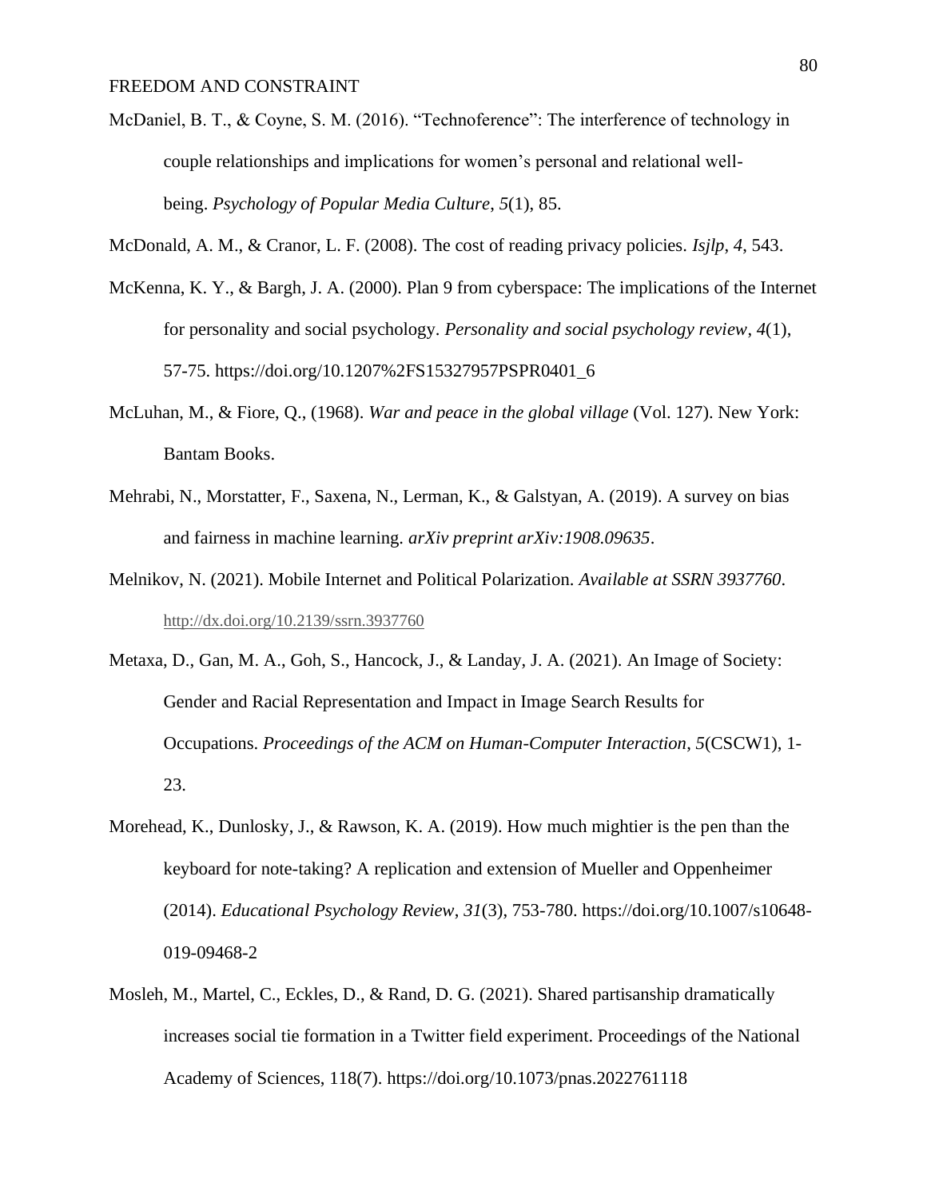McDaniel, B. T., & Coyne, S. M. (2016). "Technoference": The interference of technology in couple relationships and implications for women's personal and relational well-being. *Psychology of Popular Media Culture*, *5*(1), 85.

McDonald, A. M., & Cranor, L. F. (2008). The cost of reading privacy policies. *Isjlp*, *4*, 543.

McKenna, K. Y., & Bargh, J. A. (2000). Plan 9 from cyberspace: The implications of the Internet for personality and social psychology. *Personality and social psychology review*, *4*(1), 57-75. https://doi.org/10.1207%2FS15327957PSPR0401_6

McLuhan, M., & Fiore, Q., (1968). *War and peace in the global village* (Vol. 127). New York: Bantam Books.

Mehrabi, N., Morstatter, F., Saxena, N., Lerman, K., & Galstyan, A. (2019). A survey on bias and fairness in machine learning. *arXiv preprint arXiv:1908.09635*.

Melnikov, N. (2021). Mobile Internet and Political Polarization. *Available at SSRN 3937760*. http://dx.doi.org/10.2139/ssrn.3937760

Metaxa, D., Gan, M. A., Goh, S., Hancock, J., & Landay, J. A. (2021). An Image of Society: Gender and Racial Representation and Impact in Image Search Results for Occupations. *Proceedings of the ACM on Human-Computer Interaction*, *5*(CSCW1), 1-23.

Morehead, K., Dunlosky, J., & Rawson, K. A. (2019). How much mightier is the pen than the keyboard for note-taking? A replication and extension of Mueller and Oppenheimer (2014). *Educational Psychology Review*, *31*(3), 753-780. https://doi.org/10.1007/s10648-019-09468-2

Mosleh, M., Martel, C., Eckles, D., & Rand, D. G. (2021). Shared partisanship dramatically increases social tie formation in a Twitter field experiment. Proceedings of the National Academy of Sciences, 118(7). https://doi.org/10.1073/pnas.2022761118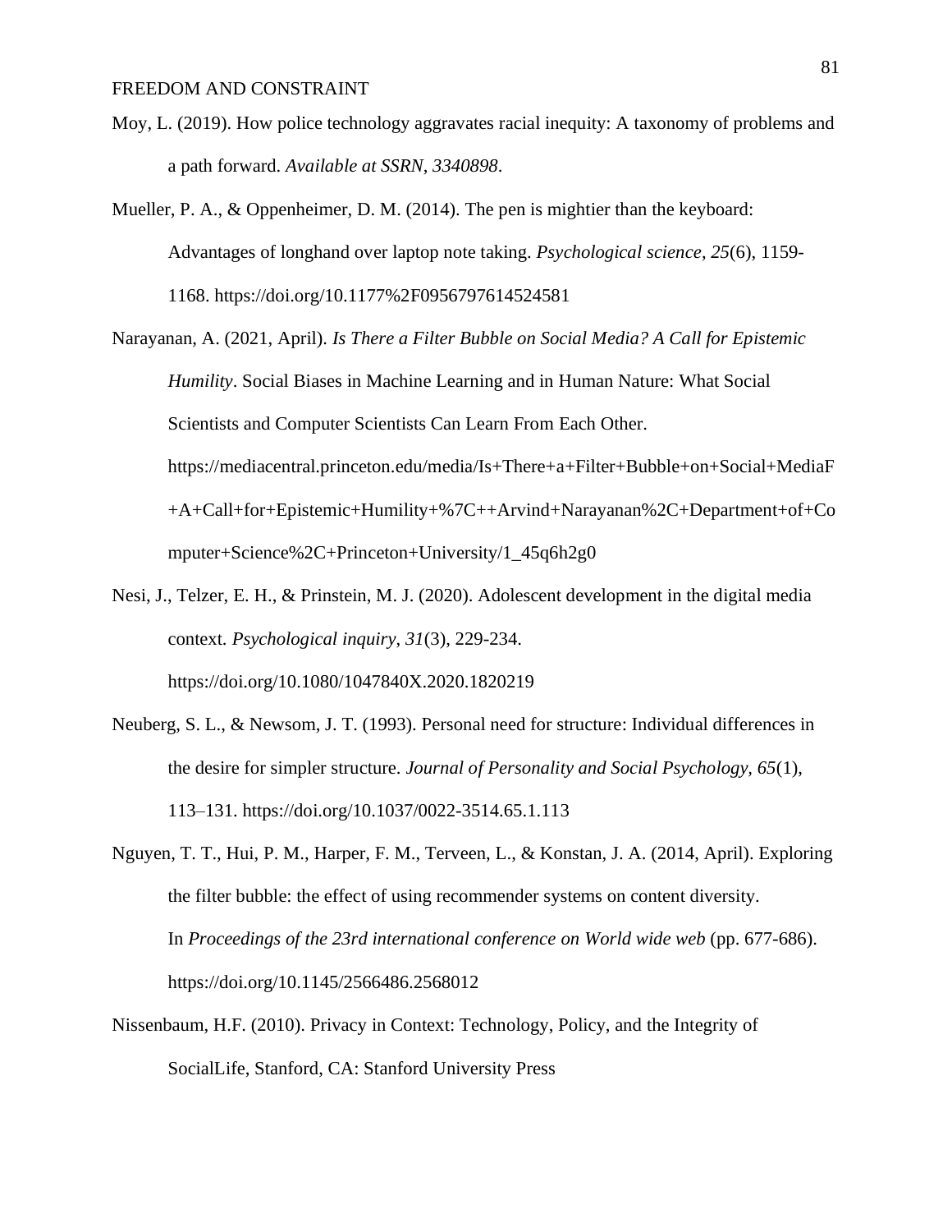Moy, L. (2019). How police technology aggravates racial inequity: A taxonomy of problems and a path forward. *Available at SSRN*, *3340898*.

Mueller, P. A., & Oppenheimer, D. M. (2014). The pen is mightier than the keyboard: Advantages of longhand over laptop note taking. *Psychological science*, *25*(6), 1159-1168. https://doi.org/10.1177%2F0956797614524581

Narayanan, A. (2021, April). *Is There a Filter Bubble on Social Media? A Call for Epistemic Humility*. Social Biases in Machine Learning and in Human Nature: What Social Scientists and Computer Scientists Can Learn From Each Other. https://mediacentral.princeton.edu/media/Is+There+a+Filter+Bubble+on+Social+MediaF+A+Call+for+Epistemic+Humility+%7C++Arvind+Narayanan%2C+Department+of+Computer+Science%2C+Princeton+University/1_45q6h2g0

Nesi, J., Telzer, E. H., & Prinstein, M. J. (2020). Adolescent development in the digital media context. *Psychological inquiry*, *31*(3), 229-234. https://doi.org/10.1080/1047840X.2020.1820219

Neuberg, S. L., & Newsom, J. T. (1993). Personal need for structure: Individual differences in the desire for simpler structure. *Journal of Personality and Social Psychology, 65*(1), 113–131. https://doi.org/10.1037/0022-3514.65.1.113

Nguyen, T. T., Hui, P. M., Harper, F. M., Terveen, L., & Konstan, J. A. (2014, April). Exploring the filter bubble: the effect of using recommender systems on content diversity. In *Proceedings of the 23rd international conference on World wide web* (pp. 677-686). https://doi.org/10.1145/2566486.2568012

Nissenbaum, H.F. (2010). Privacy in Context: Technology, Policy, and the Integrity of SocialLife, Stanford, CA: Stanford University Press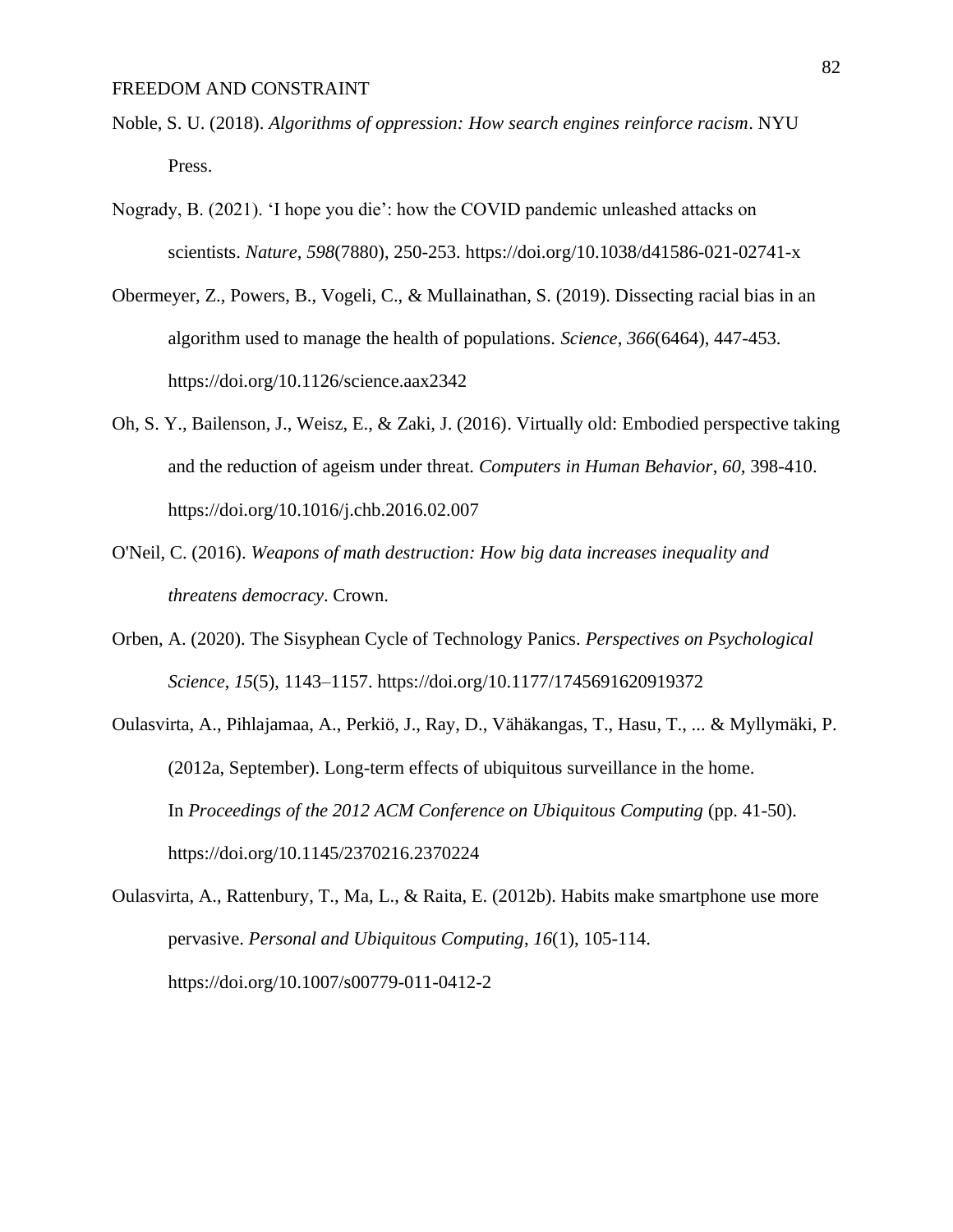Noble, S. U. (2018). *Algorithms of oppression: How search engines reinforce racism*. NYU Press.

Nogrady, B. (2021). 'I hope you die': how the COVID pandemic unleashed attacks on scientists. *Nature*, *598*(7880), 250-253. https://doi.org/10.1038/d41586-021-02741-x

Obermeyer, Z., Powers, B., Vogeli, C., & Mullainathan, S. (2019). Dissecting racial bias in an algorithm used to manage the health of populations. *Science*, *366*(6464), 447-453. https://doi.org/10.1126/science.aax2342

Oh, S. Y., Bailenson, J., Weisz, E., & Zaki, J. (2016). Virtually old: Embodied perspective taking and the reduction of ageism under threat. *Computers in Human Behavior*, *60*, 398-410. https://doi.org/10.1016/j.chb.2016.02.007

O'Neil, C. (2016). *Weapons of math destruction: How big data increases inequality and threatens democracy*. Crown.

Orben, A. (2020). The Sisyphean Cycle of Technology Panics. *Perspectives on Psychological Science*, *15*(5), 1143–1157. https://doi.org/10.1177/1745691620919372

Oulasvirta, A., Pihlajamaa, A., Perkiö, J., Ray, D., Vähäkangas, T., Hasu, T., ... & Myllymäki, P. (2012a, September). Long-term effects of ubiquitous surveillance in the home. In *Proceedings of the 2012 ACM Conference on Ubiquitous Computing* (pp. 41-50). https://doi.org/10.1145/2370216.2370224

Oulasvirta, A., Rattenbury, T., Ma, L., & Raita, E. (2012b). Habits make smartphone use more pervasive. *Personal and Ubiquitous Computing*, *16*(1), 105-114. https://doi.org/10.1007/s00779-011-0412-2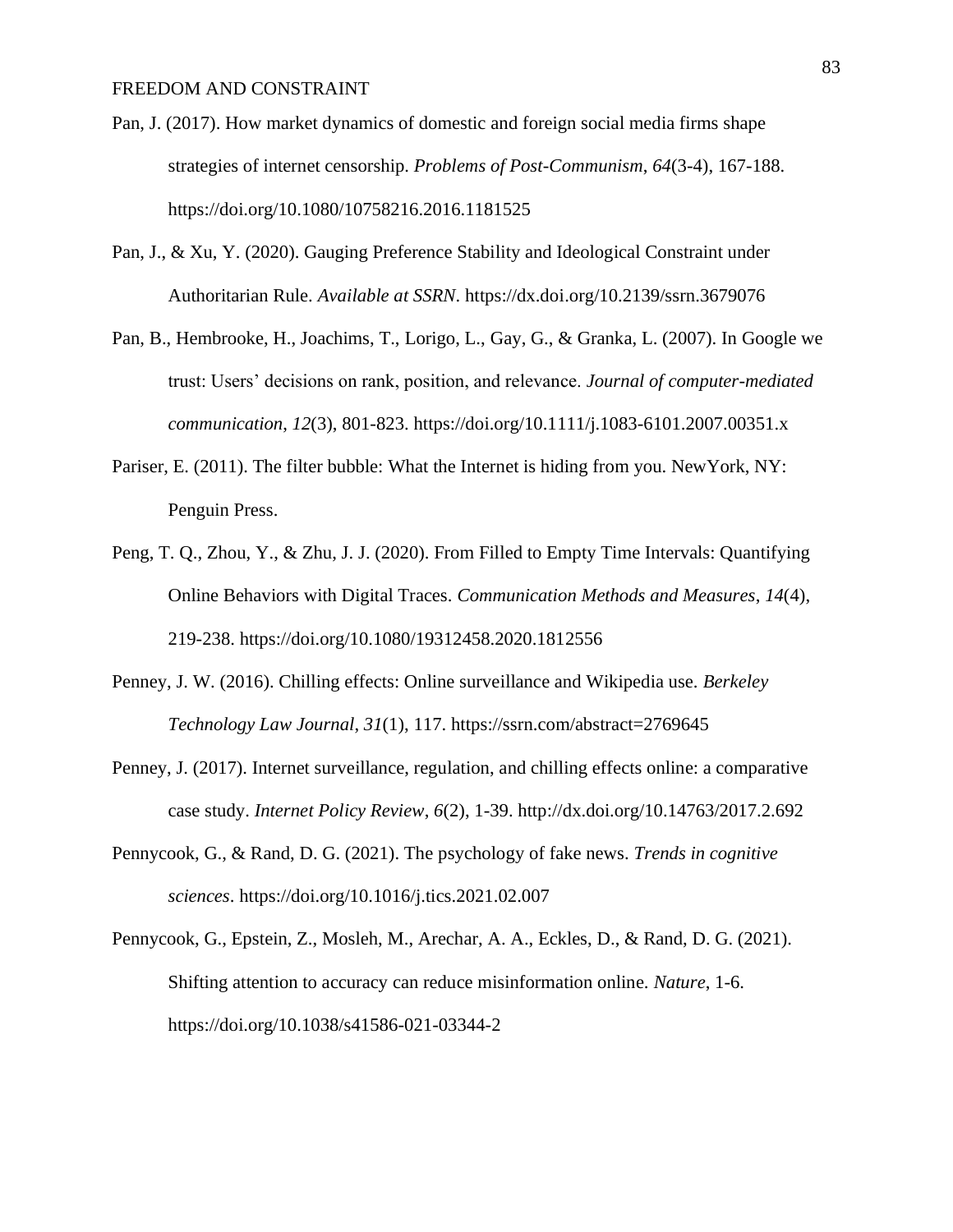Pan, J. (2017). How market dynamics of domestic and foreign social media firms shape strategies of internet censorship. *Problems of Post-Communism*, *64*(3-4), 167-188. https://doi.org/10.1080/10758216.2016.1181525

Pan, J., & Xu, Y. (2020). Gauging Preference Stability and Ideological Constraint under Authoritarian Rule. *Available at SSRN*. https://dx.doi.org/10.2139/ssrn.3679076

Pan, B., Hembrooke, H., Joachims, T., Lorigo, L., Gay, G., & Granka, L. (2007). In Google we trust: Users' decisions on rank, position, and relevance. *Journal of computer-mediated communication*, *12*(3), 801-823. https://doi.org/10.1111/j.1083-6101.2007.00351.x

Pariser, E. (2011). The filter bubble: What the Internet is hiding from you. NewYork, NY: Penguin Press.

Peng, T. Q., Zhou, Y., & Zhu, J. J. (2020). From Filled to Empty Time Intervals: Quantifying Online Behaviors with Digital Traces. *Communication Methods and Measures*, *14*(4), 219-238. https://doi.org/10.1080/19312458.2020.1812556

Penney, J. W. (2016). Chilling effects: Online surveillance and Wikipedia use. *Berkeley Technology Law Journal*, *31*(1), 117. https://ssrn.com/abstract=2769645

Penney, J. (2017). Internet surveillance, regulation, and chilling effects online: a comparative case study. *Internet Policy Review*, *6*(2), 1-39. http://dx.doi.org/10.14763/2017.2.692

Pennycook, G., & Rand, D. G. (2021). The psychology of fake news. *Trends in cognitive sciences*. https://doi.org/10.1016/j.tics.2021.02.007

Pennycook, G., Epstein, Z., Mosleh, M., Arechar, A. A., Eckles, D., & Rand, D. G. (2021). Shifting attention to accuracy can reduce misinformation online. *Nature*, 1-6. https://doi.org/10.1038/s41586-021-03344-2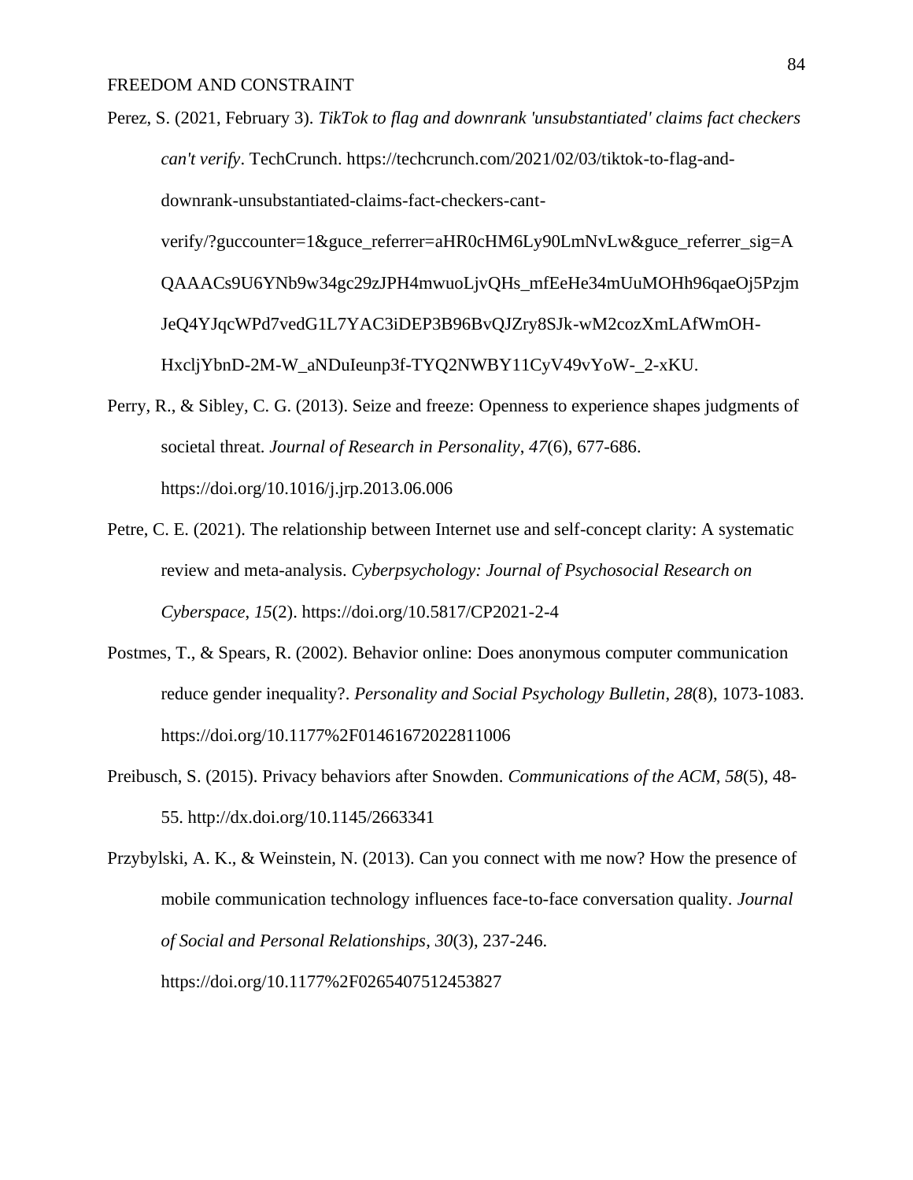Perez, S. (2021, February 3). *TikTok to flag and downrank 'unsubstantiated' claims fact checkers can't verify*. TechCrunch. https://techcrunch.com/2021/02/03/tiktok-to-flag-and-downrank-unsubstantiated-claims-fact-checkers-cant-verify/?guccounter=1&guce_referrer=aHR0cHM6Ly90LmNvLw&guce_referrer_sig=AQAAACs9U6YNb9w34gc29zJPH4mwuoLjvQHs_mfEeHe34mUuMOHh96qaeOj5PzjmJeQ4YJqcWPd7vedG1L7YAC3iDEP3B96BvQJZry8SJk-wM2cozXmLAfWmOH-HxcljYbnD-2M-W_aNDuIeunp3f-TYQ2NWBY11CyV49vYoW-_2-xKU.

Perry, R., & Sibley, C. G. (2013). Seize and freeze: Openness to experience shapes judgments of societal threat. *Journal of Research in Personality*, *47*(6), 677-686. https://doi.org/10.1016/j.jrp.2013.06.006

Petre, C. E. (2021). The relationship between Internet use and self-concept clarity: A systematic review and meta-analysis. *Cyberpsychology: Journal of Psychosocial Research on Cyberspace*, *15*(2). https://doi.org/10.5817/CP2021-2-4

Postmes, T., & Spears, R. (2002). Behavior online: Does anonymous computer communication reduce gender inequality?. *Personality and Social Psychology Bulletin*, *28*(8), 1073-1083. https://doi.org/10.1177%2F01461672022811006

Preibusch, S. (2015). Privacy behaviors after Snowden. *Communications of the ACM*, *58*(5), 48-55. http://dx.doi.org/10.1145/2663341

Przybylski, A. K., & Weinstein, N. (2013). Can you connect with me now? How the presence of mobile communication technology influences face-to-face conversation quality. *Journal of Social and Personal Relationships*, *30*(3), 237-246. https://doi.org/10.1177%2F0265407512453827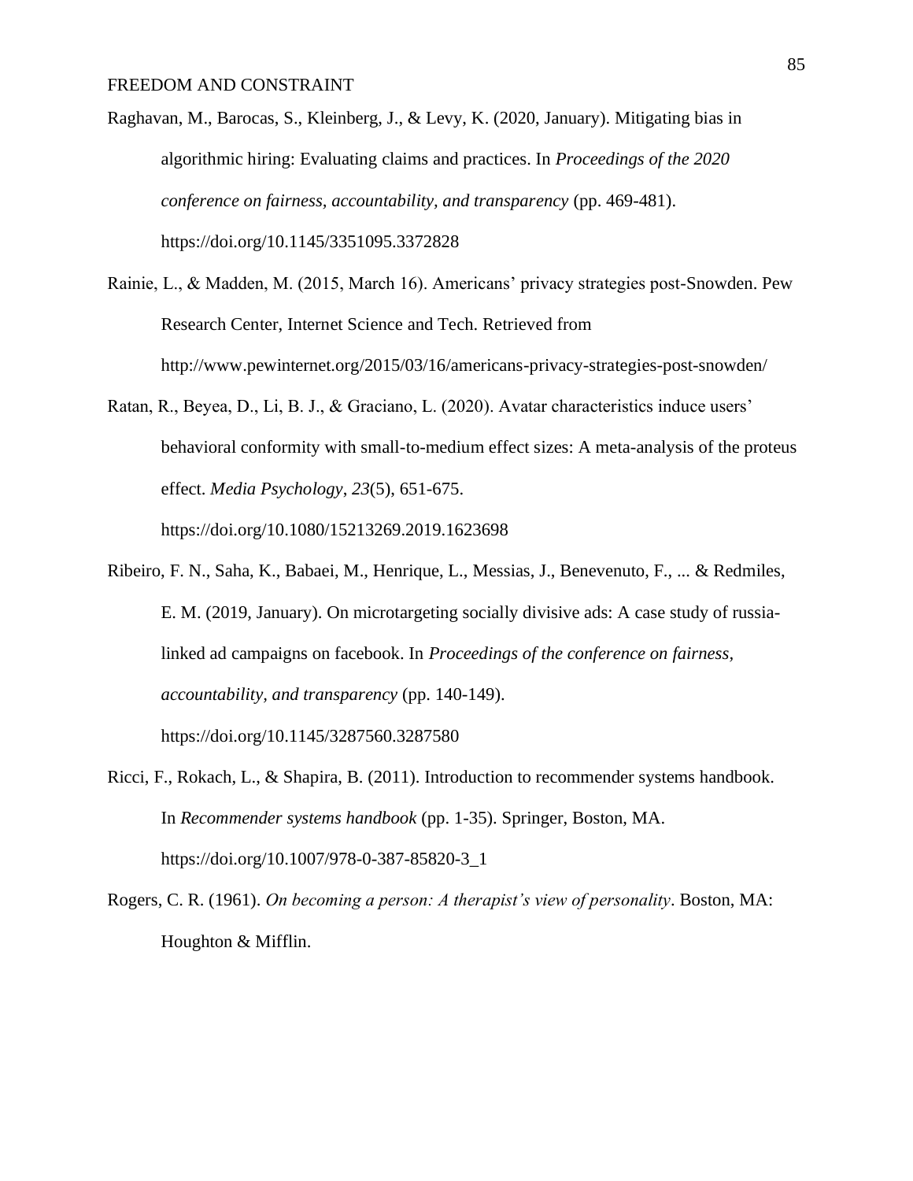Raghavan, M., Barocas, S., Kleinberg, J., & Levy, K. (2020, January). Mitigating bias in algorithmic hiring: Evaluating claims and practices. In *Proceedings of the 2020 conference on fairness, accountability, and transparency* (pp. 469-481). https://doi.org/10.1145/3351095.3372828

Rainie, L., & Madden, M. (2015, March 16). Americans' privacy strategies post-Snowden. Pew Research Center, Internet Science and Tech. Retrieved from http://www.pewinternet.org/2015/03/16/americans-privacy-strategies-post-snowden/

Ratan, R., Beyea, D., Li, B. J., & Graciano, L. (2020). Avatar characteristics induce users' behavioral conformity with small-to-medium effect sizes: A meta-analysis of the proteus effect. *Media Psychology*, *23*(5), 651-675. https://doi.org/10.1080/15213269.2019.1623698

Ribeiro, F. N., Saha, K., Babaei, M., Henrique, L., Messias, J., Benevenuto, F., ... & Redmiles, E. M. (2019, January). On microtargeting socially divisive ads: A case study of russia-linked ad campaigns on facebook. In *Proceedings of the conference on fairness, accountability, and transparency* (pp. 140-149). https://doi.org/10.1145/3287560.3287580

Ricci, F., Rokach, L., & Shapira, B. (2011). Introduction to recommender systems handbook. In *Recommender systems handbook* (pp. 1-35). Springer, Boston, MA. https://doi.org/10.1007/978-0-387-85820-3_1

Rogers, C. R. (1961). *On becoming a person: A therapist's view of personality*. Boston, MA: Houghton & Mifflin.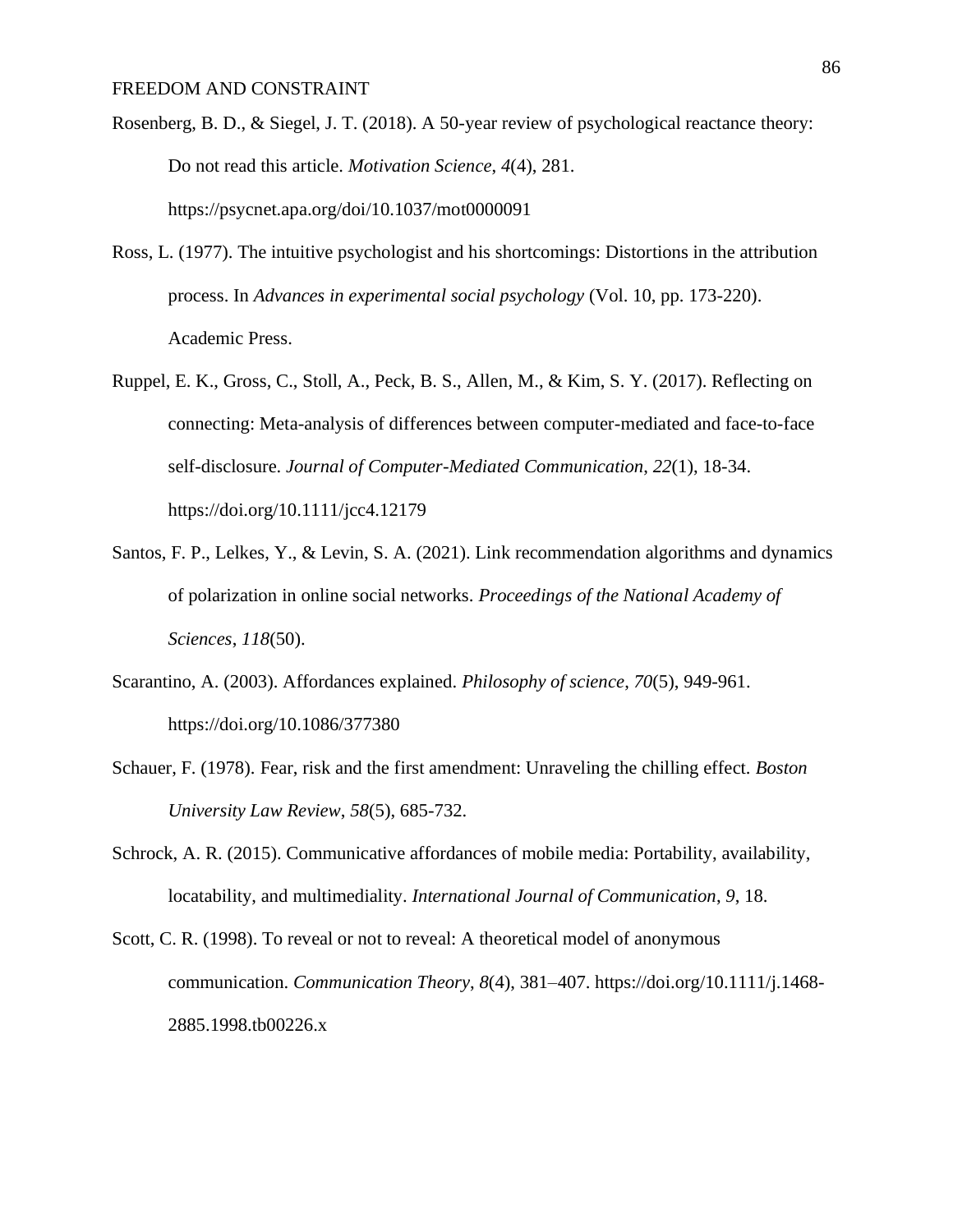Rosenberg, B. D., & Siegel, J. T. (2018). A 50-year review of psychological reactance theory: Do not read this article. *Motivation Science*, *4*(4), 281. https://psycnet.apa.org/doi/10.1037/mot0000091

Ross, L. (1977). The intuitive psychologist and his shortcomings: Distortions in the attribution process. In *Advances in experimental social psychology* (Vol. 10, pp. 173-220). Academic Press.

Ruppel, E. K., Gross, C., Stoll, A., Peck, B. S., Allen, M., & Kim, S. Y. (2017). Reflecting on connecting: Meta-analysis of differences between computer-mediated and face-to-face self-disclosure. *Journal of Computer-Mediated Communication*, *22*(1), 18-34. https://doi.org/10.1111/jcc4.12179

Santos, F. P., Lelkes, Y., & Levin, S. A. (2021). Link recommendation algorithms and dynamics of polarization in online social networks. *Proceedings of the National Academy of Sciences*, *118*(50).

Scarantino, A. (2003). Affordances explained. *Philosophy of science*, *70*(5), 949-961. https://doi.org/10.1086/377380

Schauer, F. (1978). Fear, risk and the first amendment: Unraveling the chilling effect. *Boston University Law Review*, *58*(5), 685-732.

Schrock, A. R. (2015). Communicative affordances of mobile media: Portability, availability, locatability, and multimediality. *International Journal of Communication*, *9*, 18.

Scott, C. R. (1998). To reveal or not to reveal: A theoretical model of anonymous communication. *Communication Theory*, *8*(4), 381–407. https://doi.org/10.1111/j.1468-2885.1998.tb00226.x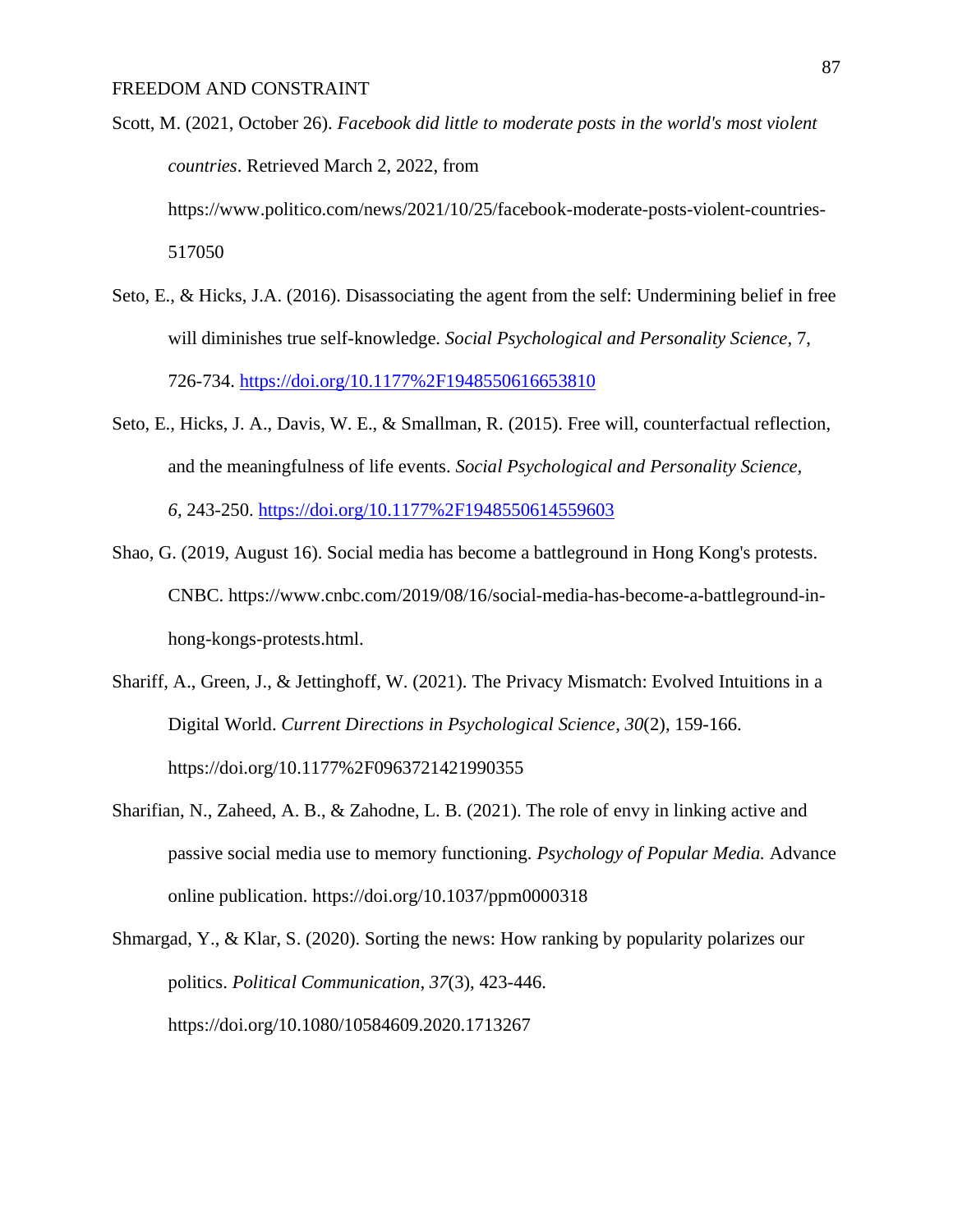Scott, M. (2021, October 26). *Facebook did little to moderate posts in the world's most violent countries*. Retrieved March 2, 2022, from https://www.politico.com/news/2021/10/25/facebook-moderate-posts-violent-countries-517050

Seto, E., & Hicks, J.A. (2016). Disassociating the agent from the self: Undermining belief in free will diminishes true self-knowledge. *Social Psychological and Personality Science*, 7, 726-734. https://doi.org/10.1177%2F1948550616653810

Seto, E., Hicks, J. A., Davis, W. E., & Smallman, R. (2015). Free will, counterfactual reflection, and the meaningfulness of life events. *Social Psychological and Personality Science, 6*, 243-250. https://doi.org/10.1177%2F1948550614559603

Shao, G. (2019, August 16). Social media has become a battleground in Hong Kong's protests. CNBC. https://www.cnbc.com/2019/08/16/social-media-has-become-a-battleground-in-hong-kongs-protests.html.

Shariff, A., Green, J., & Jettinghoff, W. (2021). The Privacy Mismatch: Evolved Intuitions in a Digital World. *Current Directions in Psychological Science*, *30*(2), 159-166. https://doi.org/10.1177%2F0963721421990355

Sharifian, N., Zaheed, A. B., & Zahodne, L. B. (2021). The role of envy in linking active and passive social media use to memory functioning. *Psychology of Popular Media.* Advance online publication. https://doi.org/10.1037/ppm0000318

Shmargad, Y., & Klar, S. (2020). Sorting the news: How ranking by popularity polarizes our politics. *Political Communication*, *37*(3), 423-446. https://doi.org/10.1080/10584609.2020.1713267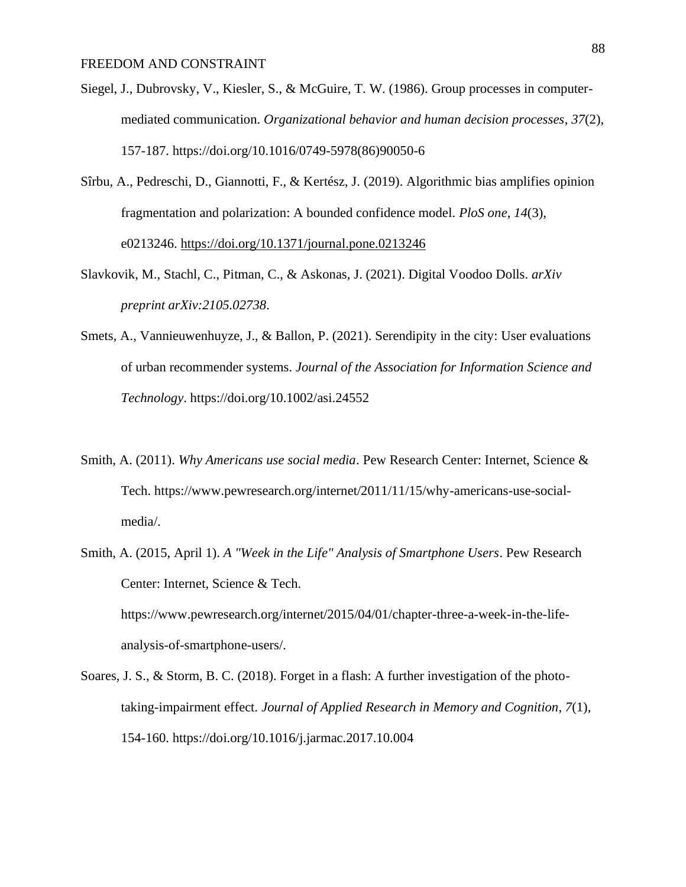Siegel, J., Dubrovsky, V., Kiesler, S., & McGuire, T. W. (1986). Group processes in computer-mediated communication. *Organizational behavior and human decision processes*, *37*(2), 157-187. https://doi.org/10.1016/0749-5978(86)90050-6

Sîrbu, A., Pedreschi, D., Giannotti, F., & Kertész, J. (2019). Algorithmic bias amplifies opinion fragmentation and polarization: A bounded confidence model. *PloS one*, *14*(3), e0213246. https://doi.org/10.1371/journal.pone.0213246

Slavkovik, M., Stachl, C., Pitman, C., & Askonas, J. (2021). Digital Voodoo Dolls. *arXiv preprint arXiv:2105.02738*.

Smets, A., Vannieuwenhuyze, J., & Ballon, P. (2021). Serendipity in the city: User evaluations of urban recommender systems. *Journal of the Association for Information Science and Technology*. https://doi.org/10.1002/asi.24552

Smith, A. (2011). *Why Americans use social media*. Pew Research Center: Internet, Science & Tech. https://www.pewresearch.org/internet/2011/11/15/why-americans-use-social-media/.

Smith, A. (2015, April 1). *A "Week in the Life" Analysis of Smartphone Users*. Pew Research Center: Internet, Science & Tech. https://www.pewresearch.org/internet/2015/04/01/chapter-three-a-week-in-the-life-analysis-of-smartphone-users/.

Soares, J. S., & Storm, B. C. (2018). Forget in a flash: A further investigation of the photo-taking-impairment effect. *Journal of Applied Research in Memory and Cognition*, *7*(1), 154-160. https://doi.org/10.1016/j.jarmac.2017.10.004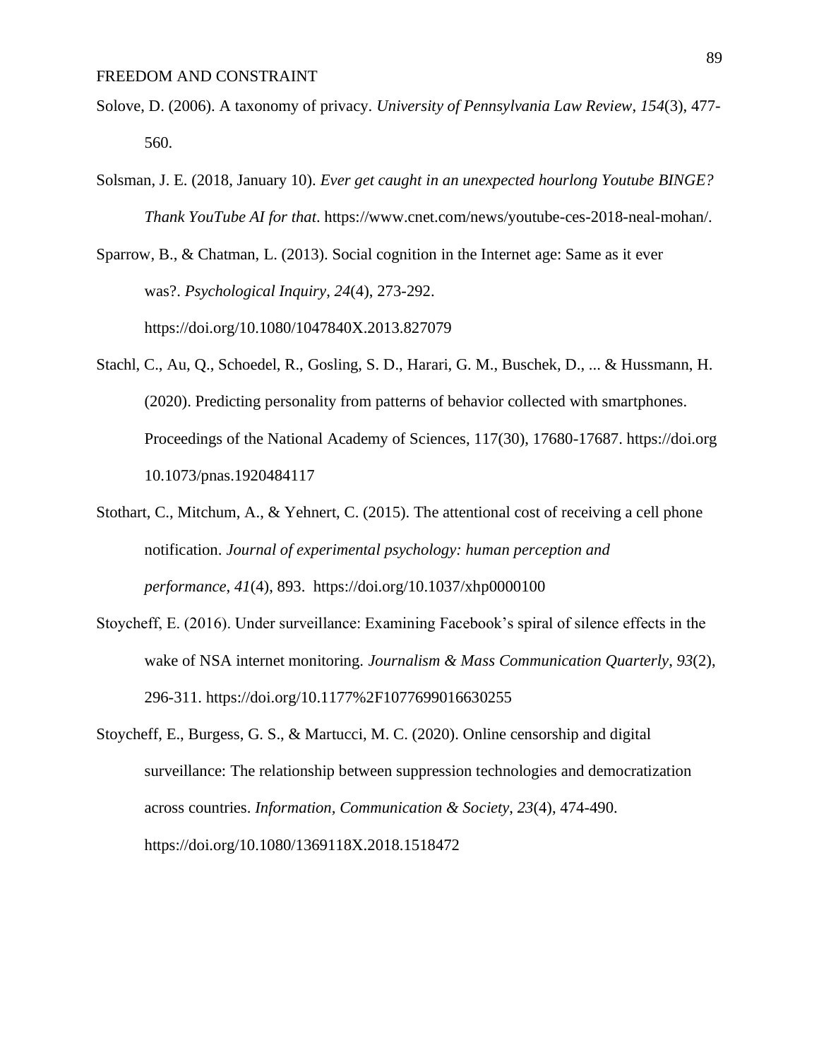Solove, D. (2006). A taxonomy of privacy. *University of Pennsylvania Law Review*, *154*(3), 477-560.

Solsman, J. E. (2018, January 10). *Ever get caught in an unexpected hourlong Youtube BINGE? Thank YouTube AI for that*. https://www.cnet.com/news/youtube-ces-2018-neal-mohan/.

Sparrow, B., & Chatman, L. (2013). Social cognition in the Internet age: Same as it ever was?. *Psychological Inquiry*, *24*(4), 273-292. https://doi.org/10.1080/1047840X.2013.827079

Stachl, C., Au, Q., Schoedel, R., Gosling, S. D., Harari, G. M., Buschek, D., ... & Hussmann, H. (2020). Predicting personality from patterns of behavior collected with smartphones. Proceedings of the National Academy of Sciences, 117(30), 17680-17687. https://doi.org 10.1073/pnas.1920484117

Stothart, C., Mitchum, A., & Yehnert, C. (2015). The attentional cost of receiving a cell phone notification. *Journal of experimental psychology: human perception and performance*, *41*(4), 893. https://doi.org/10.1037/xhp0000100

Stoycheff, E. (2016). Under surveillance: Examining Facebook's spiral of silence effects in the wake of NSA internet monitoring. *Journalism & Mass Communication Quarterly*, *93*(2), 296-311. https://doi.org/10.1177%2F1077699016630255

Stoycheff, E., Burgess, G. S., & Martucci, M. C. (2020). Online censorship and digital surveillance: The relationship between suppression technologies and democratization across countries. *Information, Communication & Society*, *23*(4), 474-490. https://doi.org/10.1080/1369118X.2018.1518472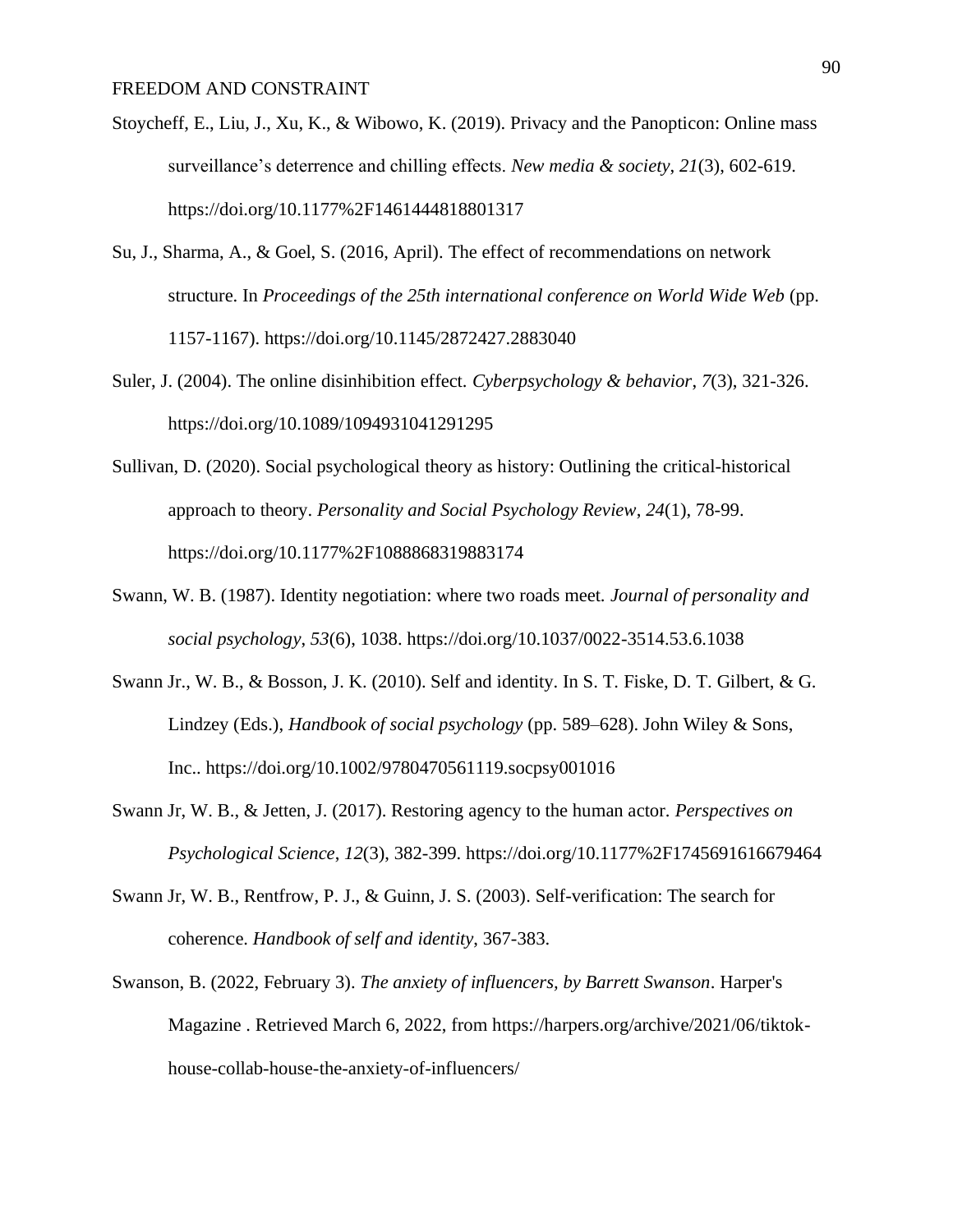Stoycheff, E., Liu, J., Xu, K., & Wibowo, K. (2019). Privacy and the Panopticon: Online mass surveillance's deterrence and chilling effects. *New media & society*, *21*(3), 602-619. https://doi.org/10.1177%2F1461444818801317

Su, J., Sharma, A., & Goel, S. (2016, April). The effect of recommendations on network structure. In *Proceedings of the 25th international conference on World Wide Web* (pp. 1157-1167). https://doi.org/10.1145/2872427.2883040

Suler, J. (2004). The online disinhibition effect. *Cyberpsychology & behavior*, *7*(3), 321-326. https://doi.org/10.1089/1094931041291295

Sullivan, D. (2020). Social psychological theory as history: Outlining the critical-historical approach to theory. *Personality and Social Psychology Review*, *24*(1), 78-99. https://doi.org/10.1177%2F1088868319883174

Swann, W. B. (1987). Identity negotiation: where two roads meet. *Journal of personality and social psychology*, *53*(6), 1038. https://doi.org/10.1037/0022-3514.53.6.1038

Swann Jr., W. B., & Bosson, J. K. (2010). Self and identity. In S. T. Fiske, D. T. Gilbert, & G. Lindzey (Eds.), *Handbook of social psychology* (pp. 589–628). John Wiley & Sons, Inc.. https://doi.org/10.1002/9780470561119.socpsy001016

Swann Jr, W. B., & Jetten, J. (2017). Restoring agency to the human actor. *Perspectives on Psychological Science*, *12*(3), 382-399. https://doi.org/10.1177%2F1745691616679464

Swann Jr, W. B., Rentfrow, P. J., & Guinn, J. S. (2003). Self-verification: The search for coherence. *Handbook of self and identity*, 367-383.

Swanson, B. (2022, February 3). *The anxiety of influencers, by Barrett Swanson*. Harper's Magazine . Retrieved March 6, 2022, from https://harpers.org/archive/2021/06/tiktok-house-collab-house-the-anxiety-of-influencers/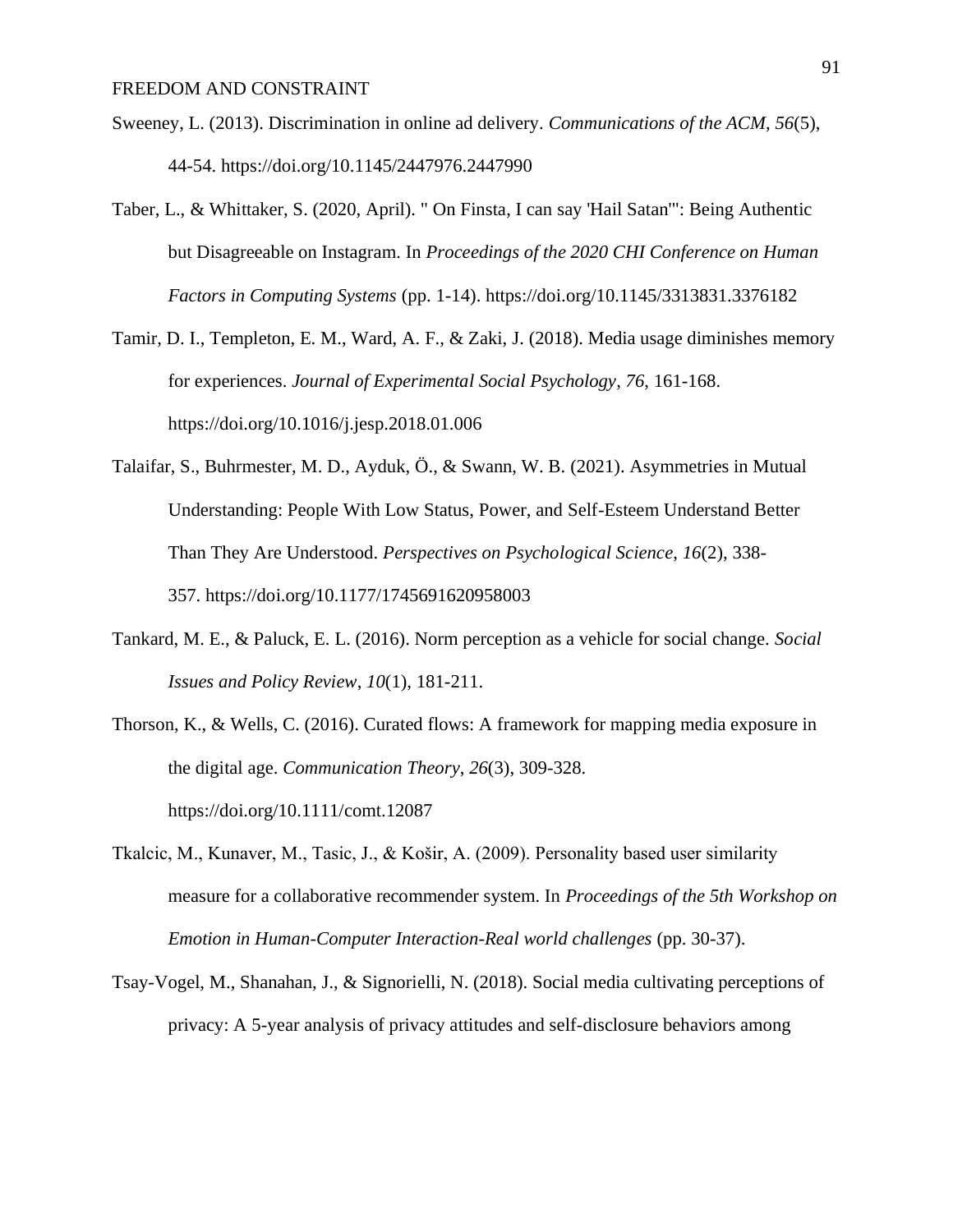Sweeney, L. (2013). Discrimination in online ad delivery. *Communications of the ACM*, *56*(5), 44-54. https://doi.org/10.1145/2447976.2447990

Taber, L., & Whittaker, S. (2020, April). " On Finsta, I can say 'Hail Satan'": Being Authentic but Disagreeable on Instagram. In *Proceedings of the 2020 CHI Conference on Human Factors in Computing Systems* (pp. 1-14). https://doi.org/10.1145/3313831.3376182

Tamir, D. I., Templeton, E. M., Ward, A. F., & Zaki, J. (2018). Media usage diminishes memory for experiences. *Journal of Experimental Social Psychology*, *76*, 161-168. https://doi.org/10.1016/j.jesp.2018.01.006

Talaifar, S., Buhrmester, M. D., Ayduk, Ö., & Swann, W. B. (2021). Asymmetries in Mutual Understanding: People With Low Status, Power, and Self-Esteem Understand Better Than They Are Understood. *Perspectives on Psychological Science*, *16*(2), 338-357. https://doi.org/10.1177/1745691620958003

Tankard, M. E., & Paluck, E. L. (2016). Norm perception as a vehicle for social change. *Social Issues and Policy Review*, *10*(1), 181-211.

Thorson, K., & Wells, C. (2016). Curated flows: A framework for mapping media exposure in the digital age. *Communication Theory*, *26*(3), 309-328. https://doi.org/10.1111/comt.12087

Tkalcic, M., Kunaver, M., Tasic, J., & Košir, A. (2009). Personality based user similarity measure for a collaborative recommender system. In *Proceedings of the 5th Workshop on Emotion in Human-Computer Interaction-Real world challenges* (pp. 30-37).

Tsay-Vogel, M., Shanahan, J., & Signorielli, N. (2018). Social media cultivating perceptions of privacy: A 5-year analysis of privacy attitudes and self-disclosure behaviors among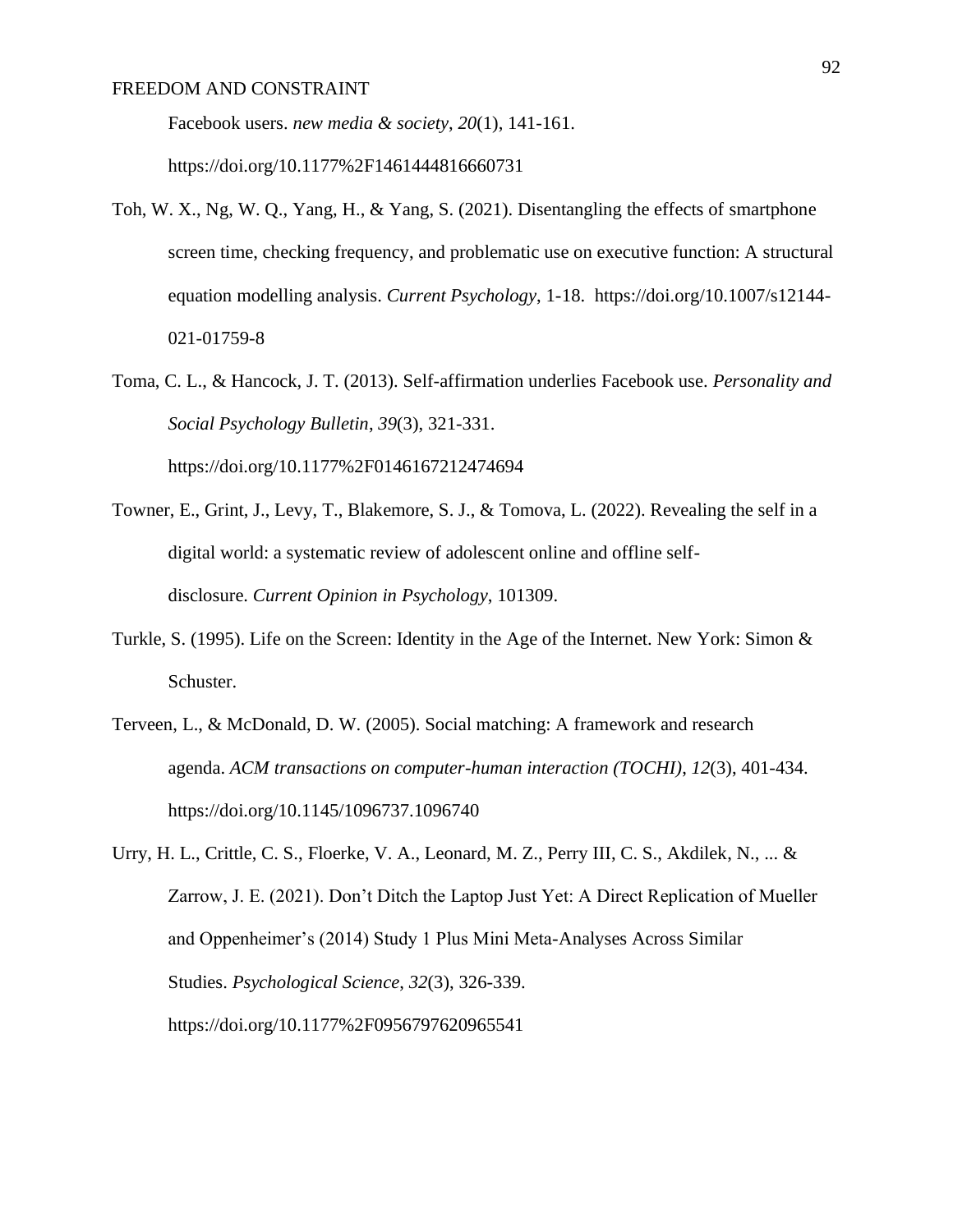Facebook users. *new media & society*, *20*(1), 141-161. https://doi.org/10.1177%2F1461444816660731

Toh, W. X., Ng, W. Q., Yang, H., & Yang, S. (2021). Disentangling the effects of smartphone screen time, checking frequency, and problematic use on executive function: A structural equation modelling analysis. *Current Psychology*, 1-18. https://doi.org/10.1007/s12144-021-01759-8

Toma, C. L., & Hancock, J. T. (2013). Self-affirmation underlies Facebook use. *Personality and Social Psychology Bulletin*, *39*(3), 321-331. https://doi.org/10.1177%2F0146167212474694

Towner, E., Grint, J., Levy, T., Blakemore, S. J., & Tomova, L. (2022). Revealing the self in a digital world: a systematic review of adolescent online and offline self-disclosure. *Current Opinion in Psychology*, 101309.

Turkle, S. (1995). Life on the Screen: Identity in the Age of the Internet. New York: Simon & Schuster.

Terveen, L., & McDonald, D. W. (2005). Social matching: A framework and research agenda. *ACM transactions on computer-human interaction (TOCHI)*, *12*(3), 401-434. https://doi.org/10.1145/1096737.1096740

Urry, H. L., Crittle, C. S., Floerke, V. A., Leonard, M. Z., Perry III, C. S., Akdilek, N., ... & Zarrow, J. E. (2021). Don't Ditch the Laptop Just Yet: A Direct Replication of Mueller and Oppenheimer's (2014) Study 1 Plus Mini Meta-Analyses Across Similar Studies. *Psychological Science*, *32*(3), 326-339. https://doi.org/10.1177%2F0956797620965541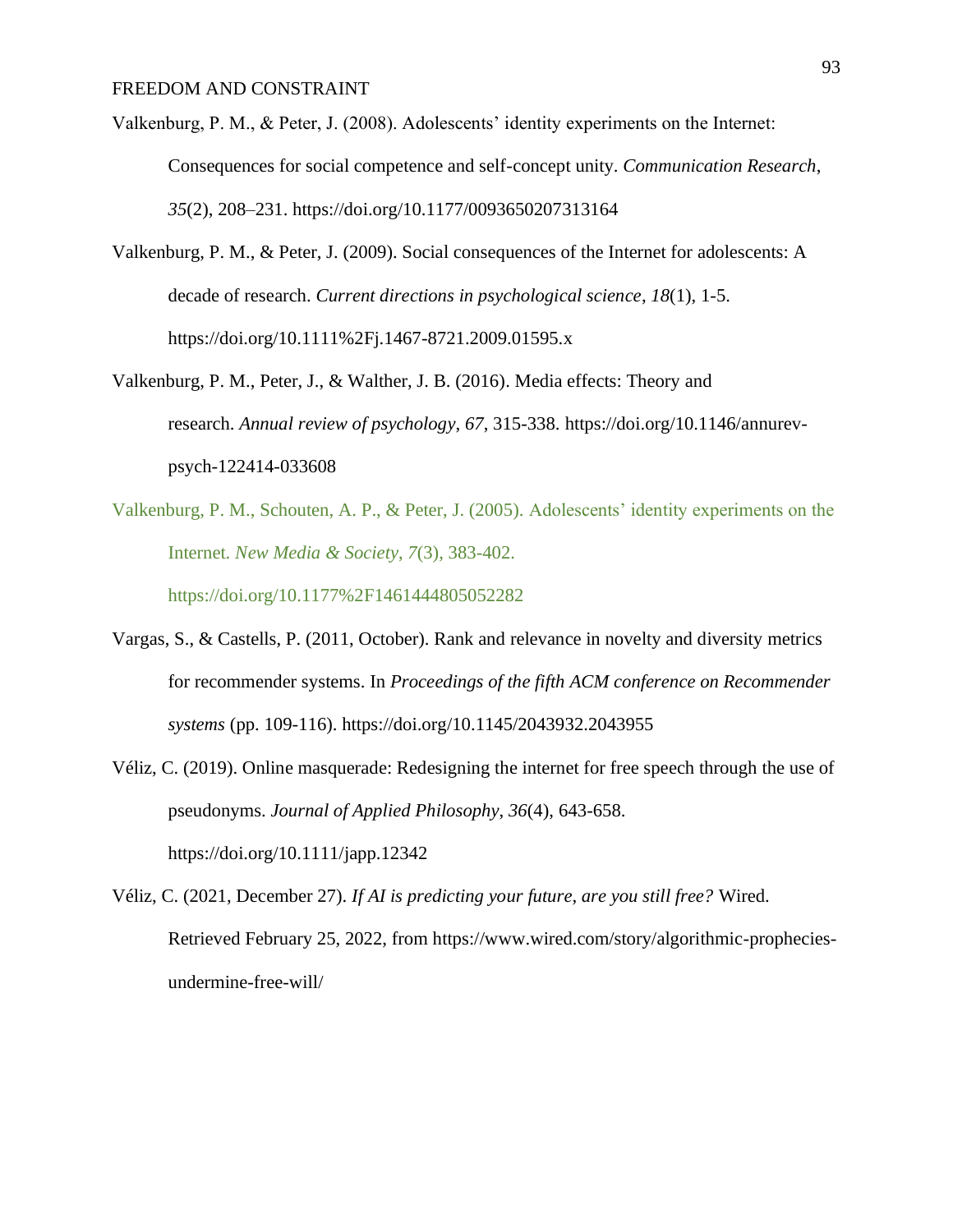Valkenburg, P. M., & Peter, J. (2008). Adolescents' identity experiments on the Internet: Consequences for social competence and self-concept unity. *Communication Research*, *35*(2), 208–231. https://doi.org/10.1177/0093650207313164

Valkenburg, P. M., & Peter, J. (2009). Social consequences of the Internet for adolescents: A decade of research. *Current directions in psychological science*, *18*(1), 1-5. https://doi.org/10.1111%2Fj.1467-8721.2009.01595.x

Valkenburg, P. M., Peter, J., & Walther, J. B. (2016). Media effects: Theory and research. *Annual review of psychology*, *67*, 315-338. https://doi.org/10.1146/annurev-psych-122414-033608

Valkenburg, P. M., Schouten, A. P., & Peter, J. (2005). Adolescents' identity experiments on the Internet. *New Media & Society*, *7*(3), 383-402. https://doi.org/10.1177%2F1461444805052282

Vargas, S., & Castells, P. (2011, October). Rank and relevance in novelty and diversity metrics for recommender systems. In *Proceedings of the fifth ACM conference on Recommender systems* (pp. 109-116). https://doi.org/10.1145/2043932.2043955

Véliz, C. (2019). Online masquerade: Redesigning the internet for free speech through the use of pseudonyms. *Journal of Applied Philosophy*, *36*(4), 643-658. https://doi.org/10.1111/japp.12342

Véliz, C. (2021, December 27). *If AI is predicting your future, are you still free?* Wired. Retrieved February 25, 2022, from https://www.wired.com/story/algorithmic-prophecies-undermine-free-will/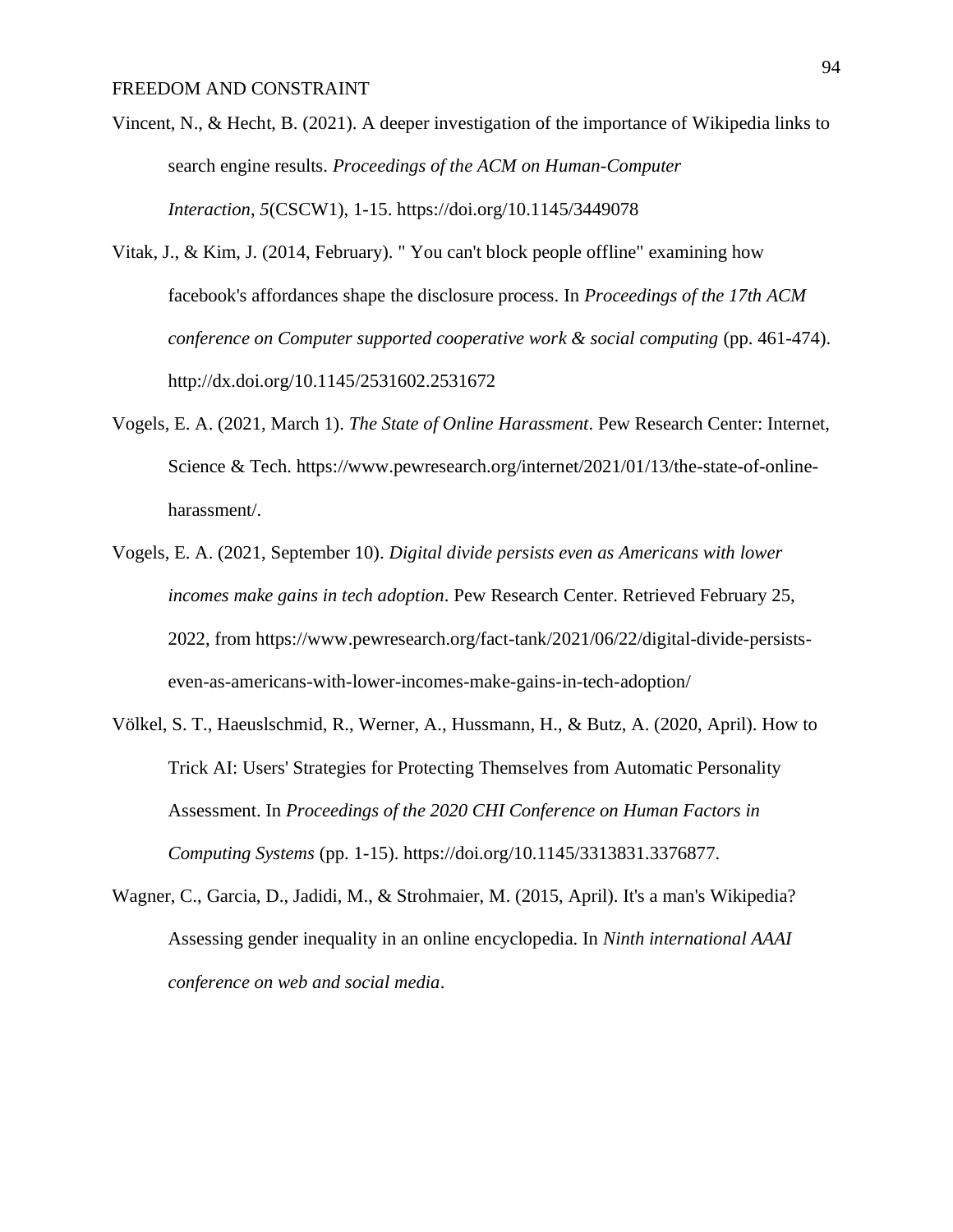Vincent, N., & Hecht, B. (2021). A deeper investigation of the importance of Wikipedia links to search engine results. *Proceedings of the ACM on Human-Computer Interaction*, *5*(CSCW1), 1-15. https://doi.org/10.1145/3449078

Vitak, J., & Kim, J. (2014, February). " You can't block people offline" examining how facebook's affordances shape the disclosure process. In *Proceedings of the 17th ACM conference on Computer supported cooperative work & social computing* (pp. 461-474). http://dx.doi.org/10.1145/2531602.2531672

Vogels, E. A. (2021, March 1). *The State of Online Harassment*. Pew Research Center: Internet, Science & Tech. https://www.pewresearch.org/internet/2021/01/13/the-state-of-online-harassment/.

Vogels, E. A. (2021, September 10). *Digital divide persists even as Americans with lower incomes make gains in tech adoption*. Pew Research Center. Retrieved February 25, 2022, from https://www.pewresearch.org/fact-tank/2021/06/22/digital-divide-persists-even-as-americans-with-lower-incomes-make-gains-in-tech-adoption/

Völkel, S. T., Haeuslschmid, R., Werner, A., Hussmann, H., & Butz, A. (2020, April). How to Trick AI: Users' Strategies for Protecting Themselves from Automatic Personality Assessment. In *Proceedings of the 2020 CHI Conference on Human Factors in Computing Systems* (pp. 1-15). https://doi.org/10.1145/3313831.3376877.

Wagner, C., Garcia, D., Jadidi, M., & Strohmaier, M. (2015, April). It's a man's Wikipedia? Assessing gender inequality in an online encyclopedia. In *Ninth international AAAI conference on web and social media*.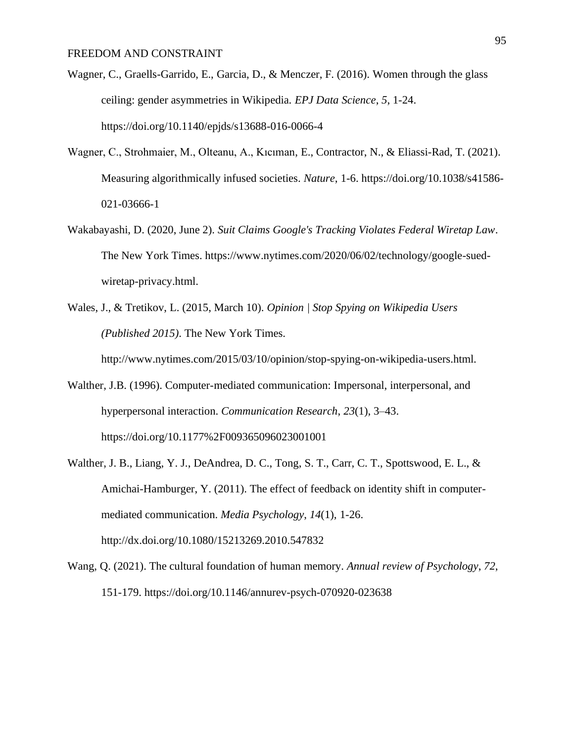Wagner, C., Graells-Garrido, E., Garcia, D., & Menczer, F. (2016). Women through the glass ceiling: gender asymmetries in Wikipedia. *EPJ Data Science*, *5*, 1-24. https://doi.org/10.1140/epjds/s13688-016-0066-4

Wagner, C., Strohmaier, M., Olteanu, A., Kıcıman, E., Contractor, N., & Eliassi-Rad, T. (2021). Measuring algorithmically infused societies. *Nature*, 1-6. https://doi.org/10.1038/s41586-021-03666-1

Wakabayashi, D. (2020, June 2). *Suit Claims Google's Tracking Violates Federal Wiretap Law*. The New York Times. https://www.nytimes.com/2020/06/02/technology/google-sued-wiretap-privacy.html.

Wales, J., & Tretikov, L. (2015, March 10). *Opinion | Stop Spying on Wikipedia Users (Published 2015)*. The New York Times. http://www.nytimes.com/2015/03/10/opinion/stop-spying-on-wikipedia-users.html.

Walther, J.B. (1996). Computer-mediated communication: Impersonal, interpersonal, and hyperpersonal interaction. *Communication Research*, *23*(1), 3–43. https://doi.org/10.1177%2F009365096023001001

Walther, J. B., Liang, Y. J., DeAndrea, D. C., Tong, S. T., Carr, C. T., Spottswood, E. L., & Amichai-Hamburger, Y. (2011). The effect of feedback on identity shift in computer-mediated communication. *Media Psychology*, *14*(1), 1-26. http://dx.doi.org/10.1080/15213269.2010.547832

Wang, Q. (2021). The cultural foundation of human memory. *Annual review of Psychology*, *72*, 151-179. https://doi.org/10.1146/annurev-psych-070920-023638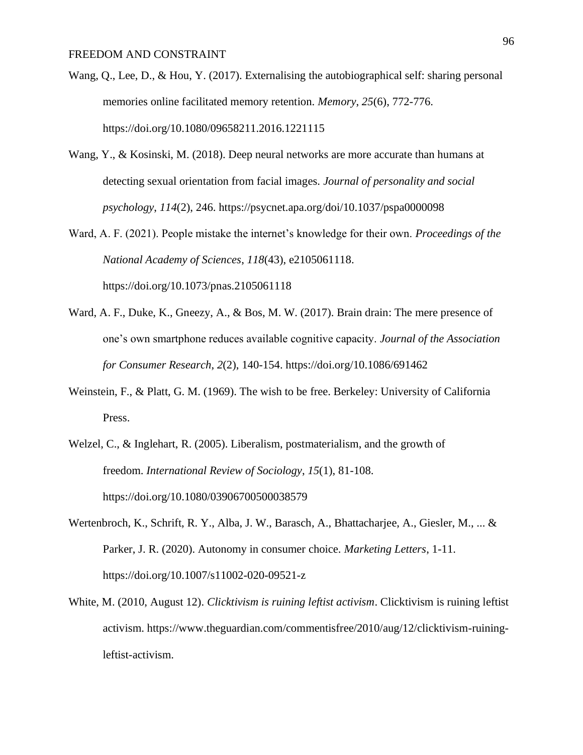Wang, Q., Lee, D., & Hou, Y. (2017). Externalising the autobiographical self: sharing personal memories online facilitated memory retention. *Memory*, *25*(6), 772-776. https://doi.org/10.1080/09658211.2016.1221115

Wang, Y., & Kosinski, M. (2018). Deep neural networks are more accurate than humans at detecting sexual orientation from facial images. *Journal of personality and social psychology*, *114*(2), 246. https://psycnet.apa.org/doi/10.1037/pspa0000098

Ward, A. F. (2021). People mistake the internet's knowledge for their own. *Proceedings of the National Academy of Sciences*, *118*(43), e2105061118. https://doi.org/10.1073/pnas.2105061118

Ward, A. F., Duke, K., Gneezy, A., & Bos, M. W. (2017). Brain drain: The mere presence of one's own smartphone reduces available cognitive capacity. *Journal of the Association for Consumer Research*, *2*(2), 140-154. https://doi.org/10.1086/691462

Weinstein, F., & Platt, G. M. (1969). The wish to be free. Berkeley: University of California Press.

Welzel, C., & Inglehart, R. (2005). Liberalism, postmaterialism, and the growth of freedom. *International Review of Sociology*, *15*(1), 81-108. https://doi.org/10.1080/03906700500038579

Wertenbroch, K., Schrift, R. Y., Alba, J. W., Barasch, A., Bhattacharjee, A., Giesler, M., ... & Parker, J. R. (2020). Autonomy in consumer choice. *Marketing Letters*, 1-11. https://doi.org/10.1007/s11002-020-09521-z

White, M. (2010, August 12). *Clicktivism is ruining leftist activism*. Clicktivism is ruining leftist activism. https://www.theguardian.com/commentisfree/2010/aug/12/clicktivism-ruining-leftist-activism.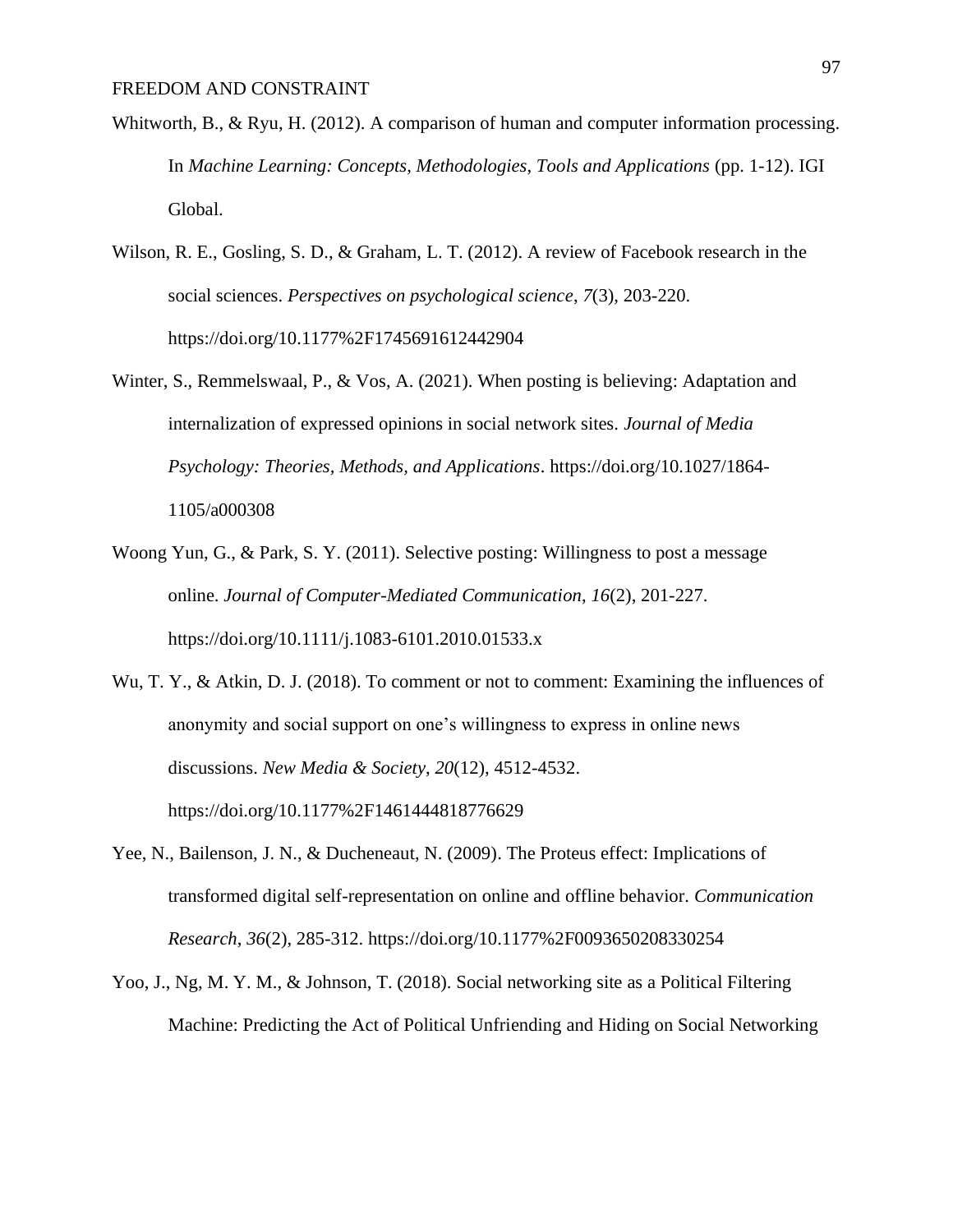Whitworth, B., & Ryu, H. (2012). A comparison of human and computer information processing. In *Machine Learning: Concepts, Methodologies, Tools and Applications* (pp. 1-12). IGI Global.

Wilson, R. E., Gosling, S. D., & Graham, L. T. (2012). A review of Facebook research in the social sciences. *Perspectives on psychological science*, *7*(3), 203-220. https://doi.org/10.1177%2F1745691612442904

Winter, S., Remmelswaal, P., & Vos, A. (2021). When posting is believing: Adaptation and internalization of expressed opinions in social network sites. *Journal of Media Psychology: Theories, Methods, and Applications*. https://doi.org/10.1027/1864-1105/a000308

Woong Yun, G., & Park, S. Y. (2011). Selective posting: Willingness to post a message online. *Journal of Computer-Mediated Communication*, *16*(2), 201-227. https://doi.org/10.1111/j.1083-6101.2010.01533.x

Wu, T. Y., & Atkin, D. J. (2018). To comment or not to comment: Examining the influences of anonymity and social support on one's willingness to express in online news discussions. *New Media & Society*, *20*(12), 4512-4532. https://doi.org/10.1177%2F1461444818776629

Yee, N., Bailenson, J. N., & Ducheneaut, N. (2009). The Proteus effect: Implications of transformed digital self-representation on online and offline behavior. *Communication Research*, *36*(2), 285-312. https://doi.org/10.1177%2F0093650208330254

Yoo, J., Ng, M. Y. M., & Johnson, T. (2018). Social networking site as a Political Filtering Machine: Predicting the Act of Political Unfriending and Hiding on Social Networking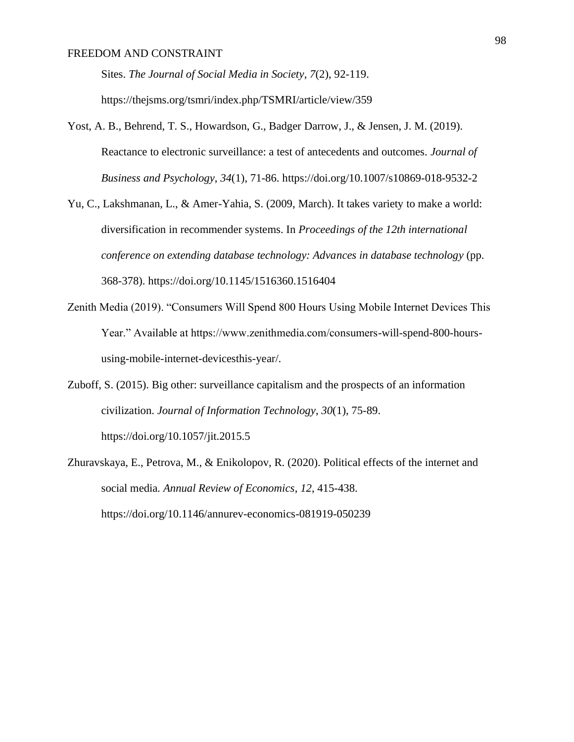Sites. *The Journal of Social Media in Society*, *7*(2), 92-119. https://thejsms.org/tsmri/index.php/TSMRI/article/view/359

Yost, A. B., Behrend, T. S., Howardson, G., Badger Darrow, J., & Jensen, J. M. (2019). Reactance to electronic surveillance: a test of antecedents and outcomes. *Journal of Business and Psychology*, *34*(1), 71-86. https://doi.org/10.1007/s10869-018-9532-2

Yu, C., Lakshmanan, L., & Amer-Yahia, S. (2009, March). It takes variety to make a world: diversification in recommender systems. In *Proceedings of the 12th international conference on extending database technology: Advances in database technology* (pp. 368-378). https://doi.org/10.1145/1516360.1516404

Zenith Media (2019). "Consumers Will Spend 800 Hours Using Mobile Internet Devices This Year." Available at https://www.zenithmedia.com/consumers-will-spend-800-hours-using-mobile-internet-devicesthis-year/.

Zuboff, S. (2015). Big other: surveillance capitalism and the prospects of an information civilization. *Journal of Information Technology*, *30*(1), 75-89. https://doi.org/10.1057/jit.2015.5

Zhuravskaya, E., Petrova, M., & Enikolopov, R. (2020). Political effects of the internet and social media. *Annual Review of Economics*, *12*, 415-438. https://doi.org/10.1146/annurev-economics-081919-050239